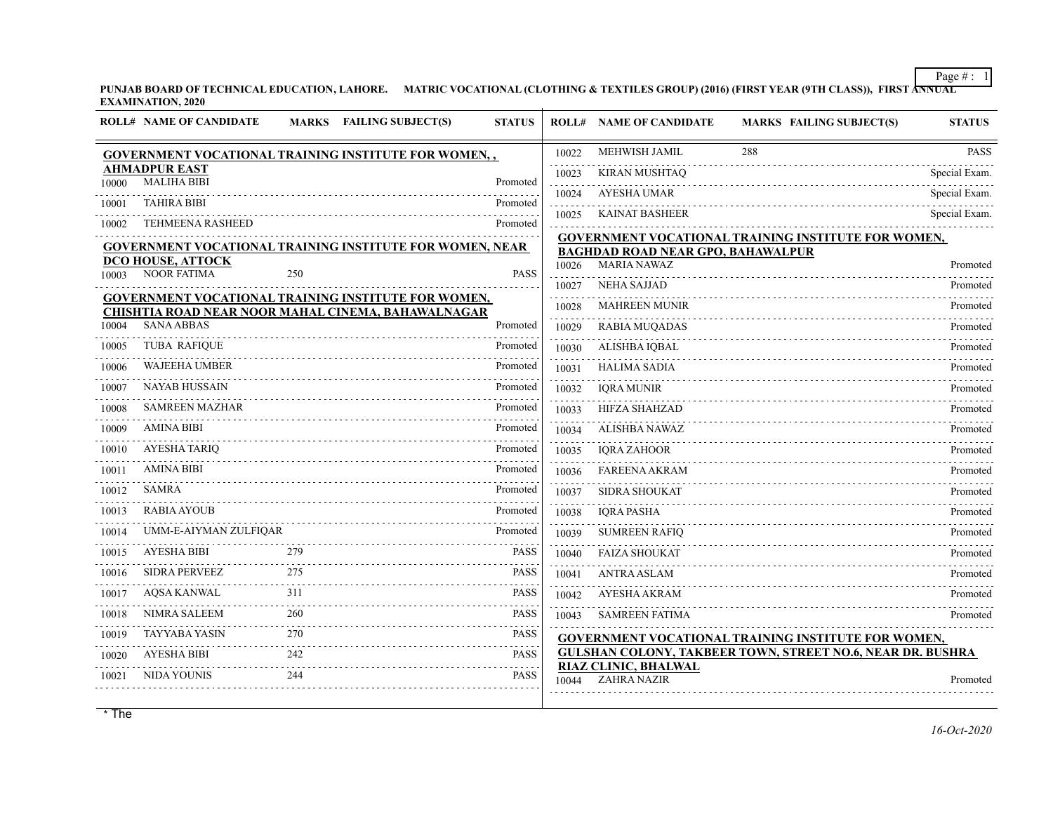**PUNJAB BOARD OF TECHNICAL EDUCATION, LAHORE. MATRIC VOCATIONAL (CLOTHING & TEXTILES GROUP) (2016) (FIRST YEAR (9TH CLASS)), FIRST ANNUAL EXAMINATION, 2020**

| ROLL# | NAME OF CANDIDATE | MARKS | FAILING SUBJECT(S) | STATUS |
|---|---|---|---|---|
| **GOVERNMENT VOCATIONAL TRAINING INSTITUTE FOR WOMEN, , AHMADPUR EAST** | | | | |
| 10000 | MALIHA BIBI | | | Promoted |
| 10001 | TAHIRA BIBI | | | Promoted |
| 10002 | TEHMEENA RASHEED | | | Promoted |
| **GOVERNMENT VOCATIONAL TRAINING INSTITUTE FOR WOMEN, NEAR DCO HOUSE, ATTOCK** | | | | |
| 10003 | NOOR FATIMA | 250 | | PASS |
| **GOVERNMENT VOCATIONAL TRAINING INSTITUTE FOR WOMEN, CHISHTIA ROAD NEAR NOOR MAHAL CINEMA, BAHAWALNAGAR** | | | | |
| 10004 | SANA ABBAS | | | Promoted |
| 10005 | TUBA RAFIQUE | | | Promoted |
| 10006 | WAJEEHA UMBER | | | Promoted |
| 10007 | NAYAB HUSSAIN | | | Promoted |
| 10008 | SAMREEN MAZHAR | | | Promoted |
| 10009 | AMINA BIBI | | | Promoted |
| 10010 | AYESHA TARIQ | | | Promoted |
| 10011 | AMINA BIBI | | | Promoted |
| 10012 | SAMRA | | | Promoted |
| 10013 | RABIA AYOUB | | | Promoted |
| 10014 | UMM-E-AIYMAN ZULFIQAR | | | Promoted |
| 10015 | AYESHA BIBI | 279 | | PASS |
| 10016 | SIDRA PERVEEZ | 275 | | PASS |
| 10017 | AQSA KANWAL | 311 | | PASS |
| 10018 | NIMRA SALEEM | 260 | | PASS |
| 10019 | TAYYABA YASIN | 270 | | PASS |
| 10020 | AYESHA BIBI | 242 | | PASS |
| 10021 | NIDA YOUNIS | 244 | | PASS |
| 10022 | MEHWISH JAMIL | 288 | | PASS |
| 10023 | KIRAN MUSHTAQ | | | Special Exam. |
| 10024 | AYESHA UMAR | | | Special Exam. |
| 10025 | KAINAT BASHEER | | | Special Exam. |
| **GOVERNMENT VOCATIONAL TRAINING INSTITUTE FOR WOMEN, BAGHDAD ROAD NEAR GPO, BAHAWALPUR** | | | | |
| 10026 | MARIA NAWAZ | | | Promoted |
| 10027 | NEHA SAJJAD | | | Promoted |
| 10028 | MAHREEN MUNIR | | | Promoted |
| 10029 | RABIA MUQADAS | | | Promoted |
| 10030 | ALISHBA IQBAL | | | Promoted |
| 10031 | HALIMA SADIA | | | Promoted |
| 10032 | IQRA MUNIR | | | Promoted |
| 10033 | HIFZA SHAHZAD | | | Promoted |
| 10034 | ALISHBA NAWAZ | | | Promoted |
| 10035 | IQRA ZAHOOR | | | Promoted |
| 10036 | FAREENA AKRAM | | | Promoted |
| 10037 | SIDRA SHOUKAT | | | Promoted |
| 10038 | IQRA PASHA | | | Promoted |
| 10039 | SUMREEN RAFIQ | | | Promoted |
| 10040 | FAIZA SHOUKAT | | | Promoted |
| 10041 | ANTRA ASLAM | | | Promoted |
| 10042 | AYESHA AKRAM | | | Promoted |
| 10043 | SAMREEN FATIMA | | | Promoted |
| **GOVERNMENT VOCATIONAL TRAINING INSTITUTE FOR WOMEN, GULSHAN COLONY, TAKBEER TOWN, STREET NO.6, NEAR DR. BUSHRA RIAZ CLINIC, BHALWAL** | | | | |
| 10044 | ZAHRA NAZIR | | | Promoted |

* The

*16-Oct-2020*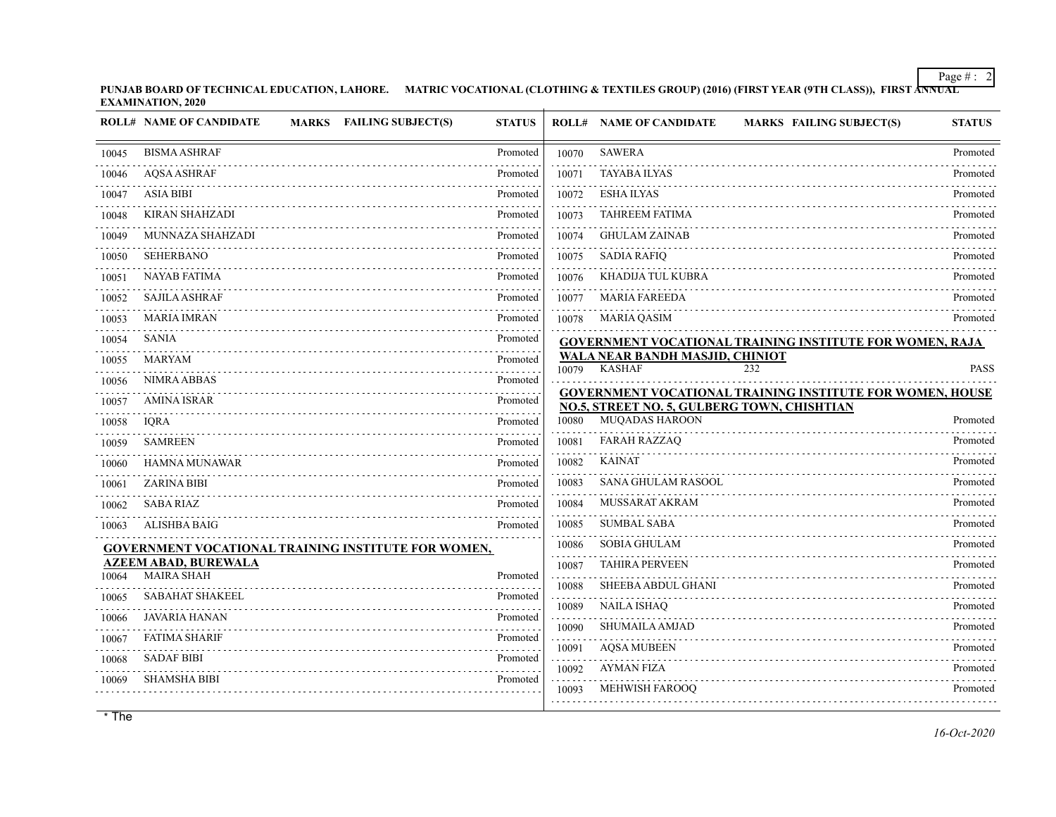**PUNJAB BOARD OF TECHNICAL EDUCATION, LAHORE. MATRIC VOCATIONAL (CLOTHING & TEXTILES GROUP) (2016) (FIRST YEAR (9TH CLASS)), FIRST ANNUAL EXAMINATION, 2020**

| ROLL# | NAME OF CANDIDATE | MARKS | FAILING SUBJECT(S) | STATUS |
|---|---|---|---|---|
| 10045 | BISMA ASHRAF | | | Promoted |
| 10046 | AQSA ASHRAF | | | Promoted |
| 10047 | ASIA BIBI | | | Promoted |
| 10048 | KIRAN SHAHZADI | | | Promoted |
| 10049 | MUNNAZA SHAHZADI | | | Promoted |
| 10050 | SEHERBANO | | | Promoted |
| 10051 | NAYAB FATIMA | | | Promoted |
| 10052 | SAJILA ASHRAF | | | Promoted |
| 10053 | MARIA IMRAN | | | Promoted |
| 10054 | SANIA | | | Promoted |
| 10055 | MARYAM | | | Promoted |
| 10056 | NIMRA ABBAS | | | Promoted |
| 10057 | AMINA ISRAR | | | Promoted |
| 10058 | IQRA | | | Promoted |
| 10059 | SAMREEN | | | Promoted |
| 10060 | HAMNA MUNAWAR | | | Promoted |
| 10061 | ZARINA BIBI | | | Promoted |
| 10062 | SABA RIAZ | | | Promoted |
| 10063 | ALISHBA BAIG | | | Promoted |

**GOVERNMENT VOCATIONAL TRAINING INSTITUTE FOR WOMEN, AZEEM ABAD, BUREWALA**

| ROLL# | NAME OF CANDIDATE | MARKS | FAILING SUBJECT(S) | STATUS |
|---|---|---|---|---|
| 10064 | MAIRA SHAH | | | Promoted |
| 10065 | SABAHAT SHAKEEL | | | Promoted |
| 10066 | JAVARIA HANAN | | | Promoted |
| 10067 | FATIMA SHARIF | | | Promoted |
| 10068 | SADAF BIBI | | | Promoted |
| 10069 | SHAMSHA BIBI | | | Promoted |
| 10070 | SAWERA | | | Promoted |
| 10071 | TAYABA ILYAS | | | Promoted |
| 10072 | ESHA ILYAS | | | Promoted |
| 10073 | TAHREEM FATIMA | | | Promoted |
| 10074 | GHULAM ZAINAB | | | Promoted |
| 10075 | SADIA RAFIQ | | | Promoted |
| 10076 | KHADIJA TUL KUBRA | | | Promoted |
| 10077 | MARIA FAREEDA | | | Promoted |
| 10078 | MARIA QASIM | | | Promoted |

**GOVERNMENT VOCATIONAL TRAINING INSTITUTE FOR WOMEN, RAJA WALA NEAR BANDH MASJID, CHINIOT**

| ROLL# | NAME OF CANDIDATE | MARKS | FAILING SUBJECT(S) | STATUS |
|---|---|---|---|---|
| 10079 | KASHAF | 232 | | PASS |

**GOVERNMENT VOCATIONAL TRAINING INSTITUTE FOR WOMEN, HOUSE NO.5, STREET NO. 5, GULBERG TOWN, CHISHTIAN**

| ROLL# | NAME OF CANDIDATE | MARKS | FAILING SUBJECT(S) | STATUS |
|---|---|---|---|---|
| 10080 | MUQADAS HAROON | | | Promoted |
| 10081 | FARAH RAZZAQ | | | Promoted |
| 10082 | KAINAT | | | Promoted |
| 10083 | SANA GHULAM RASOOL | | | Promoted |
| 10084 | MUSSARAT AKRAM | | | Promoted |
| 10085 | SUMBAL SABA | | | Promoted |
| 10086 | SOBIA GHULAM | | | Promoted |
| 10087 | TAHIRA PERVEEN | | | Promoted |
| 10088 | SHEEBA ABDUL GHANI | | | Promoted |
| 10089 | NAILA ISHAQ | | | Promoted |
| 10090 | SHUMAILA AMJAD | | | Promoted |
| 10091 | AQSA MUBEEN | | | Promoted |
| 10092 | AYMAN FIZA | | | Promoted |
| 10093 | MEHWISH FAROOQ | | | Promoted |

* The

*16-Oct-2020*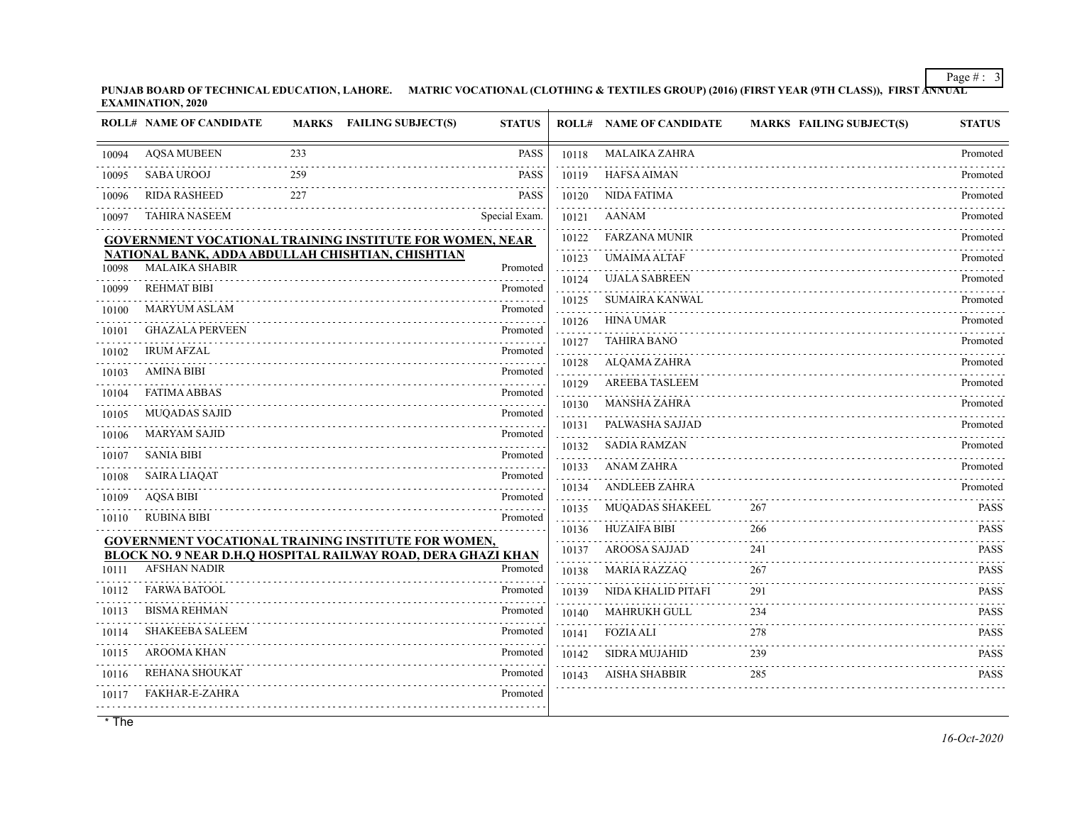**PUNJAB BOARD OF TECHNICAL EDUCATION, LAHORE. MATRIC VOCATIONAL (CLOTHING & TEXTILES GROUP) (2016) (FIRST YEAR (9TH CLASS)), FIRST ANNUAL EXAMINATION, 2020**

| ROLL# | NAME OF CANDIDATE | MARKS | FAILING SUBJECT(S) | STATUS |
|---|---|---|---|---|
| 10094 | AQSA MUBEEN | 233 | | PASS |
| 10095 | SABA UROOJ | 259 | | PASS |
| 10096 | RIDA RASHEED | 227 | | PASS |
| 10097 | TAHIRA NASEEM | | | Special Exam. |

**GOVERNMENT VOCATIONAL TRAINING INSTITUTE FOR WOMEN, NEAR NATIONAL BANK, ADDA ABDULLAH CHISHTIAN, CHISHTIAN**

| ROLL# | NAME OF CANDIDATE | MARKS | FAILING SUBJECT(S) | STATUS |
|---|---|---|---|---|
| 10098 | MALAIKA SHABIR | | | Promoted |
| 10099 | REHMAT BIBI | | | Promoted |
| 10100 | MARYUM ASLAM | | | Promoted |
| 10101 | GHAZALA PERVEEN | | | Promoted |
| 10102 | IRUM AFZAL | | | Promoted |
| 10103 | AMINA BIBI | | | Promoted |
| 10104 | FATIMA ABBAS | | | Promoted |
| 10105 | MUQADAS SAJID | | | Promoted |
| 10106 | MARYAM SAJID | | | Promoted |
| 10107 | SANIA BIBI | | | Promoted |
| 10108 | SAIRA LIAQAT | | | Promoted |
| 10109 | AQSA BIBI | | | Promoted |
| 10110 | RUBINA BIBI | | | Promoted |

**GOVERNMENT VOCATIONAL TRAINING INSTITUTE FOR WOMEN, BLOCK NO. 9 NEAR D.H.Q HOSPITAL RAILWAY ROAD, DERA GHAZI KHAN**

| ROLL# | NAME OF CANDIDATE | MARKS | FAILING SUBJECT(S) | STATUS |
|---|---|---|---|---|
| 10111 | AFSHAN NADIR | | | Promoted |
| 10112 | FARWA BATOOL | | | Promoted |
| 10113 | BISMA REHMAN | | | Promoted |
| 10114 | SHAKEEBA SALEEM | | | Promoted |
| 10115 | AROOMA KHAN | | | Promoted |
| 10116 | REHANA SHOUKAT | | | Promoted |
| 10117 | FAKHAR-E-ZAHRA | | | Promoted |
| 10118 | MALAIKA ZAHRA | | | Promoted |
| 10119 | HAFSA AIMAN | | | Promoted |
| 10120 | NIDA FATIMA | | | Promoted |
| 10121 | AANAM | | | Promoted |
| 10122 | FARZANA MUNIR | | | Promoted |
| 10123 | UMAIMA ALTAF | | | Promoted |
| 10124 | UJALA SABREEN | | | Promoted |
| 10125 | SUMAIRA KANWAL | | | Promoted |
| 10126 | HINA UMAR | | | Promoted |
| 10127 | TAHIRA BANO | | | Promoted |
| 10128 | ALQAMA ZAHRA | | | Promoted |
| 10129 | AREEBA TASLEEM | | | Promoted |
| 10130 | MANSHA ZAHRA | | | Promoted |
| 10131 | PALWASHA SAJJAD | | | Promoted |
| 10132 | SADIA RAMZAN | | | Promoted |
| 10133 | ANAM ZAHRA | | | Promoted |
| 10134 | ANDLEEB ZAHRA | | | Promoted |
| 10135 | MUQADAS SHAKEEL | 267 | | PASS |
| 10136 | HUZAIFA BIBI | 266 | | PASS |
| 10137 | AROOSA SAJJAD | 241 | | PASS |
| 10138 | MARIA RAZZAQ | 267 | | PASS |
| 10139 | NIDA KHALID PITAFI | 291 | | PASS |
| 10140 | MAHRUKH GULL | 234 | | PASS |
| 10141 | FOZIA ALI | 278 | | PASS |
| 10142 | SIDRA MUJAHID | 239 | | PASS |
| 10143 | AISHA SHABBIR | 285 | | PASS |

* The

*16-Oct-2020*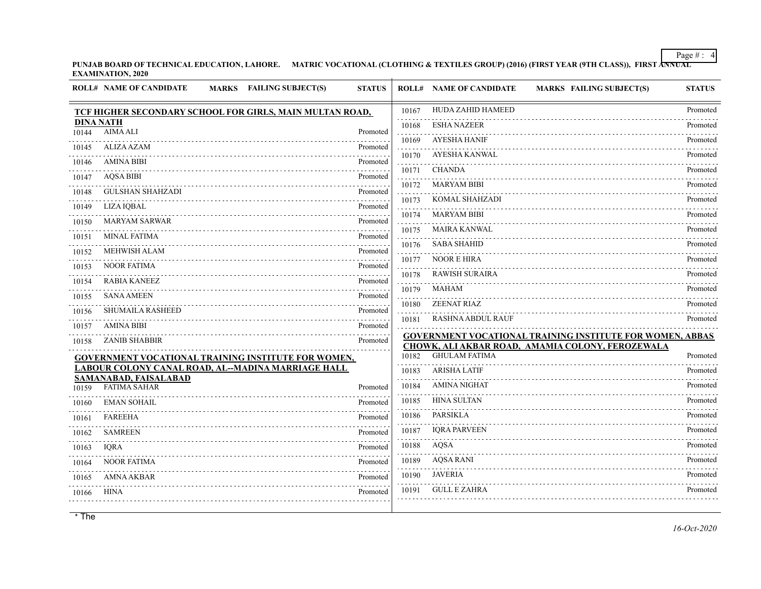PUNJAB BOARD OF TECHNICAL EDUCATION, LAHORE. MATRIC VOCATIONAL (CLOTHING & TEXTILES GROUP) (2016) (FIRST YEAR (9TH CLASS)), FIRST ANNUAL EXAMINATION, 2020

**TCF HIGHER SECONDARY SCHOOL FOR GIRLS, MAIN MULTAN ROAD, DINA NATH**

| ROLL# | NAME OF CANDIDATE | MARKS | FAILING SUBJECT(S) | STATUS |
|---|---|---|---|---|
| 10144 | AIMA ALI | | | Promoted |
| 10145 | ALIZA AZAM | | | Promoted |
| 10146 | AMINA BIBI | | | Promoted |
| 10147 | AQSA BIBI | | | Promoted |
| 10148 | GULSHAN SHAHZADI | | | Promoted |
| 10149 | LIZA IQBAL | | | Promoted |
| 10150 | MARYAM SARWAR | | | Promoted |
| 10151 | MINAL FATIMA | | | Promoted |
| 10152 | MEHWISH ALAM | | | Promoted |
| 10153 | NOOR FATIMA | | | Promoted |
| 10154 | RABIA KANEEZ | | | Promoted |
| 10155 | SANA AMEEN | | | Promoted |
| 10156 | SHUMAILA RASHEED | | | Promoted |
| 10157 | AMINA BIBI | | | Promoted |
| 10158 | ZANIB SHABBIR | | | Promoted |

**GOVERNMENT VOCATIONAL TRAINING INSTITUTE FOR WOMEN, LABOUR COLONY CANAL ROAD, AL--MADINA MARRIAGE HALL SAMANABAD, FAISALABAD**

| ROLL# | NAME OF CANDIDATE | MARKS | FAILING SUBJECT(S) | STATUS |
|---|---|---|---|---|
| 10159 | FATIMA SAHAR | | | Promoted |
| 10160 | EMAN SOHAIL | | | Promoted |
| 10161 | FAREEHA | | | Promoted |
| 10162 | SAMREEN | | | Promoted |
| 10163 | IQRA | | | Promoted |
| 10164 | NOOR FATIMA | | | Promoted |
| 10165 | AMNA AKBAR | | | Promoted |
| 10166 | HINA | | | Promoted |
| 10167 | HUDA ZAHID HAMEED | | | Promoted |
| 10168 | ESHA NAZEER | | | Promoted |
| 10169 | AYESHA HANIF | | | Promoted |
| 10170 | AYESHA KANWAL | | | Promoted |
| 10171 | CHANDA | | | Promoted |
| 10172 | MARYAM BIBI | | | Promoted |
| 10173 | KOMAL SHAHZADI | | | Promoted |
| 10174 | MARYAM BIBI | | | Promoted |
| 10175 | MAIRA KANWAL | | | Promoted |
| 10176 | SABA SHAHID | | | Promoted |
| 10177 | NOOR E HIRA | | | Promoted |
| 10178 | RAWISH SURAIRA | | | Promoted |
| 10179 | MAHAM | | | Promoted |
| 10180 | ZEENAT RIAZ | | | Promoted |
| 10181 | RASHNA ABDUL RAUF | | | Promoted |

**GOVERNMENT VOCATIONAL TRAINING INSTITUTE FOR WOMEN, ABBAS CHOWK, ALI AKBAR ROAD, AMAMIA COLONY, FEROZEWALA**

| ROLL# | NAME OF CANDIDATE | MARKS | FAILING SUBJECT(S) | STATUS |
|---|---|---|---|---|
| 10182 | GHULAM FATIMA | | | Promoted |
| 10183 | ARISHA LATIF | | | Promoted |
| 10184 | AMINA NIGHAT | | | Promoted |
| 10185 | HINA SULTAN | | | Promoted |
| 10186 | PARSIKLA | | | Promoted |
| 10187 | IQRA PARVEEN | | | Promoted |
| 10188 | AQSA | | | Promoted |
| 10189 | AQSA RANI | | | Promoted |
| 10190 | JAVERIA | | | Promoted |
| 10191 | GULL E ZAHRA | | | Promoted |

\* The

*16-Oct-2020*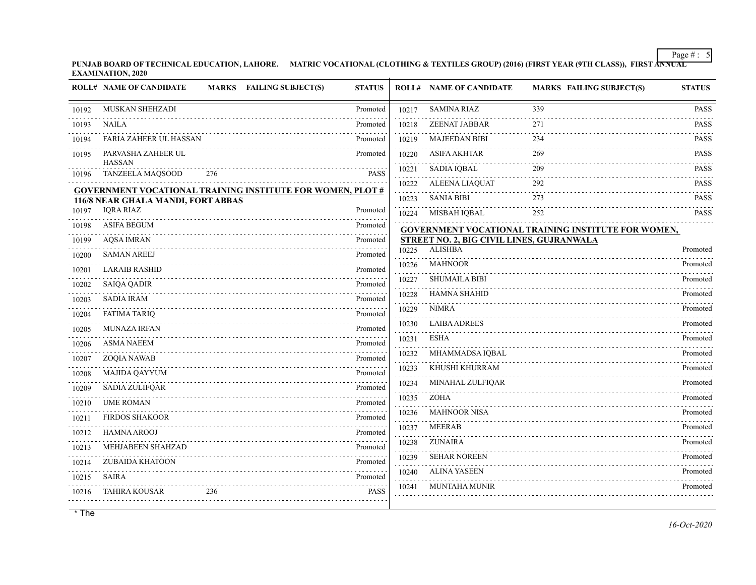**PUNJAB BOARD OF TECHNICAL EDUCATION, LAHORE. MATRIC VOCATIONAL (CLOTHING & TEXTILES GROUP) (2016) (FIRST YEAR (9TH CLASS)), FIRST ANNUAL EXAMINATION, 2020**

| ROLL# | NAME OF CANDIDATE | MARKS | FAILING SUBJECT(S) | STATUS |
|---|---|---|---|---|
| 10192 | MUSKAN SHEHZADI | | | Promoted |
| 10193 | NAILA | | | Promoted |
| 10194 | FARIA ZAHEER UL HASSAN | | | Promoted |
| 10195 | PARVASHA ZAHEER UL HASSAN | | | Promoted |
| 10196 | TANZEELA MAQSOOD | 276 | | PASS |

**GOVERNMENT VOCATIONAL TRAINING INSTITUTE FOR WOMEN, PLOT # 116/8 NEAR GHALA MANDI, FORT ABBAS**

| ROLL# | NAME OF CANDIDATE | MARKS | FAILING SUBJECT(S) | STATUS |
|---|---|---|---|---|
| 10197 | IQRA RIAZ | | | Promoted |
| 10198 | ASIFA BEGUM | | | Promoted |
| 10199 | AQSA IMRAN | | | Promoted |
| 10200 | SAMAN AREEJ | | | Promoted |
| 10201 | LARAIB RASHID | | | Promoted |
| 10202 | SAIQA QADIR | | | Promoted |
| 10203 | SADIA IRAM | | | Promoted |
| 10204 | FATIMA TARIQ | | | Promoted |
| 10205 | MUNAZA IRFAN | | | Promoted |
| 10206 | ASMA NAEEM | | | Promoted |
| 10207 | ZOQIA NAWAB | | | Promoted |
| 10208 | MAJIDA QAYYUM | | | Promoted |
| 10209 | SADIA ZULIFQAR | | | Promoted |
| 10210 | UME ROMAN | | | Promoted |
| 10211 | FIRDOS SHAKOOR | | | Promoted |
| 10212 | HAMNA AROOJ | | | Promoted |
| 10213 | MEHJABEEN SHAHZAD | | | Promoted |
| 10214 | ZUBAIDA KHATOON | | | Promoted |
| 10215 | SAIRA | | | Promoted |
| 10216 | TAHIRA KOUSAR | 236 | | PASS |
| 10217 | SAMINA RIAZ | 339 | | PASS |
| 10218 | ZEENAT JABBAR | 271 | | PASS |
| 10219 | MAJEEDAN BIBI | 234 | | PASS |
| 10220 | ASIFA AKHTAR | 269 | | PASS |
| 10221 | SADIA IQBAL | 209 | | PASS |
| 10222 | ALEENA LIAQUAT | 292 | | PASS |
| 10223 | SANIA BIBI | 273 | | PASS |
| 10224 | MISBAH IQBAL | 252 | | PASS |

**GOVERNMENT VOCATIONAL TRAINING INSTITUTE FOR WOMEN, STREET NO. 2, BIG CIVIL LINES, GUJRANWALA**

| ROLL# | NAME OF CANDIDATE | MARKS | FAILING SUBJECT(S) | STATUS |
|---|---|---|---|---|
| 10225 | ALISHBA | | | Promoted |
| 10226 | MAHNOOR | | | Promoted |
| 10227 | SHUMAILA BIBI | | | Promoted |
| 10228 | HAMNA SHAHID | | | Promoted |
| 10229 | NIMRA | | | Promoted |
| 10230 | LAIBA ADREES | | | Promoted |
| 10231 | ESHA | | | Promoted |
| 10232 | MHAMMADSA IQBAL | | | Promoted |
| 10233 | KHUSHI KHURRAM | | | Promoted |
| 10234 | MINAHAL ZULFIQAR | | | Promoted |
| 10235 | ZOHA | | | Promoted |
| 10236 | MAHNOOR NISA | | | Promoted |
| 10237 | MEERAB | | | Promoted |
| 10238 | ZUNAIRA | | | Promoted |
| 10239 | SEHAR NOREEN | | | Promoted |
| 10240 | ALINA YASEEN | | | Promoted |
| 10241 | MUNTAHA MUNIR | | | Promoted |

* The

*16-Oct-2020*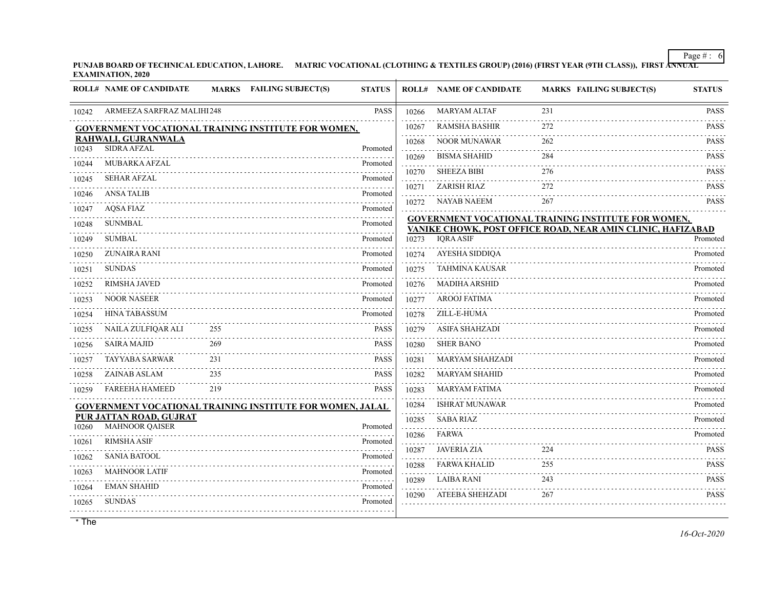**PUNJAB BOARD OF TECHNICAL EDUCATION, LAHORE. MATRIC VOCATIONAL (CLOTHING & TEXTILES GROUP) (2016) (FIRST YEAR (9TH CLASS)), FIRST ANNUAL EXAMINATION, 2020**

| ROLL# | NAME OF CANDIDATE | MARKS | FAILING SUBJECT(S) | STATUS |
|---|---|---|---|---|
| 10242 | ARMEEZA SARFRAZ MALIHI | 248 | | PASS |

**GOVERNMENT VOCATIONAL TRAINING INSTITUTE FOR WOMEN, RAHWALI, GUJRANWALA**

| ROLL# | NAME OF CANDIDATE | MARKS | FAILING SUBJECT(S) | STATUS |
|---|---|---|---|---|
| 10243 | SIDRA AFZAL | | | Promoted |
| 10244 | MUBARKA AFZAL | | | Promoted |
| 10245 | SEHAR AFZAL | | | Promoted |
| 10246 | ANSA TALIB | | | Promoted |
| 10247 | AQSA FIAZ | | | Promoted |
| 10248 | SUNMBAL | | | Promoted |
| 10249 | SUMBAL | | | Promoted |
| 10250 | ZUNAIRA RANI | | | Promoted |
| 10251 | SUNDAS | | | Promoted |
| 10252 | RIMSHA JAVED | | | Promoted |
| 10253 | NOOR NASEER | | | Promoted |
| 10254 | HINA TABASSUM | | | Promoted |
| 10255 | NAILA ZULFIQAR ALI | 255 | | PASS |
| 10256 | SAIRA MAJID | 269 | | PASS |
| 10257 | TAYYABA SARWAR | 231 | | PASS |
| 10258 | ZAINAB ASLAM | 235 | | PASS |
| 10259 | FAREEHA HAMEED | 219 | | PASS |

**GOVERNMENT VOCATIONAL TRAINING INSTITUTE FOR WOMEN, JALAL PUR JATTAN ROAD, GUJRAT**

| ROLL# | NAME OF CANDIDATE | MARKS | FAILING SUBJECT(S) | STATUS |
|---|---|---|---|---|
| 10260 | MAHNOOR QAISER | | | Promoted |
| 10261 | RIMSHA ASIF | | | Promoted |
| 10262 | SANIA BATOOL | | | Promoted |
| 10263 | MAHNOOR LATIF | | | Promoted |
| 10264 | EMAN SHAHID | | | Promoted |
| 10265 | SUNDAS | | | Promoted |
| 10266 | MARYAM ALTAF | 231 | | PASS |
| 10267 | RAMSHA BASHIR | 272 | | PASS |
| 10268 | NOOR MUNAWAR | 262 | | PASS |
| 10269 | BISMA SHAHID | 284 | | PASS |
| 10270 | SHEEZA BIBI | 276 | | PASS |
| 10271 | ZARISH RIAZ | 272 | | PASS |
| 10272 | NAYAB NAEEM | 267 | | PASS |

**GOVERNMENT VOCATIONAL TRAINING INSTITUTE FOR WOMEN, VANIKE CHOWK, POST OFFICE ROAD, NEAR AMIN CLINIC, HAFIZABAD**

| ROLL# | NAME OF CANDIDATE | MARKS | FAILING SUBJECT(S) | STATUS |
|---|---|---|---|---|
| 10273 | IQRA ASIF | | | Promoted |
| 10274 | AYESHA SIDDIQA | | | Promoted |
| 10275 | TAHMINA KAUSAR | | | Promoted |
| 10276 | MADIHA ARSHID | | | Promoted |
| 10277 | AROOJ FATIMA | | | Promoted |
| 10278 | ZILL-E-HUMA | | | Promoted |
| 10279 | ASIFA SHAHZADI | | | Promoted |
| 10280 | SHER BANO | | | Promoted |
| 10281 | MARYAM SHAHZADI | | | Promoted |
| 10282 | MARYAM SHAHID | | | Promoted |
| 10283 | MARYAM FATIMA | | | Promoted |
| 10284 | ISHRAT MUNAWAR | | | Promoted |
| 10285 | SABA RIAZ | | | Promoted |
| 10286 | FARWA | | | Promoted |
| 10287 | JAVERIA ZIA | 224 | | PASS |
| 10288 | FARWA KHALID | 255 | | PASS |
| 10289 | LAIBA RANI | 243 | | PASS |
| 10290 | ATEEBA SHEHZADI | 267 | | PASS |

* The

*16-Oct-2020*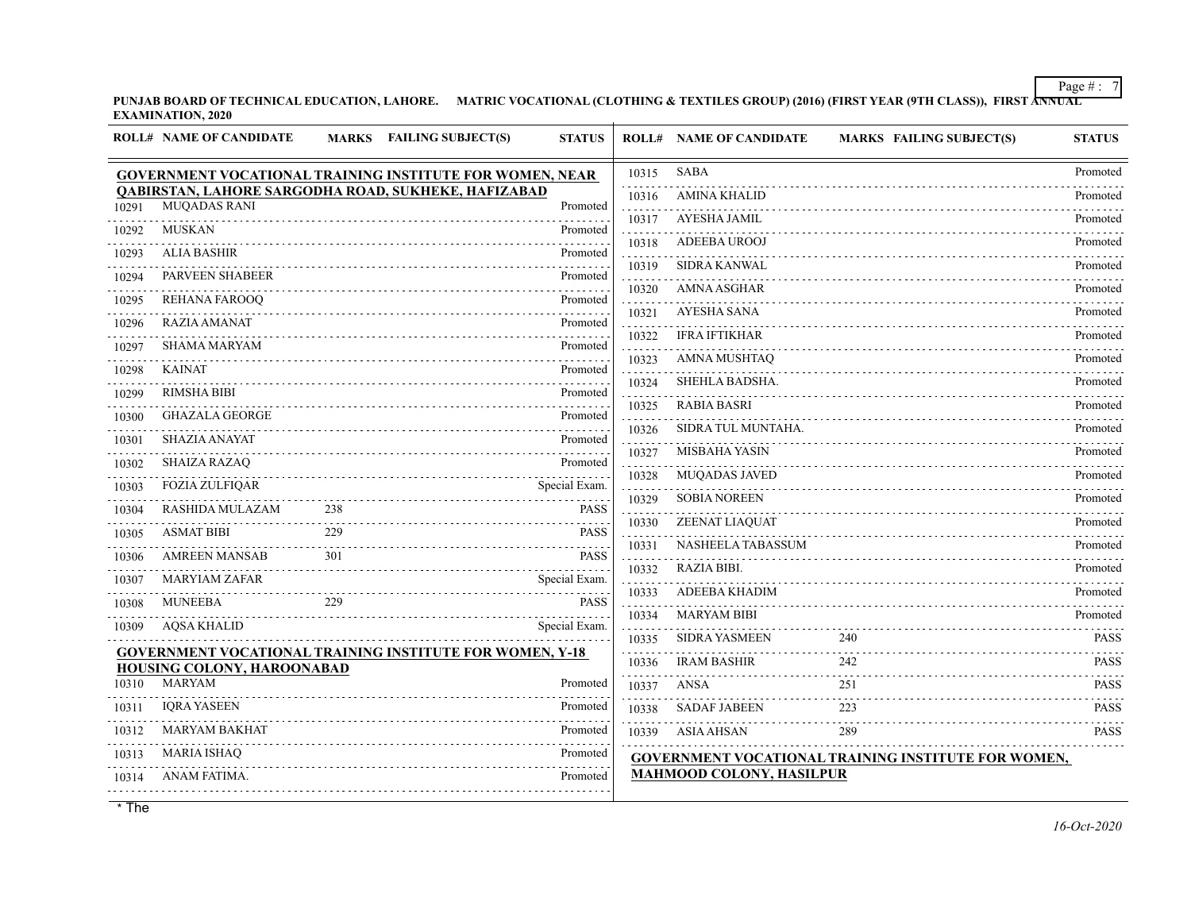PUNJAB BOARD OF TECHNICAL EDUCATION, LAHORE. MATRIC VOCATIONAL (CLOTHING & TEXTILES GROUP) (2016) (FIRST YEAR (9TH CLASS)), FIRST ANNUAL EXAMINATION, 2020

**GOVERNMENT VOCATIONAL TRAINING INSTITUTE FOR WOMEN, NEAR QABIRSTAN, LAHORE SARGODHA ROAD, SUKHEKE, HAFIZABAD**

| ROLL# | NAME OF CANDIDATE | MARKS | FAILING SUBJECT(S) | STATUS |
|---|---|---|---|---|
| 10291 | MUQADAS RANI | | | Promoted |
| 10292 | MUSKAN | | | Promoted |
| 10293 | ALIA BASHIR | | | Promoted |
| 10294 | PARVEEN SHABEER | | | Promoted |
| 10295 | REHANA FAROOQ | | | Promoted |
| 10296 | RAZIA AMANAT | | | Promoted |
| 10297 | SHAMA MARYAM | | | Promoted |
| 10298 | KAINAT | | | Promoted |
| 10299 | RIMSHA BIBI | | | Promoted |
| 10300 | GHAZALA GEORGE | | | Promoted |
| 10301 | SHAZIA ANAYAT | | | Promoted |
| 10302 | SHAIZA RAZAQ | | | Promoted |
| 10303 | FOZIA ZULFIQAR | | | Special Exam. |
| 10304 | RASHIDA MULAZAM | 238 | | PASS |
| 10305 | ASMAT BIBI | 229 | | PASS |
| 10306 | AMREEN MANSAB | 301 | | PASS |
| 10307 | MARYIAM ZAFAR | | | Special Exam. |
| 10308 | MUNEEBA | 229 | | PASS |
| 10309 | AQSA KHALID | | | Special Exam. |

**GOVERNMENT VOCATIONAL TRAINING INSTITUTE FOR WOMEN, Y-18 HOUSING COLONY, HAROONABAD**

| ROLL# | NAME OF CANDIDATE | MARKS | FAILING SUBJECT(S) | STATUS |
|---|---|---|---|---|
| 10310 | MARYAM | | | Promoted |
| 10311 | IQRA YASEEN | | | Promoted |
| 10312 | MARYAM BAKHAT | | | Promoted |
| 10313 | MARIA ISHAQ | | | Promoted |
| 10314 | ANAM FATIMA. | | | Promoted |
| 10315 | SABA | | | Promoted |
| 10316 | AMINA KHALID | | | Promoted |
| 10317 | AYESHA JAMIL | | | Promoted |
| 10318 | ADEEBA UROOJ | | | Promoted |
| 10319 | SIDRA KANWAL | | | Promoted |
| 10320 | AMNA ASGHAR | | | Promoted |
| 10321 | AYESHA SANA | | | Promoted |
| 10322 | IFRA IFTIKHAR | | | Promoted |
| 10323 | AMNA MUSHTAQ | | | Promoted |
| 10324 | SHEHLA BADSHA. | | | Promoted |
| 10325 | RABIA BASRI | | | Promoted |
| 10326 | SIDRA TUL MUNTAHA. | | | Promoted |
| 10327 | MISBAHA YASIN | | | Promoted |
| 10328 | MUQADAS JAVED | | | Promoted |
| 10329 | SOBIA NOREEN | | | Promoted |
| 10330 | ZEENAT LIAQUAT | | | Promoted |
| 10331 | NASHEELA TABASSUM | | | Promoted |
| 10332 | RAZIA BIBI. | | | Promoted |
| 10333 | ADEEBA KHADIM | | | Promoted |
| 10334 | MARYAM BIBI | | | Promoted |
| 10335 | SIDRA YASMEEN | 240 | | PASS |
| 10336 | IRAM BASHIR | 242 | | PASS |
| 10337 | ANSA | 251 | | PASS |
| 10338 | SADAF JABEEN | 223 | | PASS |
| 10339 | ASIA AHSAN | 289 | | PASS |

**GOVERNMENT VOCATIONAL TRAINING INSTITUTE FOR WOMEN, MAHMOOD COLONY, HASILPUR**

* The

16-Oct-2020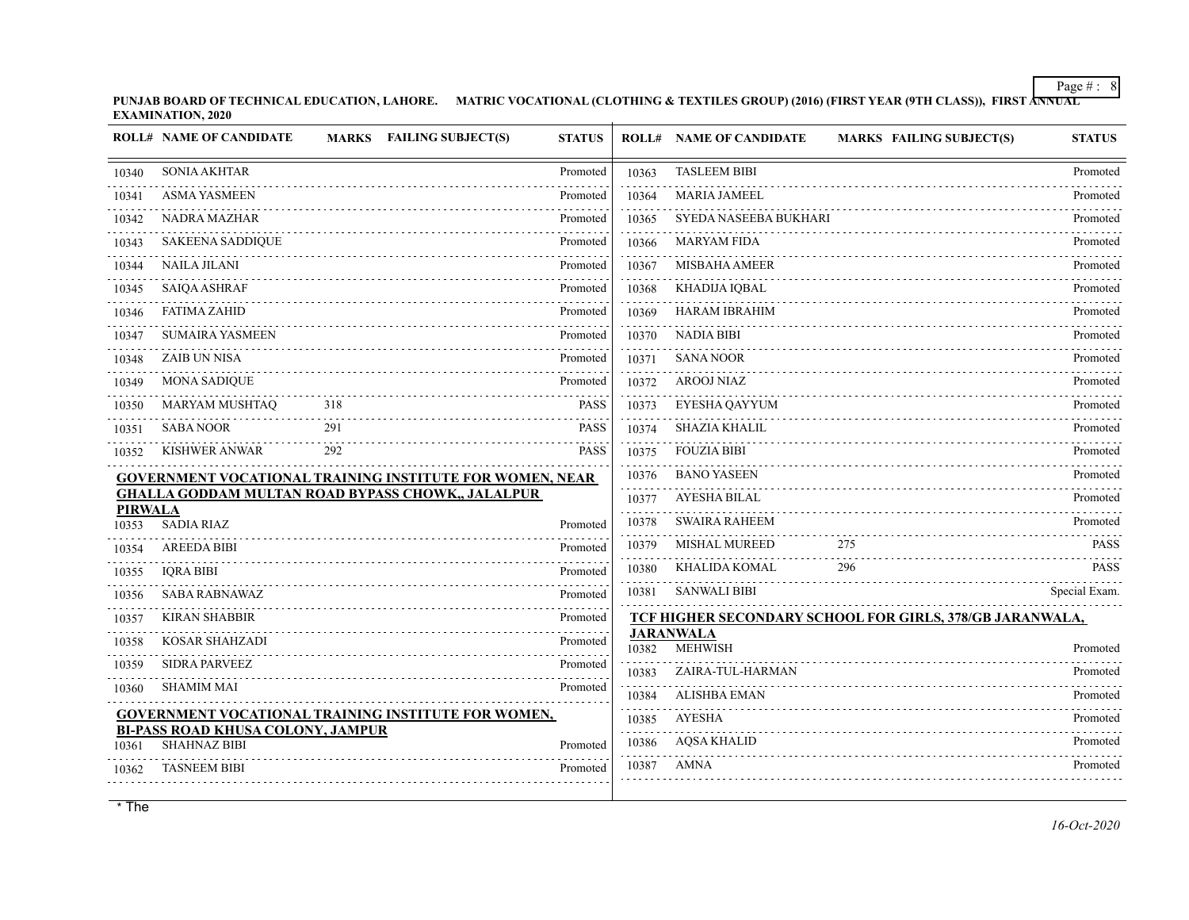**PUNJAB BOARD OF TECHNICAL EDUCATION, LAHORE. MATRIC VOCATIONAL (CLOTHING & TEXTILES GROUP) (2016) (FIRST YEAR (9TH CLASS)), FIRST ANNUAL EXAMINATION, 2020**

| ROLL# | NAME OF CANDIDATE | MARKS | FAILING SUBJECT(S) | STATUS |
|---|---|---|---|---|
| 10340 | SONIA AKHTAR | | | Promoted |
| 10341 | ASMA YASMEEN | | | Promoted |
| 10342 | NADRA MAZHAR | | | Promoted |
| 10343 | SAKEENA SADDIQUE | | | Promoted |
| 10344 | NAILA JILANI | | | Promoted |
| 10345 | SAIQA ASHRAF | | | Promoted |
| 10346 | FATIMA ZAHID | | | Promoted |
| 10347 | SUMAIRA YASMEEN | | | Promoted |
| 10348 | ZAIB UN NISA | | | Promoted |
| 10349 | MONA SADIQUE | | | Promoted |
| 10350 | MARYAM MUSHTAQ | 318 | | PASS |
| 10351 | SABA NOOR | 291 | | PASS |
| 10352 | KISHWER ANWAR | 292 | | PASS |

**GOVERNMENT VOCATIONAL TRAINING INSTITUTE FOR WOMEN, NEAR GHALLA GODDAM MULTAN ROAD BYPASS CHOWK,, JALALPUR PIRWALA**

| ROLL# | NAME OF CANDIDATE | MARKS | FAILING SUBJECT(S) | STATUS |
|---|---|---|---|---|
| 10353 | SADIA RIAZ | | | Promoted |
| 10354 | AREEDA BIBI | | | Promoted |
| 10355 | IQRA BIBI | | | Promoted |
| 10356 | SABA RABNAWAZ | | | Promoted |
| 10357 | KIRAN SHABBIR | | | Promoted |
| 10358 | KOSAR SHAHZADI | | | Promoted |
| 10359 | SIDRA PARVEEZ | | | Promoted |
| 10360 | SHAMIM MAI | | | Promoted |

**GOVERNMENT VOCATIONAL TRAINING INSTITUTE FOR WOMEN, BI-PASS ROAD KHUSA COLONY, JAMPUR**

| ROLL# | NAME OF CANDIDATE | MARKS | FAILING SUBJECT(S) | STATUS |
|---|---|---|---|---|
| 10361 | SHAHNAZ BIBI | | | Promoted |
| 10362 | TASNEEM BIBI | | | Promoted |
| 10363 | TASLEEM BIBI | | | Promoted |
| 10364 | MARIA JAMEEL | | | Promoted |
| 10365 | SYEDA NASEEBA BUKHARI | | | Promoted |
| 10366 | MARYAM FIDA | | | Promoted |
| 10367 | MISBAHA AMEER | | | Promoted |
| 10368 | KHADIJA IQBAL | | | Promoted |
| 10369 | HARAM IBRAHIM | | | Promoted |
| 10370 | NADIA BIBI | | | Promoted |
| 10371 | SANA NOOR | | | Promoted |
| 10372 | AROOJ NIAZ | | | Promoted |
| 10373 | EYESHA QAYYUM | | | Promoted |
| 10374 | SHAZIA KHALIL | | | Promoted |
| 10375 | FOUZIA BIBI | | | Promoted |
| 10376 | BANO YASEEN | | | Promoted |
| 10377 | AYESHA BILAL | | | Promoted |
| 10378 | SWAIRA RAHEEM | | | Promoted |
| 10379 | MISHAL MUREED | 275 | | PASS |
| 10380 | KHALIDA KOMAL | 296 | | PASS |
| 10381 | SANWALI BIBI | | | Special Exam. |

**TCF HIGHER SECONDARY SCHOOL FOR GIRLS, 378/GB JARANWALA, JARANWALA**

| ROLL# | NAME OF CANDIDATE | MARKS | FAILING SUBJECT(S) | STATUS |
|---|---|---|---|---|
| 10382 | MEHWISH | | | Promoted |
| 10383 | ZAIRA-TUL-HARMAN | | | Promoted |
| 10384 | ALISHBA EMAN | | | Promoted |
| 10385 | AYESHA | | | Promoted |
| 10386 | AQSA KHALID | | | Promoted |
| 10387 | AMNA | | | Promoted |

* The

*16-Oct-2020*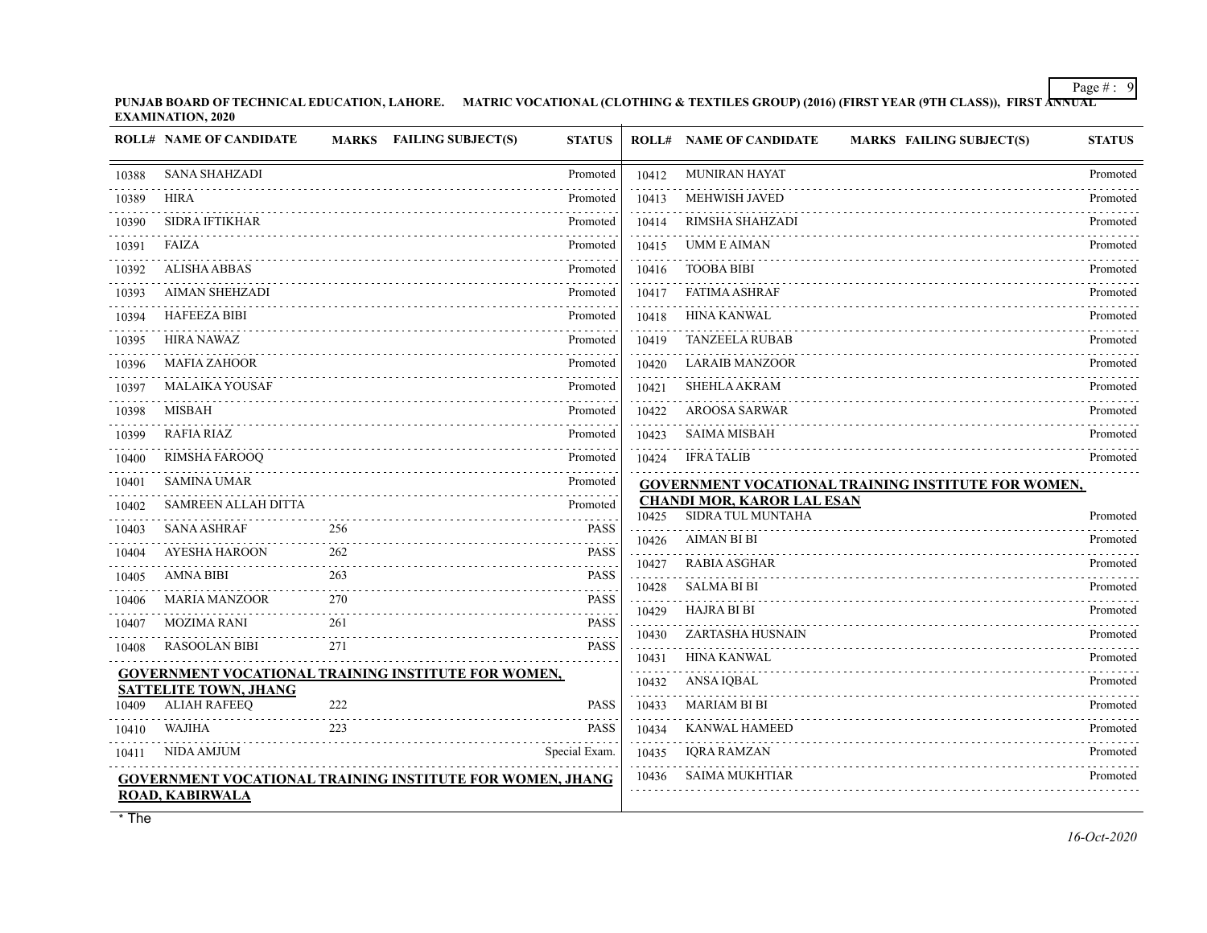**PUNJAB BOARD OF TECHNICAL EDUCATION, LAHORE. MATRIC VOCATIONAL (CLOTHING & TEXTILES GROUP) (2016) (FIRST YEAR (9TH CLASS)), FIRST ANNUAL EXAMINATION, 2020**

| ROLL# | NAME OF CANDIDATE | MARKS | FAILING SUBJECT(S) | STATUS |
|---|---|---|---|---|
| 10388 | SANA SHAHZADI | | | Promoted |
| 10389 | HIRA | | | Promoted |
| 10390 | SIDRA IFTIKHAR | | | Promoted |
| 10391 | FAIZA | | | Promoted |
| 10392 | ALISHA ABBAS | | | Promoted |
| 10393 | AIMAN SHEHZADI | | | Promoted |
| 10394 | HAFEEZA BIBI | | | Promoted |
| 10395 | HIRA NAWAZ | | | Promoted |
| 10396 | MAFIA ZAHOOR | | | Promoted |
| 10397 | MALAIKA YOUSAF | | | Promoted |
| 10398 | MISBAH | | | Promoted |
| 10399 | RAFIA RIAZ | | | Promoted |
| 10400 | RIMSHA FAROOQ | | | Promoted |
| 10401 | SAMINA UMAR | | | Promoted |
| 10402 | SAMREEN ALLAH DITTA | | | Promoted |
| 10403 | SANA ASHRAF | 256 | | PASS |
| 10404 | AYESHA HAROON | 262 | | PASS |
| 10405 | AMNA BIBI | 263 | | PASS |
| 10406 | MARIA MANZOOR | 270 | | PASS |
| 10407 | MOZIMA RANI | 261 | | PASS |
| 10408 | RASOOLAN BIBI | 271 | | PASS |

**GOVERNMENT VOCATIONAL TRAINING INSTITUTE FOR WOMEN, SATTELITE TOWN, JHANG**

| ROLL# | NAME OF CANDIDATE | MARKS | FAILING SUBJECT(S) | STATUS |
|---|---|---|---|---|
| 10409 | ALIAH RAFEEQ | 222 | | PASS |
| 10410 | WAJIHA | 223 | | PASS |
| 10411 | NIDA AMJUM | | | Special Exam. |

**GOVERNMENT VOCATIONAL TRAINING INSTITUTE FOR WOMEN, JHANG ROAD, KABIRWALA**

| ROLL# | NAME OF CANDIDATE | MARKS | FAILING SUBJECT(S) | STATUS |
|---|---|---|---|---|
| 10412 | MUNIRAN HAYAT | | | Promoted |
| 10413 | MEHWISH JAVED | | | Promoted |
| 10414 | RIMSHA SHAHZADI | | | Promoted |
| 10415 | UMM E AIMAN | | | Promoted |
| 10416 | TOOBA BIBI | | | Promoted |
| 10417 | FATIMA ASHRAF | | | Promoted |
| 10418 | HINA KANWAL | | | Promoted |
| 10419 | TANZEELA RUBAB | | | Promoted |
| 10420 | LARAIB MANZOOR | | | Promoted |
| 10421 | SHEHLA AKRAM | | | Promoted |
| 10422 | AROOSA SARWAR | | | Promoted |
| 10423 | SAIMA MISBAH | | | Promoted |
| 10424 | IFRA TALIB | | | Promoted |

**GOVERNMENT VOCATIONAL TRAINING INSTITUTE FOR WOMEN, CHANDI MOR, KAROR LAL ESAN**

| ROLL# | NAME OF CANDIDATE | MARKS | FAILING SUBJECT(S) | STATUS |
|---|---|---|---|---|
| 10425 | SIDRA TUL MUNTAHA | | | Promoted |
| 10426 | AIMAN BI BI | | | Promoted |
| 10427 | RABIA ASGHAR | | | Promoted |
| 10428 | SALMA BI BI | | | Promoted |
| 10429 | HAJRA BI BI | | | Promoted |
| 10430 | ZARTASHA HUSNAIN | | | Promoted |
| 10431 | HINA KANWAL | | | Promoted |
| 10432 | ANSA IQBAL | | | Promoted |
| 10433 | MARIAM BI BI | | | Promoted |
| 10434 | KANWAL HAMEED | | | Promoted |
| 10435 | IQRA RAMZAN | | | Promoted |
| 10436 | SAIMA MUKHTIAR | | | Promoted |

* The

*16-Oct-2020*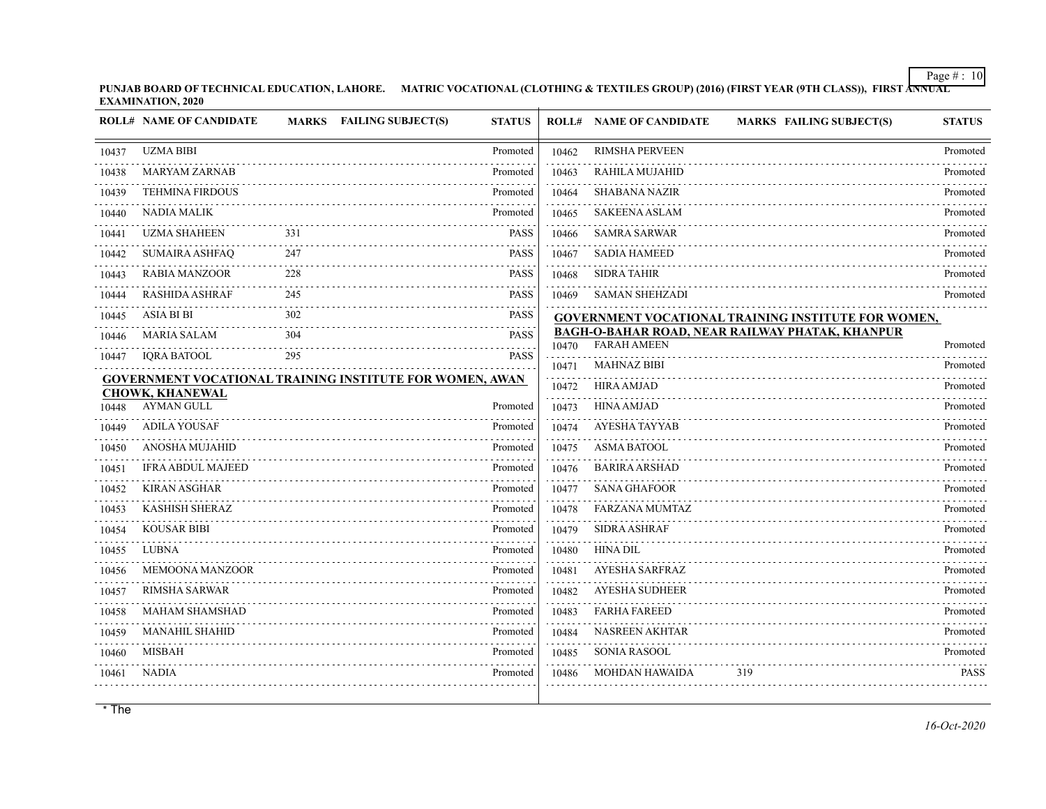**PUNJAB BOARD OF TECHNICAL EDUCATION, LAHORE. MATRIC VOCATIONAL (CLOTHING & TEXTILES GROUP) (2016) (FIRST YEAR (9TH CLASS)), FIRST ANNUAL EXAMINATION, 2020**

| ROLL# | NAME OF CANDIDATE | MARKS | FAILING SUBJECT(S) | STATUS |
|---|---|---|---|---|
| 10437 | UZMA BIBI | | | Promoted |
| 10438 | MARYAM ZARNAB | | | Promoted |
| 10439 | TEHMINA FIRDOUS | | | Promoted |
| 10440 | NADIA MALIK | | | Promoted |
| 10441 | UZMA SHAHEEN | 331 | | PASS |
| 10442 | SUMAIRA ASHFAQ | 247 | | PASS |
| 10443 | RABIA MANZOOR | 228 | | PASS |
| 10444 | RASHIDA ASHRAF | 245 | | PASS |
| 10445 | ASIA BI BI | 302 | | PASS |
| 10446 | MARIA SALAM | 304 | | PASS |
| 10447 | IQRA BATOOL | 295 | | PASS |

**GOVERNMENT VOCATIONAL TRAINING INSTITUTE FOR WOMEN, AWAN CHOWK, KHANEWAL**

| ROLL# | NAME OF CANDIDATE | MARKS | FAILING SUBJECT(S) | STATUS |
|---|---|---|---|---|
| 10448 | AYMAN GULL | | | Promoted |
| 10449 | ADILA YOUSAF | | | Promoted |
| 10450 | ANOSHA MUJAHID | | | Promoted |
| 10451 | IFRA ABDUL MAJEED | | | Promoted |
| 10452 | KIRAN ASGHAR | | | Promoted |
| 10453 | KASHISH SHERAZ | | | Promoted |
| 10454 | KOUSAR BIBI | | | Promoted |
| 10455 | LUBNA | | | Promoted |
| 10456 | MEMOONA MANZOOR | | | Promoted |
| 10457 | RIMSHA SARWAR | | | Promoted |
| 10458 | MAHAM SHAMSHAD | | | Promoted |
| 10459 | MANAHIL SHAHID | | | Promoted |
| 10460 | MISBAH | | | Promoted |
| 10461 | NADIA | | | Promoted |
| 10462 | RIMSHA PERVEEN | | | Promoted |
| 10463 | RAHILA MUJAHID | | | Promoted |
| 10464 | SHABANA NAZIR | | | Promoted |
| 10465 | SAKEENA ASLAM | | | Promoted |
| 10466 | SAMRA SARWAR | | | Promoted |
| 10467 | SADIA HAMEED | | | Promoted |
| 10468 | SIDRA TAHIR | | | Promoted |
| 10469 | SAMAN SHEHZADI | | | Promoted |

**GOVERNMENT VOCATIONAL TRAINING INSTITUTE FOR WOMEN, BAGH-O-BAHAR ROAD, NEAR RAILWAY PHATAK, KHANPUR**

| ROLL# | NAME OF CANDIDATE | MARKS | FAILING SUBJECT(S) | STATUS |
|---|---|---|---|---|
| 10470 | FARAH AMEEN | | | Promoted |
| 10471 | MAHNAZ BIBI | | | Promoted |
| 10472 | HIRA AMJAD | | | Promoted |
| 10473 | HINA AMJAD | | | Promoted |
| 10474 | AYESHA TAYYAB | | | Promoted |
| 10475 | ASMA BATOOL | | | Promoted |
| 10476 | BARIRA ARSHAD | | | Promoted |
| 10477 | SANA GHAFOOR | | | Promoted |
| 10478 | FARZANA MUMTAZ | | | Promoted |
| 10479 | SIDRA ASHRAF | | | Promoted |
| 10480 | HINA DIL | | | Promoted |
| 10481 | AYESHA SARFRAZ | | | Promoted |
| 10482 | AYESHA SUDHEER | | | Promoted |
| 10483 | FARHA FAREED | | | Promoted |
| 10484 | NASREEN AKHTAR | | | Promoted |
| 10485 | SONIA RASOOL | | | Promoted |
| 10486 | MOHDAN HAWAIDA | 319 | | PASS |

* The

*16-Oct-2020*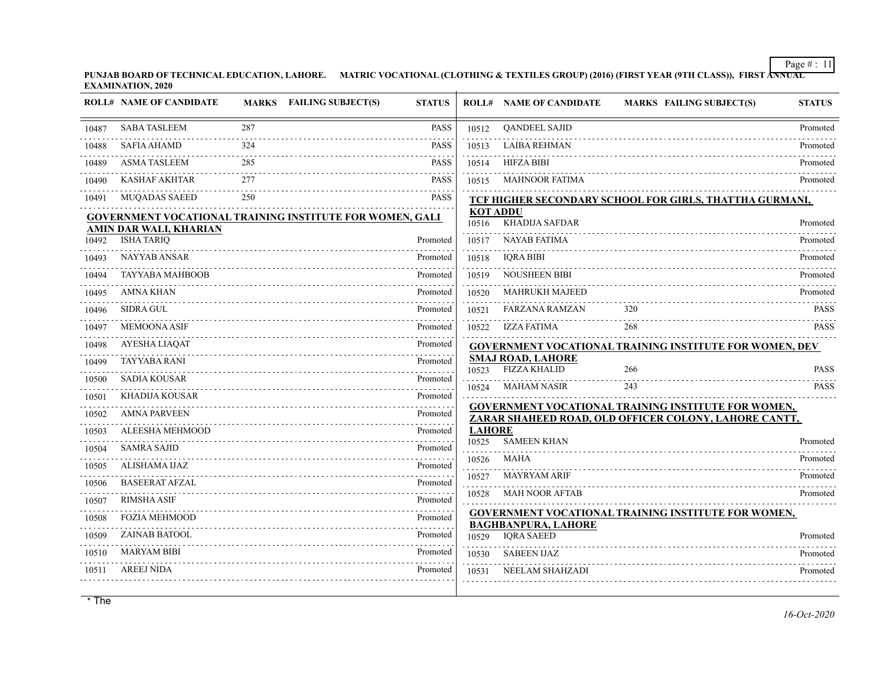PUNJAB BOARD OF TECHNICAL EDUCATION, LAHORE. MATRIC VOCATIONAL (CLOTHING & TEXTILES GROUP) (2016) (FIRST YEAR (9TH CLASS)), FIRST ANNUAL EXAMINATION, 2020

| ROLL# | NAME OF CANDIDATE | MARKS | FAILING SUBJECT(S) | STATUS |
|---|---|---|---|---|
| 10487 | SABA TASLEEM | 287 | | PASS |
| 10488 | SAFIA AHAMD | 324 | | PASS |
| 10489 | ASMA TASLEEM | 285 | | PASS |
| 10490 | KASHAF AKHTAR | 277 | | PASS |
| 10491 | MUQADAS SAEED | 250 | | PASS |

**GOVERNMENT VOCATIONAL TRAINING INSTITUTE FOR WOMEN, GALI AMIN DAR WALI, KHARIAN**

| ROLL# | NAME OF CANDIDATE | MARKS | FAILING SUBJECT(S) | STATUS |
|---|---|---|---|---|
| 10492 | ISHA TARIQ | | | Promoted |
| 10493 | NAYYAB ANSAR | | | Promoted |
| 10494 | TAYYABA MAHBOOB | | | Promoted |
| 10495 | AMNA KHAN | | | Promoted |
| 10496 | SIDRA GUL | | | Promoted |
| 10497 | MEMOONA ASIF | | | Promoted |
| 10498 | AYESHA LIAQAT | | | Promoted |
| 10499 | TAYYABA RANI | | | Promoted |
| 10500 | SADIA KOUSAR | | | Promoted |
| 10501 | KHADIJA KOUSAR | | | Promoted |
| 10502 | AMNA PARVEEN | | | Promoted |
| 10503 | ALEESHA MEHMOOD | | | Promoted |
| 10504 | SAMRA SAJID | | | Promoted |
| 10505 | ALISHAMA IJAZ | | | Promoted |
| 10506 | BASEERAT AFZAL | | | Promoted |
| 10507 | RIMSHA ASIF | | | Promoted |
| 10508 | FOZIA MEHMOOD | | | Promoted |
| 10509 | ZAINAB BATOOL | | | Promoted |
| 10510 | MARYAM BIBI | | | Promoted |
| 10511 | AREEJ NIDA | | | Promoted |
| 10512 | QANDEEL SAJID | | | Promoted |
| 10513 | LAIBA REHMAN | | | Promoted |
| 10514 | HIFZA BIBI | | | Promoted |
| 10515 | MAHNOOR FATIMA | | | Promoted |

**TCF HIGHER SECONDARY SCHOOL FOR GIRLS, THATTHA GURMANI, KOT ADDU**

| ROLL# | NAME OF CANDIDATE | MARKS | FAILING SUBJECT(S) | STATUS |
|---|---|---|---|---|
| 10516 | KHADIJA SAFDAR | | | Promoted |
| 10517 | NAYAB FATIMA | | | Promoted |
| 10518 | IQRA BIBI | | | Promoted |
| 10519 | NOUSHEEN BIBI | | | Promoted |
| 10520 | MAHRUKH MAJEED | | | Promoted |
| 10521 | FARZANA RAMZAN | 320 | | PASS |
| 10522 | IZZA FATIMA | 268 | | PASS |

**GOVERNMENT VOCATIONAL TRAINING INSTITUTE FOR WOMEN, DEV SMAJ ROAD, LAHORE**

| ROLL# | NAME OF CANDIDATE | MARKS | FAILING SUBJECT(S) | STATUS |
|---|---|---|---|---|
| 10523 | FIZZA KHALID | 266 | | PASS |
| 10524 | MAHAM NASIR | 243 | | PASS |

**GOVERNMENT VOCATIONAL TRAINING INSTITUTE FOR WOMEN, ZARAR SHAHEED ROAD, OLD OFFICER COLONY, LAHORE CANTT, LAHORE**

| ROLL# | NAME OF CANDIDATE | MARKS | FAILING SUBJECT(S) | STATUS |
|---|---|---|---|---|
| 10525 | SAMEEN KHAN | | | Promoted |
| 10526 | MAHA | | | Promoted |
| 10527 | MAYRYAM ARIF | | | Promoted |
| 10528 | MAH NOOR AFTAB | | | Promoted |

**GOVERNMENT VOCATIONAL TRAINING INSTITUTE FOR WOMEN, BAGHBANPURA, LAHORE**

| ROLL# | NAME OF CANDIDATE | MARKS | FAILING SUBJECT(S) | STATUS |
|---|---|---|---|---|
| 10529 | IQRA SAEED | | | Promoted |
| 10530 | SABEEN IJAZ | | | Promoted |
| 10531 | NEELAM SHAHZADI | | | Promoted |

* The

*16-Oct-2020*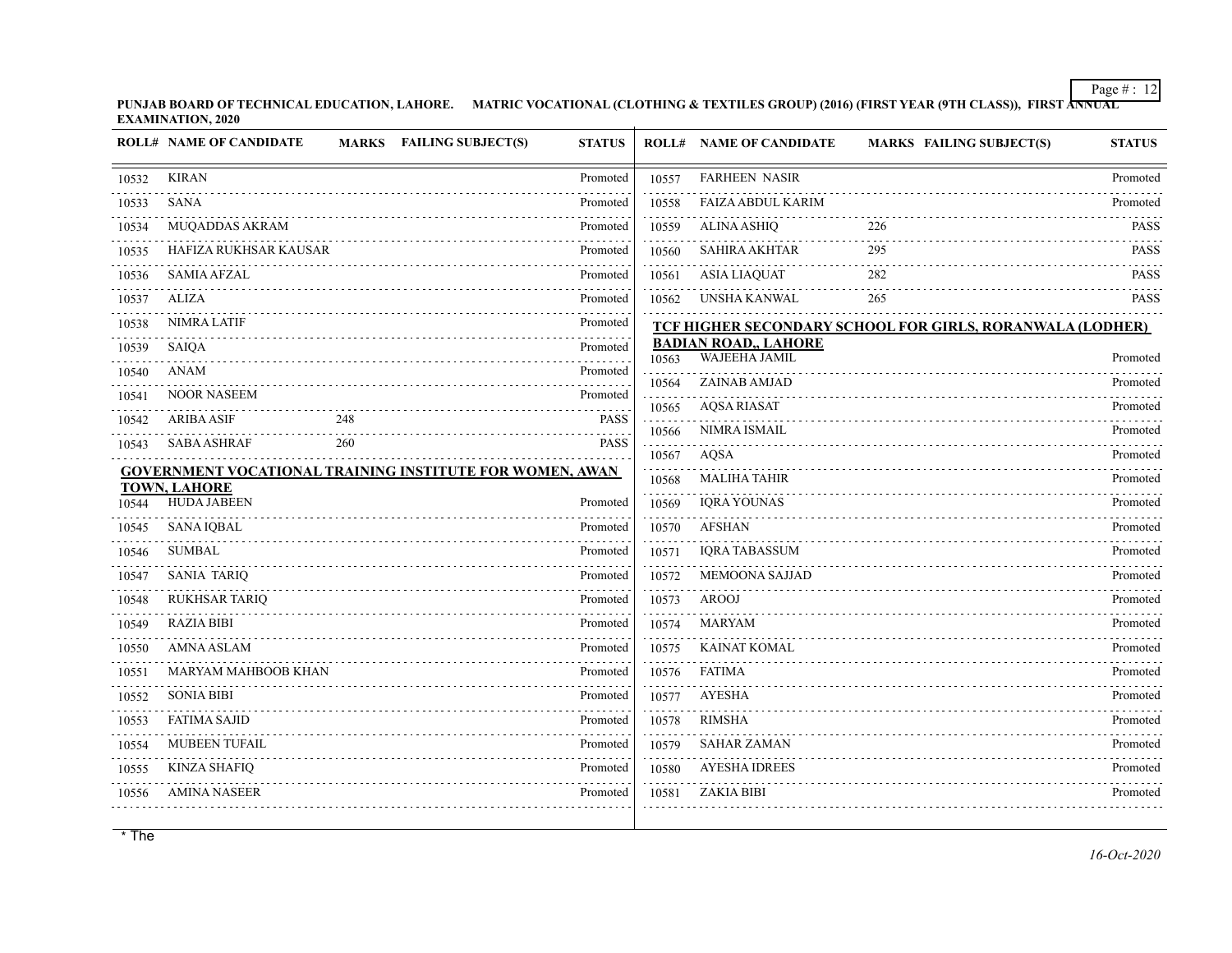**PUNJAB BOARD OF TECHNICAL EDUCATION, LAHORE. MATRIC VOCATIONAL (CLOTHING & TEXTILES GROUP) (2016) (FIRST YEAR (9TH CLASS)), FIRST ANNUAL EXAMINATION, 2020**

| ROLL# | NAME OF CANDIDATE | MARKS | FAILING SUBJECT(S) | STATUS |
|---|---|---|---|---|
| 10532 | KIRAN | | | Promoted |
| 10533 | SANA | | | Promoted |
| 10534 | MUQADDAS AKRAM | | | Promoted |
| 10535 | HAFIZA RUKHSAR KAUSAR | | | Promoted |
| 10536 | SAMIA AFZAL | | | Promoted |
| 10537 | ALIZA | | | Promoted |
| 10538 | NIMRA LATIF | | | Promoted |
| 10539 | SAIQA | | | Promoted |
| 10540 | ANAM | | | Promoted |
| 10541 | NOOR NASEEM | | | Promoted |
| 10542 | ARIBA ASIF | 248 | | PASS |
| 10543 | SABA ASHRAF | 260 | | PASS |

**GOVERNMENT VOCATIONAL TRAINING INSTITUTE FOR WOMEN, AWAN TOWN, LAHORE**

| ROLL# | NAME OF CANDIDATE | MARKS | FAILING SUBJECT(S) | STATUS |
|---|---|---|---|---|
| 10544 | HUDA JABEEN | | | Promoted |
| 10545 | SANA IQBAL | | | Promoted |
| 10546 | SUMBAL | | | Promoted |
| 10547 | SANIA TARIQ | | | Promoted |
| 10548 | RUKHSAR TARIQ | | | Promoted |
| 10549 | RAZIA BIBI | | | Promoted |
| 10550 | AMNA ASLAM | | | Promoted |
| 10551 | MARYAM MAHBOOB KHAN | | | Promoted |
| 10552 | SONIA BIBI | | | Promoted |
| 10553 | FATIMA SAJID | | | Promoted |
| 10554 | MUBEEN TUFAIL | | | Promoted |
| 10555 | KINZA SHAFIQ | | | Promoted |
| 10556 | AMINA NASEER | | | Promoted |
| 10557 | FARHEEN NASIR | | | Promoted |
| 10558 | FAIZA ABDUL KARIM | | | Promoted |
| 10559 | ALINA ASHIQ | 226 | | PASS |
| 10560 | SAHIRA AKHTAR | 295 | | PASS |
| 10561 | ASIA LIAQUAT | 282 | | PASS |
| 10562 | UNSHA KANWAL | 265 | | PASS |

**TCF HIGHER SECONDARY SCHOOL FOR GIRLS, RORANWALA (LODHER) BADIAN ROAD,, LAHORE**

| ROLL# | NAME OF CANDIDATE | MARKS | FAILING SUBJECT(S) | STATUS |
|---|---|---|---|---|
| 10563 | WAJEEHA JAMIL | | | Promoted |
| 10564 | ZAINAB AMJAD | | | Promoted |
| 10565 | AQSA RIASAT | | | Promoted |
| 10566 | NIMRA ISMAIL | | | Promoted |
| 10567 | AQSA | | | Promoted |
| 10568 | MALIHA TAHIR | | | Promoted |
| 10569 | IQRA YOUNAS | | | Promoted |
| 10570 | AFSHAN | | | Promoted |
| 10571 | IQRA TABASSUM | | | Promoted |
| 10572 | MEMOONA SAJJAD | | | Promoted |
| 10573 | AROOJ | | | Promoted |
| 10574 | MARYAM | | | Promoted |
| 10575 | KAINAT KOMAL | | | Promoted |
| 10576 | FATIMA | | | Promoted |
| 10577 | AYESHA | | | Promoted |
| 10578 | RIMSHA | | | Promoted |
| 10579 | SAHAR ZAMAN | | | Promoted |
| 10580 | AYESHA IDREES | | | Promoted |
| 10581 | ZAKIA BIBI | | | Promoted |

* The

*16-Oct-2020*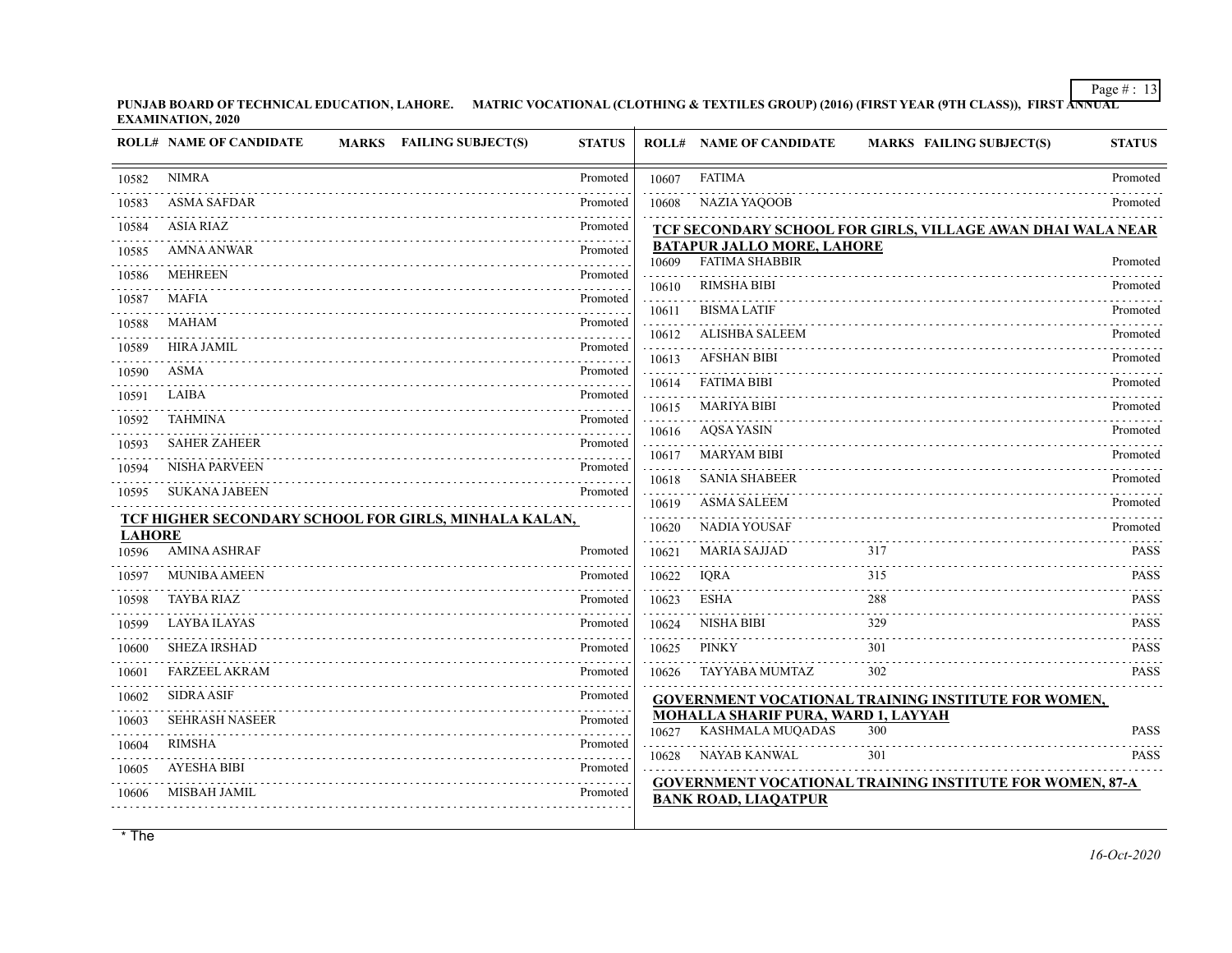PUNJAB BOARD OF TECHNICAL EDUCATION, LAHORE. MATRIC VOCATIONAL (CLOTHING & TEXTILES GROUP) (2016) (FIRST YEAR (9TH CLASS)), FIRST ANNUAL EXAMINATION, 2020

| ROLL# | NAME OF CANDIDATE | MARKS | FAILING SUBJECT(S) | STATUS |
|---|---|---|---|---|
| 10582 | NIMRA | | | Promoted |
| 10583 | ASMA SAFDAR | | | Promoted |
| 10584 | ASIA RIAZ | | | Promoted |
| 10585 | AMNA ANWAR | | | Promoted |
| 10586 | MEHREEN | | | Promoted |
| 10587 | MAFIA | | | Promoted |
| 10588 | MAHAM | | | Promoted |
| 10589 | HIRA JAMIL | | | Promoted |
| 10590 | ASMA | | | Promoted |
| 10591 | LAIBA | | | Promoted |
| 10592 | TAHMINA | | | Promoted |
| 10593 | SAHER ZAHEER | | | Promoted |
| 10594 | NISHA PARVEEN | | | Promoted |
| 10595 | SUKANA JABEEN | | | Promoted |

**TCF HIGHER SECONDARY SCHOOL FOR GIRLS, MINHALA KALAN, LAHORE**

| ROLL# | NAME OF CANDIDATE | MARKS | FAILING SUBJECT(S) | STATUS |
|---|---|---|---|---|
| 10596 | AMINA ASHRAF | | | Promoted |
| 10597 | MUNIBA AMEEN | | | Promoted |
| 10598 | TAYBA RIAZ | | | Promoted |
| 10599 | LAYBA ILAYAS | | | Promoted |
| 10600 | SHEZA IRSHAD | | | Promoted |
| 10601 | FARZEEL AKRAM | | | Promoted |
| 10602 | SIDRA ASIF | | | Promoted |
| 10603 | SEHRASH NASEER | | | Promoted |
| 10604 | RIMSHA | | | Promoted |
| 10605 | AYESHA BIBI | | | Promoted |
| 10606 | MISBAH JAMIL | | | Promoted |
| 10607 | FATIMA | | | Promoted |
| 10608 | NAZIA YAQOOB | | | Promoted |

**TCF SECONDARY SCHOOL FOR GIRLS, VILLAGE AWAN DHAI WALA NEAR BATAPUR JALLO MORE, LAHORE**

| ROLL# | NAME OF CANDIDATE | MARKS | FAILING SUBJECT(S) | STATUS |
|---|---|---|---|---|
| 10609 | FATIMA SHABBIR | | | Promoted |
| 10610 | RIMSHA BIBI | | | Promoted |
| 10611 | BISMA LATIF | | | Promoted |
| 10612 | ALISHBA SALEEM | | | Promoted |
| 10613 | AFSHAN BIBI | | | Promoted |
| 10614 | FATIMA BIBI | | | Promoted |
| 10615 | MARIYA BIBI | | | Promoted |
| 10616 | AQSA YASIN | | | Promoted |
| 10617 | MARYAM BIBI | | | Promoted |
| 10618 | SANIA SHABEER | | | Promoted |
| 10619 | ASMA SALEEM | | | Promoted |
| 10620 | NADIA YOUSAF | | | Promoted |
| 10621 | MARIA SAJJAD | 317 | | PASS |
| 10622 | IQRA | 315 | | PASS |
| 10623 | ESHA | 288 | | PASS |
| 10624 | NISHA BIBI | 329 | | PASS |
| 10625 | PINKY | 301 | | PASS |
| 10626 | TAYYABA MUMTAZ | 302 | | PASS |

**GOVERNMENT VOCATIONAL TRAINING INSTITUTE FOR WOMEN, MOHALLA SHARIF PURA, WARD 1, LAYYAH**

| ROLL# | NAME OF CANDIDATE | MARKS | FAILING SUBJECT(S) | STATUS |
|---|---|---|---|---|
| 10627 | KASHMALA MUQADAS | 300 | | PASS |
| 10628 | NAYAB KANWAL | 301 | | PASS |

**GOVERNMENT VOCATIONAL TRAINING INSTITUTE FOR WOMEN, 87-A BANK ROAD, LIAQATPUR**

* The

*16-Oct-2020*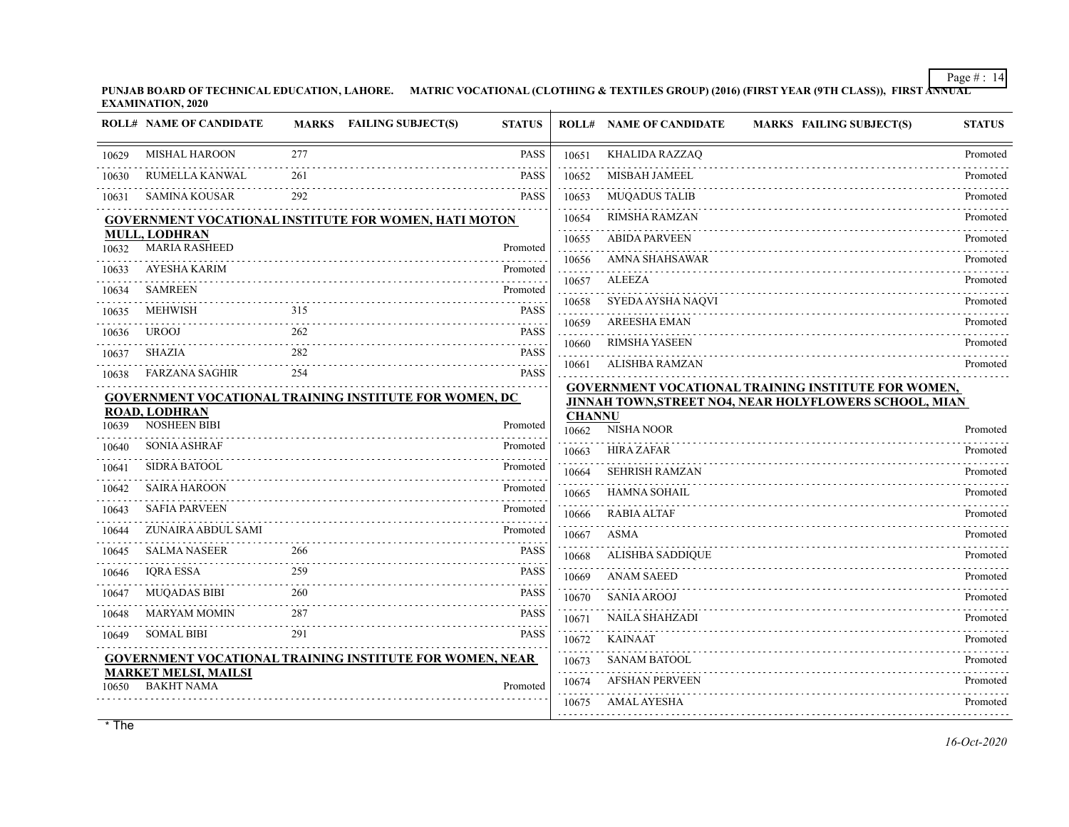**PUNJAB BOARD OF TECHNICAL EDUCATION, LAHORE. MATRIC VOCATIONAL (CLOTHING & TEXTILES GROUP) (2016) (FIRST YEAR (9TH CLASS)), FIRST ANNUAL EXAMINATION, 2020**

| ROLL# | NAME OF CANDIDATE | MARKS | FAILING SUBJECT(S) | STATUS |
|---|---|---|---|---|
| 10629 | MISHAL HAROON | 277 | | PASS |
| 10630 | RUMELLA KANWAL | 261 | | PASS |
| 10631 | SAMINA KOUSAR | 292 | | PASS |

**GOVERNMENT VOCATIONAL INSTITUTE FOR WOMEN, HATI MOTON MULL, LODHRAN**

| ROLL# | NAME OF CANDIDATE | MARKS | FAILING SUBJECT(S) | STATUS |
|---|---|---|---|---|
| 10632 | MARIA RASHEED | | | Promoted |
| 10633 | AYESHA KARIM | | | Promoted |
| 10634 | SAMREEN | | | Promoted |
| 10635 | MEHWISH | 315 | | PASS |
| 10636 | UROOJ | 262 | | PASS |
| 10637 | SHAZIA | 282 | | PASS |
| 10638 | FARZANA SAGHIR | 254 | | PASS |

**GOVERNMENT VOCATIONAL TRAINING INSTITUTE FOR WOMEN, DC ROAD, LODHRAN**

| ROLL# | NAME OF CANDIDATE | MARKS | FAILING SUBJECT(S) | STATUS |
|---|---|---|---|---|
| 10639 | NOSHEEN BIBI | | | Promoted |
| 10640 | SONIA ASHRAF | | | Promoted |
| 10641 | SIDRA BATOOL | | | Promoted |
| 10642 | SAIRA HAROON | | | Promoted |
| 10643 | SAFIA PARVEEN | | | Promoted |
| 10644 | ZUNAIRA ABDUL SAMI | | | Promoted |
| 10645 | SALMA NASEER | 266 | | PASS |
| 10646 | IQRA ESSA | 259 | | PASS |
| 10647 | MUQADAS BIBI | 260 | | PASS |
| 10648 | MARYAM MOMIN | 287 | | PASS |
| 10649 | SOMAL BIBI | 291 | | PASS |

**GOVERNMENT VOCATIONAL TRAINING INSTITUTE FOR WOMEN, NEAR MARKET MELSI, MAILSI**

| ROLL# | NAME OF CANDIDATE | MARKS | FAILING SUBJECT(S) | STATUS |
|---|---|---|---|---|
| 10650 | BAKHT NAMA | | | Promoted |
| 10651 | KHALIDA RAZZAQ | | | Promoted |
| 10652 | MISBAH JAMEEL | | | Promoted |
| 10653 | MUQADUS TALIB | | | Promoted |
| 10654 | RIMSHA RAMZAN | | | Promoted |
| 10655 | ABIDA PARVEEN | | | Promoted |
| 10656 | AMNA SHAHSAWAR | | | Promoted |
| 10657 | ALEEZA | | | Promoted |
| 10658 | SYEDA AYSHA NAQVI | | | Promoted |
| 10659 | AREESHA EMAN | | | Promoted |
| 10660 | RIMSHA YASEEN | | | Promoted |
| 10661 | ALISHBA RAMZAN | | | Promoted |

**GOVERNMENT VOCATIONAL TRAINING INSTITUTE FOR WOMEN, JINNAH TOWN,STREET NO4, NEAR HOLYFLOWERS SCHOOL, MIAN CHANNU**

| ROLL# | NAME OF CANDIDATE | MARKS | FAILING SUBJECT(S) | STATUS |
|---|---|---|---|---|
| 10662 | NISHA NOOR | | | Promoted |
| 10663 | HIRA ZAFAR | | | Promoted |
| 10664 | SEHRISH RAMZAN | | | Promoted |
| 10665 | HAMNA SOHAIL | | | Promoted |
| 10666 | RABIA ALTAF | | | Promoted |
| 10667 | ASMA | | | Promoted |
| 10668 | ALISHBA SADDIQUE | | | Promoted |
| 10669 | ANAM SAEED | | | Promoted |
| 10670 | SANIA AROOJ | | | Promoted |
| 10671 | NAILA SHAHZADI | | | Promoted |
| 10672 | KAINAAT | | | Promoted |
| 10673 | SANAM BATOOL | | | Promoted |
| 10674 | AFSHAN PERVEEN | | | Promoted |
| 10675 | AMAL AYESHA | | | Promoted |

* The

*16-Oct-2020*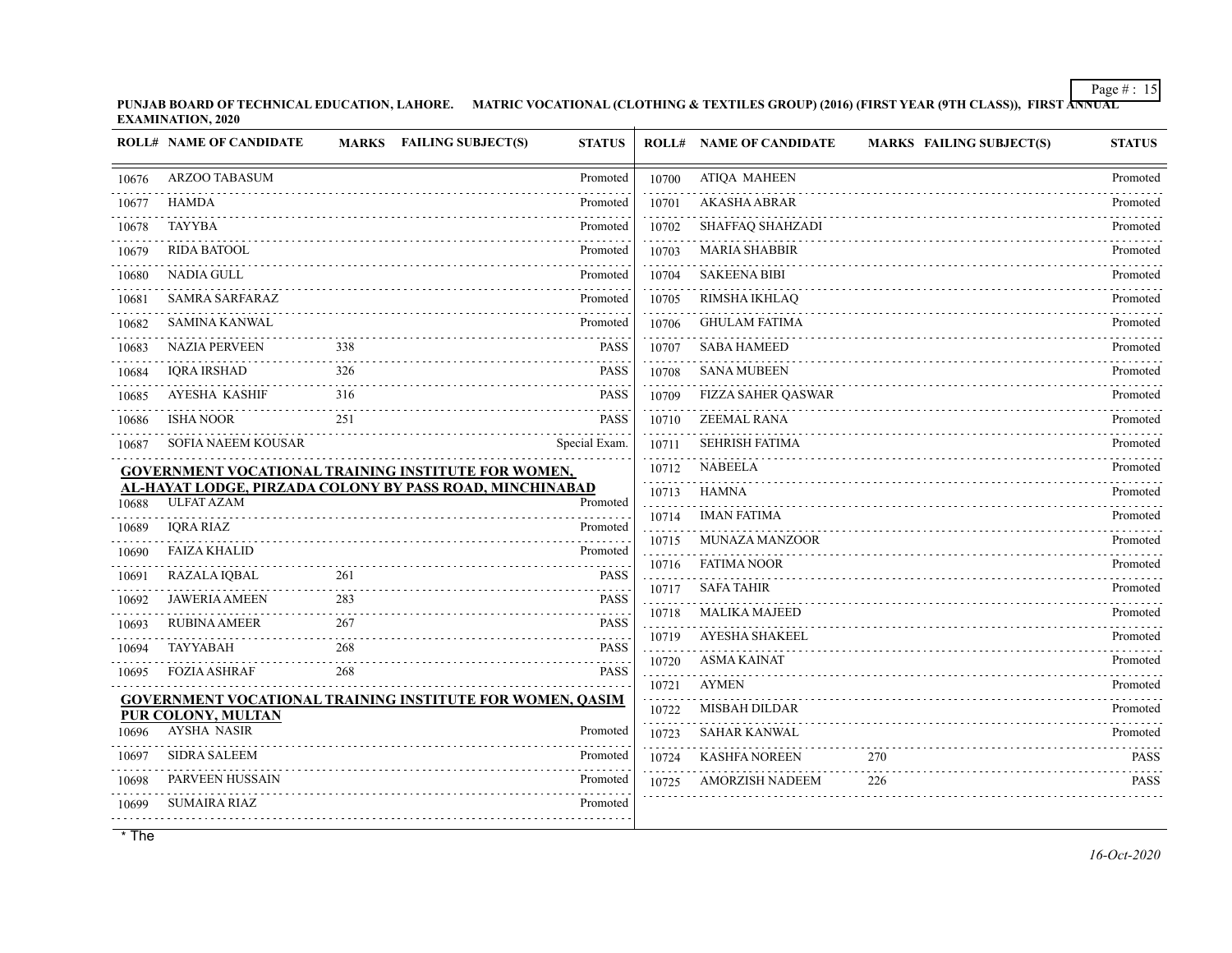PUNJAB BOARD OF TECHNICAL EDUCATION, LAHORE. MATRIC VOCATIONAL (CLOTHING & TEXTILES GROUP) (2016) (FIRST YEAR (9TH CLASS)), FIRST ANNUAL EXAMINATION, 2020

| ROLL# | NAME OF CANDIDATE | MARKS | FAILING SUBJECT(S) | STATUS |
|---|---|---|---|---|
| 10676 | ARZOO TABASUM | | | Promoted |
| 10677 | HAMDA | | | Promoted |
| 10678 | TAYYBA | | | Promoted |
| 10679 | RIDA BATOOL | | | Promoted |
| 10680 | NADIA GULL | | | Promoted |
| 10681 | SAMRA SARFARAZ | | | Promoted |
| 10682 | SAMINA KANWAL | | | Promoted |
| 10683 | NAZIA PERVEEN | 338 | | PASS |
| 10684 | IQRA IRSHAD | 326 | | PASS |
| 10685 | AYESHA KASHIF | 316 | | PASS |
| 10686 | ISHA NOOR | 251 | | PASS |
| 10687 | SOFIA NAEEM KOUSAR | | | Special Exam. |

**GOVERNMENT VOCATIONAL TRAINING INSTITUTE FOR WOMEN, AL-HAYAT LODGE, PIRZADA COLONY BY PASS ROAD, MINCHINABAD**

| ROLL# | NAME OF CANDIDATE | MARKS | FAILING SUBJECT(S) | STATUS |
|---|---|---|---|---|
| 10688 | ULFAT AZAM | | | Promoted |
| 10689 | IQRA RIAZ | | | Promoted |
| 10690 | FAIZA KHALID | | | Promoted |
| 10691 | RAZALA IQBAL | 261 | | PASS |
| 10692 | JAWERIA AMEEN | 283 | | PASS |
| 10693 | RUBINA AMEER | 267 | | PASS |
| 10694 | TAYYABAH | 268 | | PASS |
| 10695 | FOZIA ASHRAF | 268 | | PASS |

**GOVERNMENT VOCATIONAL TRAINING INSTITUTE FOR WOMEN, QASIM PUR COLONY, MULTAN**

| ROLL# | NAME OF CANDIDATE | MARKS | FAILING SUBJECT(S) | STATUS |
|---|---|---|---|---|
| 10696 | AYSHA NASIR | | | Promoted |
| 10697 | SIDRA SALEEM | | | Promoted |
| 10698 | PARVEEN HUSSAIN | | | Promoted |
| 10699 | SUMAIRA RIAZ | | | Promoted |
| 10700 | ATIQA MAHEEN | | | Promoted |
| 10701 | AKASHA ABRAR | | | Promoted |
| 10702 | SHAFFAQ SHAHZADI | | | Promoted |
| 10703 | MARIA SHABBIR | | | Promoted |
| 10704 | SAKEENA BIBI | | | Promoted |
| 10705 | RIMSHA IKHLAQ | | | Promoted |
| 10706 | GHULAM FATIMA | | | Promoted |
| 10707 | SABA HAMEED | | | Promoted |
| 10708 | SANA MUBEEN | | | Promoted |
| 10709 | FIZZA SAHER QASWAR | | | Promoted |
| 10710 | ZEEMAL RANA | | | Promoted |
| 10711 | SEHRISH FATIMA | | | Promoted |
| 10712 | NABEELA | | | Promoted |
| 10713 | HAMNA | | | Promoted |
| 10714 | IMAN FATIMA | | | Promoted |
| 10715 | MUNAZA MANZOOR | | | Promoted |
| 10716 | FATIMA NOOR | | | Promoted |
| 10717 | SAFA TAHIR | | | Promoted |
| 10718 | MALIKA MAJEED | | | Promoted |
| 10719 | AYESHA SHAKEEL | | | Promoted |
| 10720 | ASMA KAINAT | | | Promoted |
| 10721 | AYMEN | | | Promoted |
| 10722 | MISBAH DILDAR | | | Promoted |
| 10723 | SAHAR KANWAL | | | Promoted |
| 10724 | KASHFA NOREEN | 270 | | PASS |
| 10725 | AMORZISH NADEEM | 226 | | PASS |

* The

*16-Oct-2020*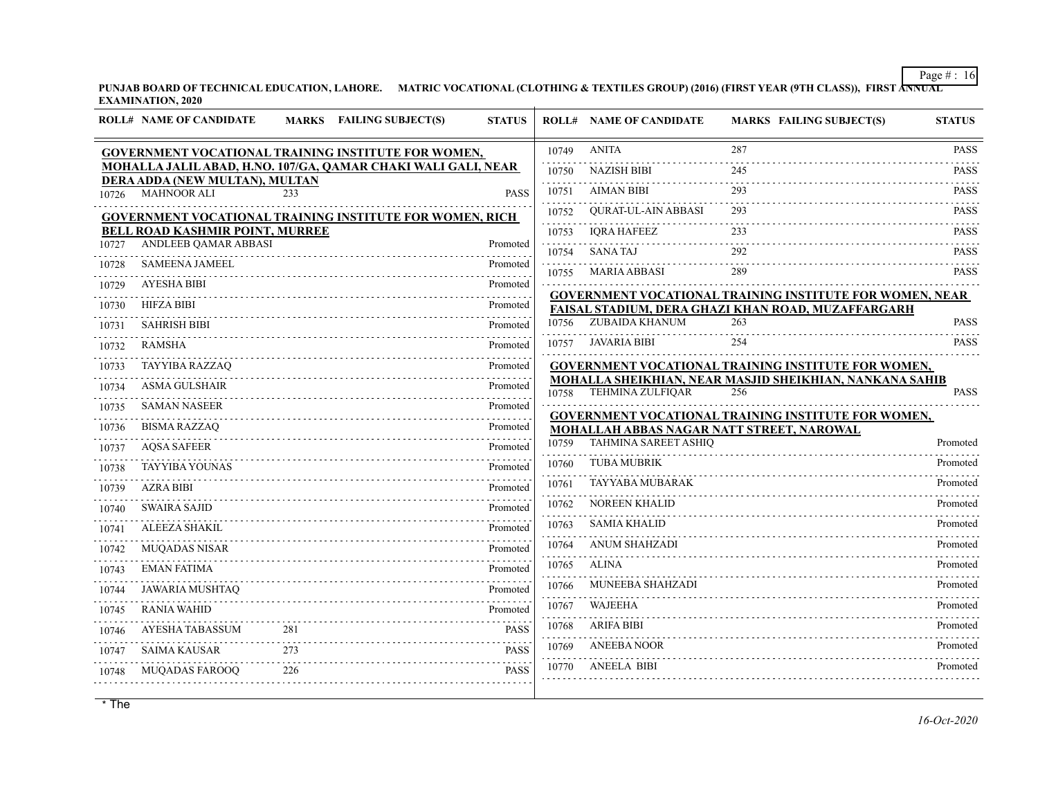PUNJAB BOARD OF TECHNICAL EDUCATION, LAHORE. MATRIC VOCATIONAL (CLOTHING & TEXTILES GROUP) (2016) (FIRST YEAR (9TH CLASS)), FIRST ANNUAL EXAMINATION, 2020

| ROLL# | NAME OF CANDIDATE | MARKS | FAILING SUBJECT(S) | STATUS |
|---|---|---|---|---|
| | **GOVERNMENT VOCATIONAL TRAINING INSTITUTE FOR WOMEN, MOHALLA JALIL ABAD, H.NO. 107/GA, QAMAR CHAKI WALI GALI, NEAR DERA ADDA (NEW MULTAN), MULTAN** | | | |
| 10726 | MAHNOOR ALI | 233 | | PASS |
| | **GOVERNMENT VOCATIONAL TRAINING INSTITUTE FOR WOMEN, RICH BELL ROAD KASHMIR POINT, MURREE** | | | |
| 10727 | ANDLEEB QAMAR ABBASI | | | Promoted |
| 10728 | SAMEENA JAMEEL | | | Promoted |
| 10729 | AYESHA BIBI | | | Promoted |
| 10730 | HIFZA BIBI | | | Promoted |
| 10731 | SAHRISH BIBI | | | Promoted |
| 10732 | RAMSHA | | | Promoted |
| 10733 | TAYYIBA RAZZAQ | | | Promoted |
| 10734 | ASMA GULSHAIR | | | Promoted |
| 10735 | SAMAN NASEER | | | Promoted |
| 10736 | BISMA RAZZAQ | | | Promoted |
| 10737 | AQSA SAFEER | | | Promoted |
| 10738 | TAYYIBA YOUNAS | | | Promoted |
| 10739 | AZRA BIBI | | | Promoted |
| 10740 | SWAIRA SAJID | | | Promoted |
| 10741 | ALEEZA SHAKIL | | | Promoted |
| 10742 | MUQADAS NISAR | | | Promoted |
| 10743 | EMAN FATIMA | | | Promoted |
| 10744 | JAWARIA MUSHTAQ | | | Promoted |
| 10745 | RANIA WAHID | | | Promoted |
| 10746 | AYESHA TABASSUM | 281 | | PASS |
| 10747 | SAIMA KAUSAR | 273 | | PASS |
| 10748 | MUQADAS FAROOQ | 226 | | PASS |
| 10749 | ANITA | 287 | | PASS |
| 10750 | NAZISH BIBI | 245 | | PASS |
| 10751 | AIMAN BIBI | 293 | | PASS |
| 10752 | QURAT-UL-AIN ABBASI | 293 | | PASS |
| 10753 | IQRA HAFEEZ | 233 | | PASS |
| 10754 | SANA TAJ | 292 | | PASS |
| 10755 | MARIA ABBASI | 289 | | PASS |
| | **GOVERNMENT VOCATIONAL TRAINING INSTITUTE FOR WOMEN, NEAR FAISAL STADIUM, DERA GHAZI KHAN ROAD, MUZAFFARGARH** | | | |
| 10756 | ZUBAIDA KHANUM | 263 | | PASS |
| 10757 | JAVARIA BIBI | 254 | | PASS |
| | **GOVERNMENT VOCATIONAL TRAINING INSTITUTE FOR WOMEN, MOHALLA SHEIKHIAN, NEAR MASJID SHEIKHIAN, NANKANA SAHIB** | | | |
| 10758 | TEHMINA ZULFIQAR | 256 | | PASS |
| | **GOVERNMENT VOCATIONAL TRAINING INSTITUTE FOR WOMEN, MOHALLAH ABBAS NAGAR NATT STREET, NAROWAL** | | | |
| 10759 | TAHMINA SAREET ASHIQ | | | Promoted |
| 10760 | TUBA MUBRIK | | | Promoted |
| 10761 | TAYYABA MUBARAK | | | Promoted |
| 10762 | NOREEN KHALID | | | Promoted |
| 10763 | SAMIA KHALID | | | Promoted |
| 10764 | ANUM SHAHZADI | | | Promoted |
| 10765 | ALINA | | | Promoted |
| 10766 | MUNEEBA SHAHZADI | | | Promoted |
| 10767 | WAJEEHA | | | Promoted |
| 10768 | ARIFA BIBI | | | Promoted |
| 10769 | ANEEBA NOOR | | | Promoted |
| 10770 | ANEELA BIBI | | | Promoted |

* The

*16-Oct-2020*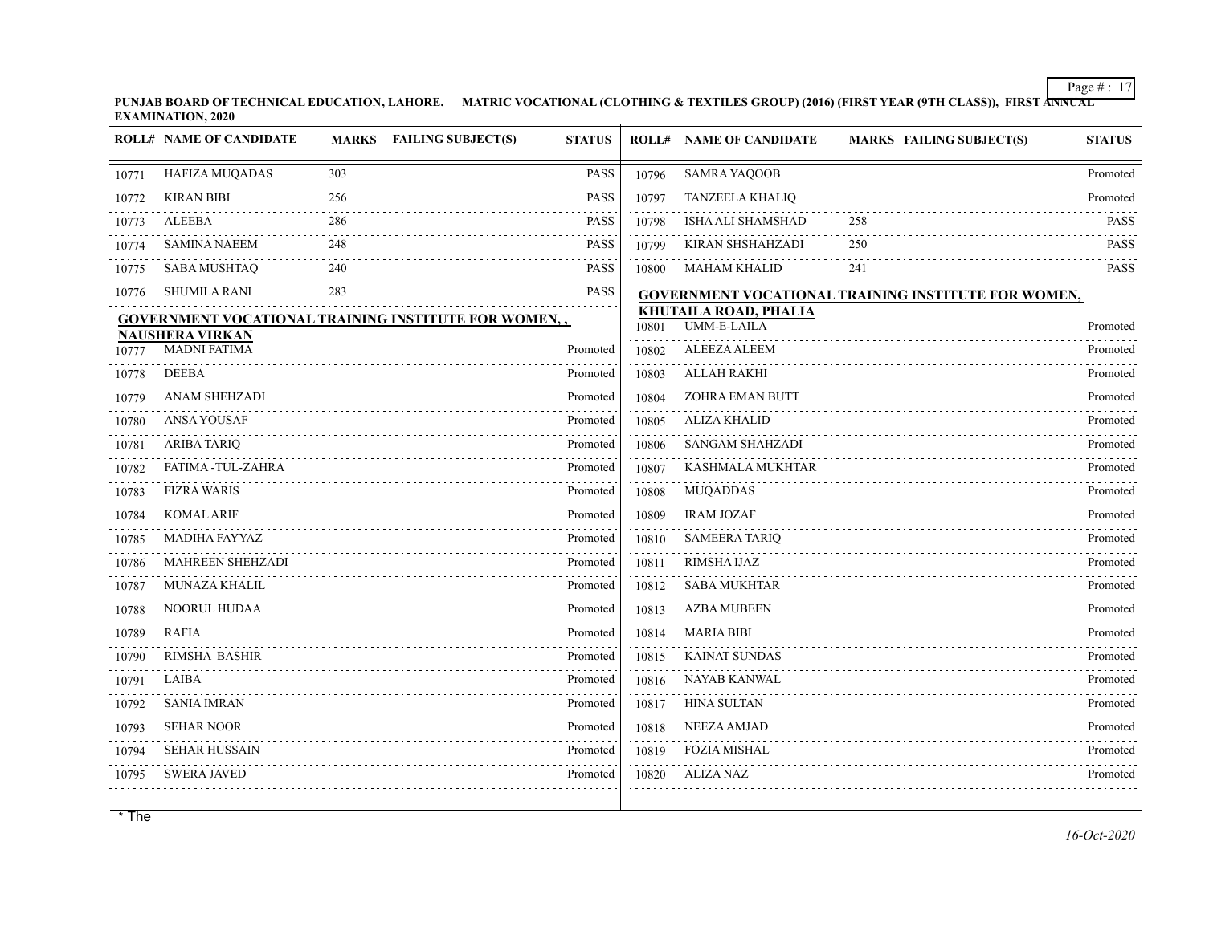PUNJAB BOARD OF TECHNICAL EDUCATION, LAHORE. MATRIC VOCATIONAL (CLOTHING & TEXTILES GROUP) (2016) (FIRST YEAR (9TH CLASS)), FIRST ANNUAL EXAMINATION, 2020

| ROLL# | NAME OF CANDIDATE | MARKS | FAILING SUBJECT(S) | STATUS |
|---|---|---|---|---|
| 10771 | HAFIZA MUQADAS | 303 | | PASS |
| 10772 | KIRAN BIBI | 256 | | PASS |
| 10773 | ALEEBA | 286 | | PASS |
| 10774 | SAMINA NAEEM | 248 | | PASS |
| 10775 | SABA MUSHTAQ | 240 | | PASS |
| 10776 | SHUMILA RANI | 283 | | PASS |

**GOVERNMENT VOCATIONAL TRAINING INSTITUTE FOR WOMEN, , NAUSHERA VIRKAN**

| ROLL# | NAME OF CANDIDATE | MARKS | FAILING SUBJECT(S) | STATUS |
|---|---|---|---|---|
| 10777 | MADNI FATIMA | | | Promoted |
| 10778 | DEEBA | | | Promoted |
| 10779 | ANAM SHEHZADI | | | Promoted |
| 10780 | ANSA YOUSAF | | | Promoted |
| 10781 | ARIBA TARIQ | | | Promoted |
| 10782 | FATIMA -TUL-ZAHRA | | | Promoted |
| 10783 | FIZRA WARIS | | | Promoted |
| 10784 | KOMAL ARIF | | | Promoted |
| 10785 | MADIHA FAYYAZ | | | Promoted |
| 10786 | MAHREEN SHEHZADI | | | Promoted |
| 10787 | MUNAZA KHALIL | | | Promoted |
| 10788 | NOORUL HUDAA | | | Promoted |
| 10789 | RAFIA | | | Promoted |
| 10790 | RIMSHA BASHIR | | | Promoted |
| 10791 | LAIBA | | | Promoted |
| 10792 | SANIA IMRAN | | | Promoted |
| 10793 | SEHAR NOOR | | | Promoted |
| 10794 | SEHAR HUSSAIN | | | Promoted |
| 10795 | SWERA JAVED | | | Promoted |
| 10796 | SAMRA YAQOOB | | | Promoted |
| 10797 | TANZEELA KHALIQ | | | Promoted |
| 10798 | ISHA ALI SHAMSHAD | 258 | | PASS |
| 10799 | KIRAN SHSHAHZADI | 250 | | PASS |
| 10800 | MAHAM KHALID | 241 | | PASS |

**GOVERNMENT VOCATIONAL TRAINING INSTITUTE FOR WOMEN, KHUTAILA ROAD, PHALIA**

| ROLL# | NAME OF CANDIDATE | MARKS | FAILING SUBJECT(S) | STATUS |
|---|---|---|---|---|
| 10801 | UMM-E-LAILA | | | Promoted |
| 10802 | ALEEZA ALEEM | | | Promoted |
| 10803 | ALLAH RAKHI | | | Promoted |
| 10804 | ZOHRA EMAN BUTT | | | Promoted |
| 10805 | ALIZA KHALID | | | Promoted |
| 10806 | SANGAM SHAHZADI | | | Promoted |
| 10807 | KASHMALA MUKHTAR | | | Promoted |
| 10808 | MUQADDAS | | | Promoted |
| 10809 | IRAM JOZAF | | | Promoted |
| 10810 | SAMEERA TARIQ | | | Promoted |
| 10811 | RIMSHA IJAZ | | | Promoted |
| 10812 | SABA MUKHTAR | | | Promoted |
| 10813 | AZBA MUBEEN | | | Promoted |
| 10814 | MARIA BIBI | | | Promoted |
| 10815 | KAINAT SUNDAS | | | Promoted |
| 10816 | NAYAB KANWAL | | | Promoted |
| 10817 | HINA SULTAN | | | Promoted |
| 10818 | NEEZA AMJAD | | | Promoted |
| 10819 | FOZIA MISHAL | | | Promoted |
| 10820 | ALIZA NAZ | | | Promoted |

* The

*16-Oct-2020*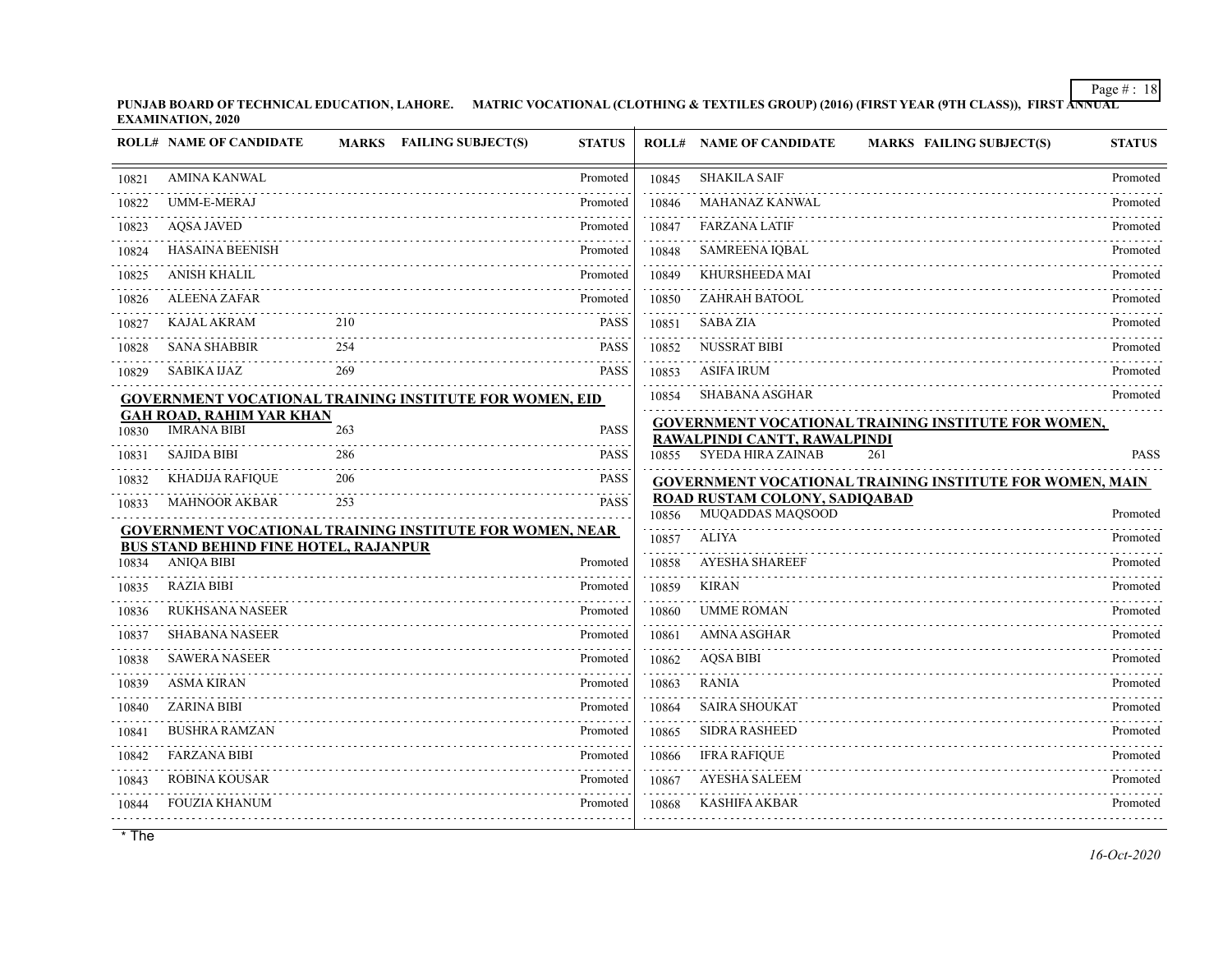**PUNJAB BOARD OF TECHNICAL EDUCATION, LAHORE. MATRIC VOCATIONAL (CLOTHING & TEXTILES GROUP) (2016) (FIRST YEAR (9TH CLASS)), FIRST ANNUAL EXAMINATION, 2020**

| ROLL# | NAME OF CANDIDATE | MARKS | FAILING SUBJECT(S) | STATUS |
|---|---|---|---|---|
| 10821 | AMINA KANWAL | | | Promoted |
| 10822 | UMM-E-MERAJ | | | Promoted |
| 10823 | AQSA JAVED | | | Promoted |
| 10824 | HASAINA BEENISH | | | Promoted |
| 10825 | ANISH KHALIL | | | Promoted |
| 10826 | ALEENA ZAFAR | | | Promoted |
| 10827 | KAJAL AKRAM | 210 | | PASS |
| 10828 | SANA SHABBIR | 254 | | PASS |
| 10829 | SABIKA IJAZ | 269 | | PASS |

**GOVERNMENT VOCATIONAL TRAINING INSTITUTE FOR WOMEN, EID GAH ROAD, RAHIM YAR KHAN**

| ROLL# | NAME OF CANDIDATE | MARKS | FAILING SUBJECT(S) | STATUS |
|---|---|---|---|---|
| 10830 | IMRANA BIBI | 263 | | PASS |
| 10831 | SAJIDA BIBI | 286 | | PASS |
| 10832 | KHADIJA RAFIQUE | 206 | | PASS |
| 10833 | MAHNOOR AKBAR | 253 | | PASS |

**GOVERNMENT VOCATIONAL TRAINING INSTITUTE FOR WOMEN, NEAR BUS STAND BEHIND FINE HOTEL, RAJANPUR**

| ROLL# | NAME OF CANDIDATE | MARKS | FAILING SUBJECT(S) | STATUS |
|---|---|---|---|---|
| 10834 | ANIQA BIBI | | | Promoted |
| 10835 | RAZIA BIBI | | | Promoted |
| 10836 | RUKHSANA NASEER | | | Promoted |
| 10837 | SHABANA NASEER | | | Promoted |
| 10838 | SAWERA NASEER | | | Promoted |
| 10839 | ASMA KIRAN | | | Promoted |
| 10840 | ZARINA BIBI | | | Promoted |
| 10841 | BUSHRA RAMZAN | | | Promoted |
| 10842 | FARZANA BIBI | | | Promoted |
| 10843 | ROBINA KOUSAR | | | Promoted |
| 10844 | FOUZIA KHANUM | | | Promoted |
| 10845 | SHAKILA SAIF | | | Promoted |
| 10846 | MAHANAZ KANWAL | | | Promoted |
| 10847 | FARZANA LATIF | | | Promoted |
| 10848 | SAMREENA IQBAL | | | Promoted |
| 10849 | KHURSHEEDA MAI | | | Promoted |
| 10850 | ZAHRAH BATOOL | | | Promoted |
| 10851 | SABA ZIA | | | Promoted |
| 10852 | NUSSRAT BIBI | | | Promoted |
| 10853 | ASIFA IRUM | | | Promoted |
| 10854 | SHABANA ASGHAR | | | Promoted |

**GOVERNMENT VOCATIONAL TRAINING INSTITUTE FOR WOMEN, RAWALPINDI CANTT, RAWALPINDI**

| ROLL# | NAME OF CANDIDATE | MARKS | FAILING SUBJECT(S) | STATUS |
|---|---|---|---|---|
| 10855 | SYEDA HIRA ZAINAB | 261 | | PASS |

**GOVERNMENT VOCATIONAL TRAINING INSTITUTE FOR WOMEN, MAIN ROAD RUSTAM COLONY, SADIQABAD**

| ROLL# | NAME OF CANDIDATE | MARKS | FAILING SUBJECT(S) | STATUS |
|---|---|---|---|---|
| 10856 | MUQADDAS MAQSOOD | | | Promoted |
| 10857 | ALIYA | | | Promoted |
| 10858 | AYESHA SHAREEF | | | Promoted |
| 10859 | KIRAN | | | Promoted |
| 10860 | UMME ROMAN | | | Promoted |
| 10861 | AMNA ASGHAR | | | Promoted |
| 10862 | AQSA BIBI | | | Promoted |
| 10863 | RANIA | | | Promoted |
| 10864 | SAIRA SHOUKAT | | | Promoted |
| 10865 | SIDRA RASHEED | | | Promoted |
| 10866 | IFRA RAFIQUE | | | Promoted |
| 10867 | AYESHA SALEEM | | | Promoted |
| 10868 | KASHIFA AKBAR | | | Promoted |

* The

*16-Oct-2020*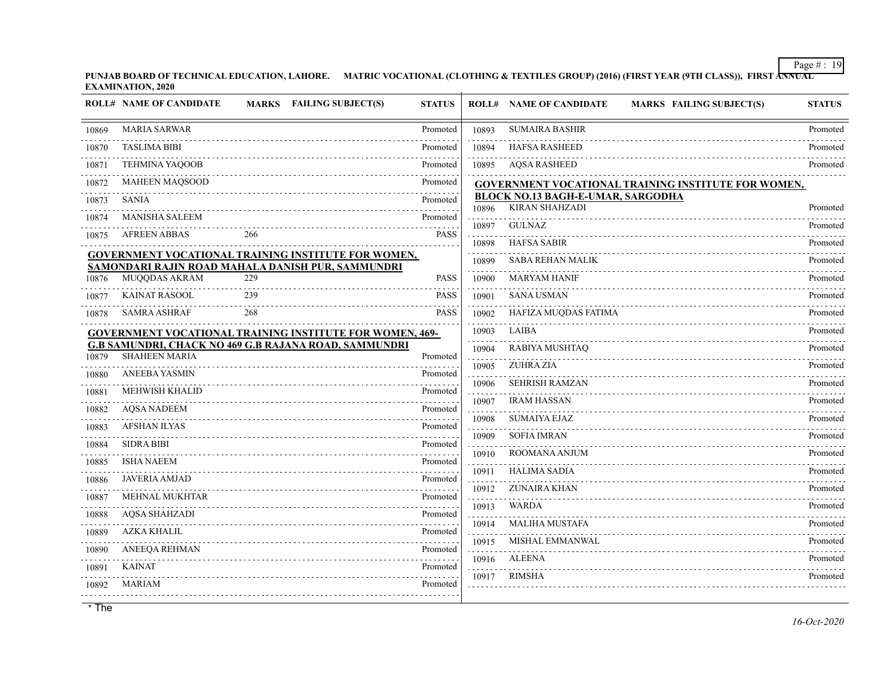PUNJAB BOARD OF TECHNICAL EDUCATION, LAHORE. MATRIC VOCATIONAL (CLOTHING & TEXTILES GROUP) (2016) (FIRST YEAR (9TH CLASS)), FIRST ANNUAL EXAMINATION, 2020

| ROLL# | NAME OF CANDIDATE | MARKS | FAILING SUBJECT(S) | STATUS |
|---|---|---|---|---|
| 10869 | MARIA SARWAR | | | Promoted |
| 10870 | TASLIMA BIBI | | | Promoted |
| 10871 | TEHMINA YAQOOB | | | Promoted |
| 10872 | MAHEEN MAQSOOD | | | Promoted |
| 10873 | SANIA | | | Promoted |
| 10874 | MANISHA SALEEM | | | Promoted |
| 10875 | AFREEN ABBAS | 266 | | PASS |

**GOVERNMENT VOCATIONAL TRAINING INSTITUTE FOR WOMEN, SAMONDARI RAJIN ROAD MAHALA DANISH PUR, SAMMUNDRI**

| ROLL# | NAME OF CANDIDATE | MARKS | FAILING SUBJECT(S) | STATUS |
|---|---|---|---|---|
| 10876 | MUQQDAS AKRAM | 229 | | PASS |
| 10877 | KAINAT RASOOL | 239 | | PASS |
| 10878 | SAMRA ASHRAF | 268 | | PASS |

**GOVERNMENT VOCATIONAL TRAINING INSTITUTE FOR WOMEN, 469-G.B SAMUNDRI, CHACK NO 469 G.B RAJANA ROAD, SAMMUNDRI**

| ROLL# | NAME OF CANDIDATE | MARKS | FAILING SUBJECT(S) | STATUS |
|---|---|---|---|---|
| 10879 | SHAHEEN MARIA | | | Promoted |
| 10880 | ANEEBA YASMIN | | | Promoted |
| 10881 | MEHWISH KHALID | | | Promoted |
| 10882 | AQSA NADEEM | | | Promoted |
| 10883 | AFSHAN ILYAS | | | Promoted |
| 10884 | SIDRA BIBI | | | Promoted |
| 10885 | ISHA NAEEM | | | Promoted |
| 10886 | JAVERIA AMJAD | | | Promoted |
| 10887 | MEHNAL MUKHTAR | | | Promoted |
| 10888 | AQSA SHAHZADI | | | Promoted |
| 10889 | AZKA KHALIL | | | Promoted |
| 10890 | ANEEQA REHMAN | | | Promoted |
| 10891 | KAINAT | | | Promoted |
| 10892 | MARIAM | | | Promoted |
| 10893 | SUMAIRA BASHIR | | | Promoted |
| 10894 | HAFSA RASHEED | | | Promoted |
| 10895 | AQSA RASHEED | | | Promoted |

**GOVERNMENT VOCATIONAL TRAINING INSTITUTE FOR WOMEN, BLOCK NO.13 BAGH-E-UMAR, SARGODHA**

| ROLL# | NAME OF CANDIDATE | MARKS | FAILING SUBJECT(S) | STATUS |
|---|---|---|---|---|
| 10896 | KIRAN SHAHZADI | | | Promoted |
| 10897 | GULNAZ | | | Promoted |
| 10898 | HAFSA SABIR | | | Promoted |
| 10899 | SABA REHAN MALIK | | | Promoted |
| 10900 | MARYAM HANIF | | | Promoted |
| 10901 | SANA USMAN | | | Promoted |
| 10902 | HAFIZA MUQDAS FATIMA | | | Promoted |
| 10903 | LAIBA | | | Promoted |
| 10904 | RABIYA MUSHTAQ | | | Promoted |
| 10905 | ZUHRA ZIA | | | Promoted |
| 10906 | SEHRISH RAMZAN | | | Promoted |
| 10907 | IRAM HASSAN | | | Promoted |
| 10908 | SUMAIYA EJAZ | | | Promoted |
| 10909 | SOFIA IMRAN | | | Promoted |
| 10910 | ROOMANA ANJUM | | | Promoted |
| 10911 | HALIMA SADIA | | | Promoted |
| 10912 | ZUNAIRA KHAN | | | Promoted |
| 10913 | WARDA | | | Promoted |
| 10914 | MALIHA MUSTAFA | | | Promoted |
| 10915 | MISHAL EMMANWAL | | | Promoted |
| 10916 | ALEENA | | | Promoted |
| 10917 | RIMSHA | | | Promoted |

* The

*16-Oct-2020*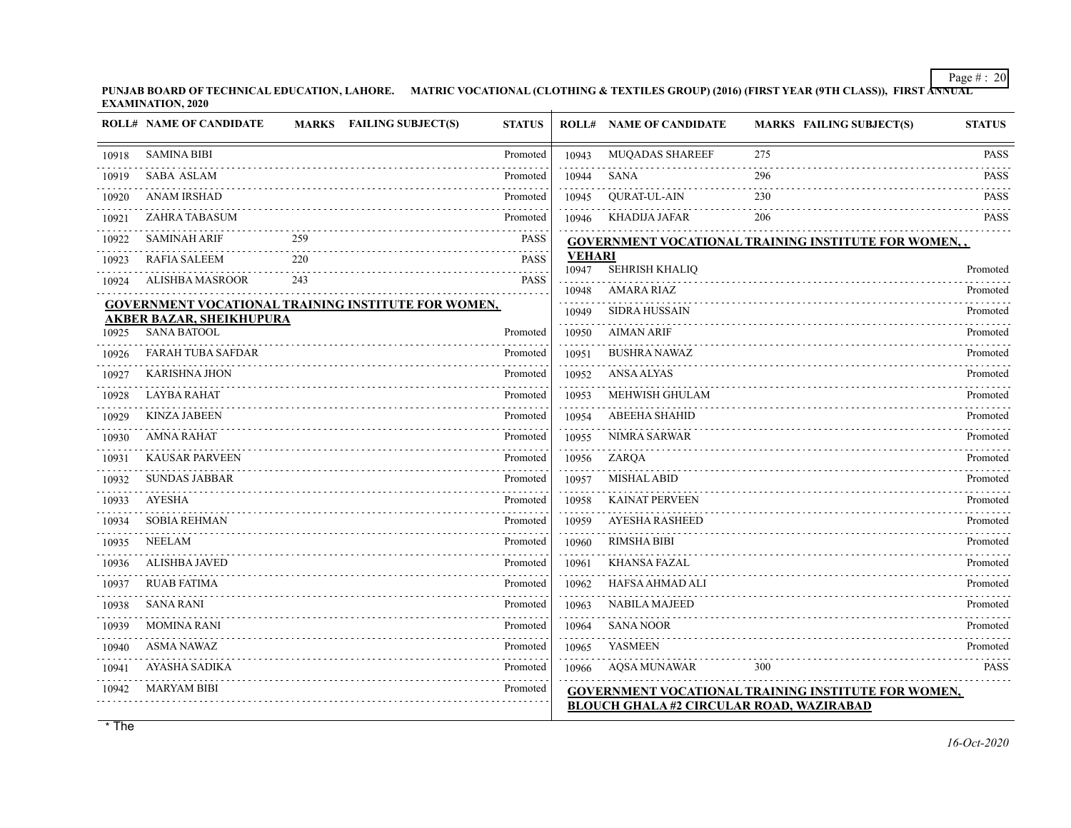PUNJAB BOARD OF TECHNICAL EDUCATION, LAHORE. MATRIC VOCATIONAL (CLOTHING & TEXTILES GROUP) (2016) (FIRST YEAR (9TH CLASS)), FIRST ANNUAL EXAMINATION, 2020

| ROLL# | NAME OF CANDIDATE | MARKS | FAILING SUBJECT(S) | STATUS |
|---|---|---|---|---|
| 10918 | SAMINA BIBI | | | Promoted |
| 10919 | SABA ASLAM | | | Promoted |
| 10920 | ANAM IRSHAD | | | Promoted |
| 10921 | ZAHRA TABASUM | | | Promoted |
| 10922 | SAMINAH ARIF | 259 | | PASS |
| 10923 | RAFIA SALEEM | 220 | | PASS |
| 10924 | ALISHBA MASROOR | 243 | | PASS |

**GOVERNMENT VOCATIONAL TRAINING INSTITUTE FOR WOMEN, AKBER BAZAR, SHEIKHUPURA**

| ROLL# | NAME OF CANDIDATE | MARKS | FAILING SUBJECT(S) | STATUS |
|---|---|---|---|---|
| 10925 | SANA BATOOL | | | Promoted |
| 10926 | FARAH TUBA SAFDAR | | | Promoted |
| 10927 | KARISHNA JHON | | | Promoted |
| 10928 | LAYBA RAHAT | | | Promoted |
| 10929 | KINZA JABEEN | | | Promoted |
| 10930 | AMNA RAHAT | | | Promoted |
| 10931 | KAUSAR PARVEEN | | | Promoted |
| 10932 | SUNDAS JABBAR | | | Promoted |
| 10933 | AYESHA | | | Promoted |
| 10934 | SOBIA REHMAN | | | Promoted |
| 10935 | NEELAM | | | Promoted |
| 10936 | ALISHBA JAVED | | | Promoted |
| 10937 | RUAB FATIMA | | | Promoted |
| 10938 | SANA RANI | | | Promoted |
| 10939 | MOMINA RANI | | | Promoted |
| 10940 | ASMA NAWAZ | | | Promoted |
| 10941 | AYASHA SADIKA | | | Promoted |
| 10942 | MARYAM BIBI | | | Promoted |
| 10943 | MUQADAS SHAREEF | 275 | | PASS |
| 10944 | SANA | 296 | | PASS |
| 10945 | QURAT-UL-AIN | 230 | | PASS |
| 10946 | KHADIJA JAFAR | 206 | | PASS |

**GOVERNMENT VOCATIONAL TRAINING INSTITUTE FOR WOMEN, , VEHARI**

| ROLL# | NAME OF CANDIDATE | MARKS | FAILING SUBJECT(S) | STATUS |
|---|---|---|---|---|
| 10947 | SEHRISH KHALIQ | | | Promoted |
| 10948 | AMARA RIAZ | | | Promoted |
| 10949 | SIDRA HUSSAIN | | | Promoted |
| 10950 | AIMAN ARIF | | | Promoted |
| 10951 | BUSHRA NAWAZ | | | Promoted |
| 10952 | ANSA ALYAS | | | Promoted |
| 10953 | MEHWISH GHULAM | | | Promoted |
| 10954 | ABEEHA SHAHID | | | Promoted |
| 10955 | NIMRA SARWAR | | | Promoted |
| 10956 | ZARQA | | | Promoted |
| 10957 | MISHAL ABID | | | Promoted |
| 10958 | KAINAT PERVEEN | | | Promoted |
| 10959 | AYESHA RASHEED | | | Promoted |
| 10960 | RIMSHA BIBI | | | Promoted |
| 10961 | KHANSA FAZAL | | | Promoted |
| 10962 | HAFSA AHMAD ALI | | | Promoted |
| 10963 | NABILA MAJEED | | | Promoted |
| 10964 | SANA NOOR | | | Promoted |
| 10965 | YASMEEN | | | Promoted |
| 10966 | AQSA MUNAWAR | 300 | | PASS |

**GOVERNMENT VOCATIONAL TRAINING INSTITUTE FOR WOMEN, BLOUCH GHALA #2 CIRCULAR ROAD, WAZIRABAD**

* The

*16-Oct-2020*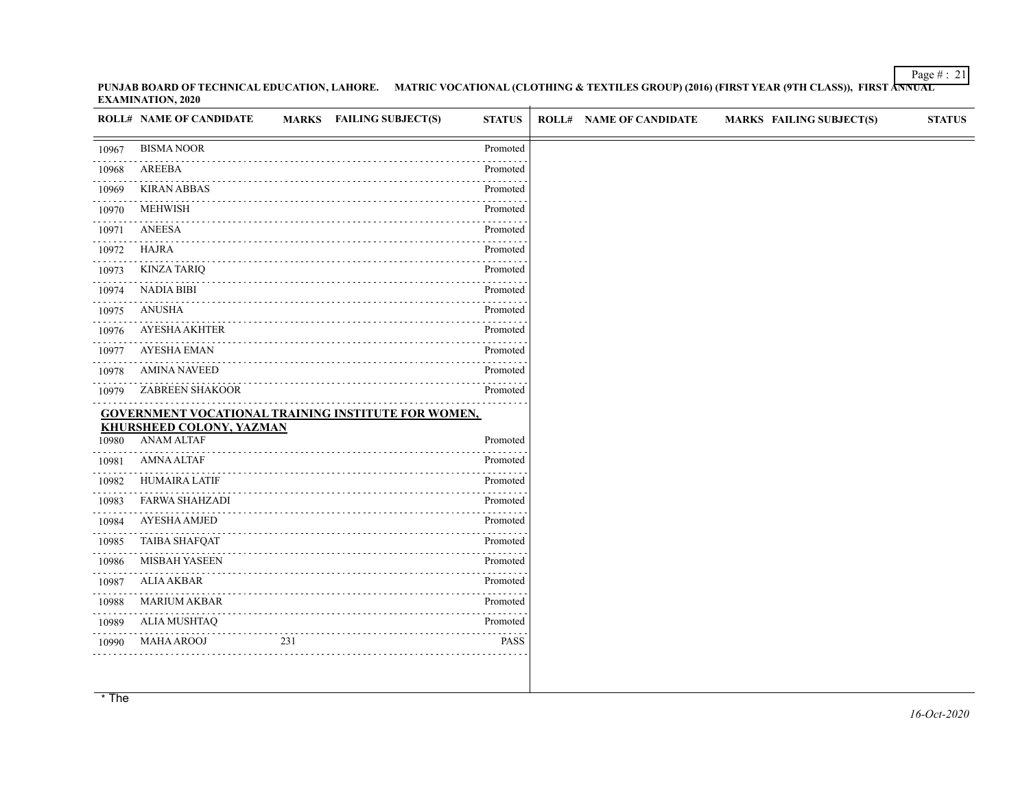**PUNJAB BOARD OF TECHNICAL EDUCATION, LAHORE. MATRIC VOCATIONAL (CLOTHING & TEXTILES GROUP) (2016) (FIRST YEAR (9TH CLASS)), FIRST ANNUAL EXAMINATION, 2020**

| ROLL# | NAME OF CANDIDATE | MARKS | FAILING SUBJECT(S) | STATUS |
|---|---|---|---|---|
| 10967 | BISMA NOOR | | | Promoted |
| 10968 | AREEBA | | | Promoted |
| 10969 | KIRAN ABBAS | | | Promoted |
| 10970 | MEHWISH | | | Promoted |
| 10971 | ANEESA | | | Promoted |
| 10972 | HAJRA | | | Promoted |
| 10973 | KINZA TARIQ | | | Promoted |
| 10974 | NADIA BIBI | | | Promoted |
| 10975 | ANUSHA | | | Promoted |
| 10976 | AYESHA AKHTER | | | Promoted |
| 10977 | AYESHA EMAN | | | Promoted |
| 10978 | AMINA NAVEED | | | Promoted |
| 10979 | ZABREEN SHAKOOR | | | Promoted |
| | **GOVERNMENT VOCATIONAL TRAINING INSTITUTE FOR WOMEN, KHURSHEED COLONY, YAZMAN** | | | |
| 10980 | ANAM ALTAF | | | Promoted |
| 10981 | AMNA ALTAF | | | Promoted |
| 10982 | HUMAIRA LATIF | | | Promoted |
| 10983 | FARWA SHAHZADI | | | Promoted |
| 10984 | AYESHA AMJED | | | Promoted |
| 10985 | TAIBA SHAFQAT | | | Promoted |
| 10986 | MISBAH YASEEN | | | Promoted |
| 10987 | ALIA AKBAR | | | Promoted |
| 10988 | MARIUM AKBAR | | | Promoted |
| 10989 | ALIA MUSHTAQ | | | Promoted |
| 10990 | MAHA AROOJ | 231 | | PASS |

\* The

*16-Oct-2020*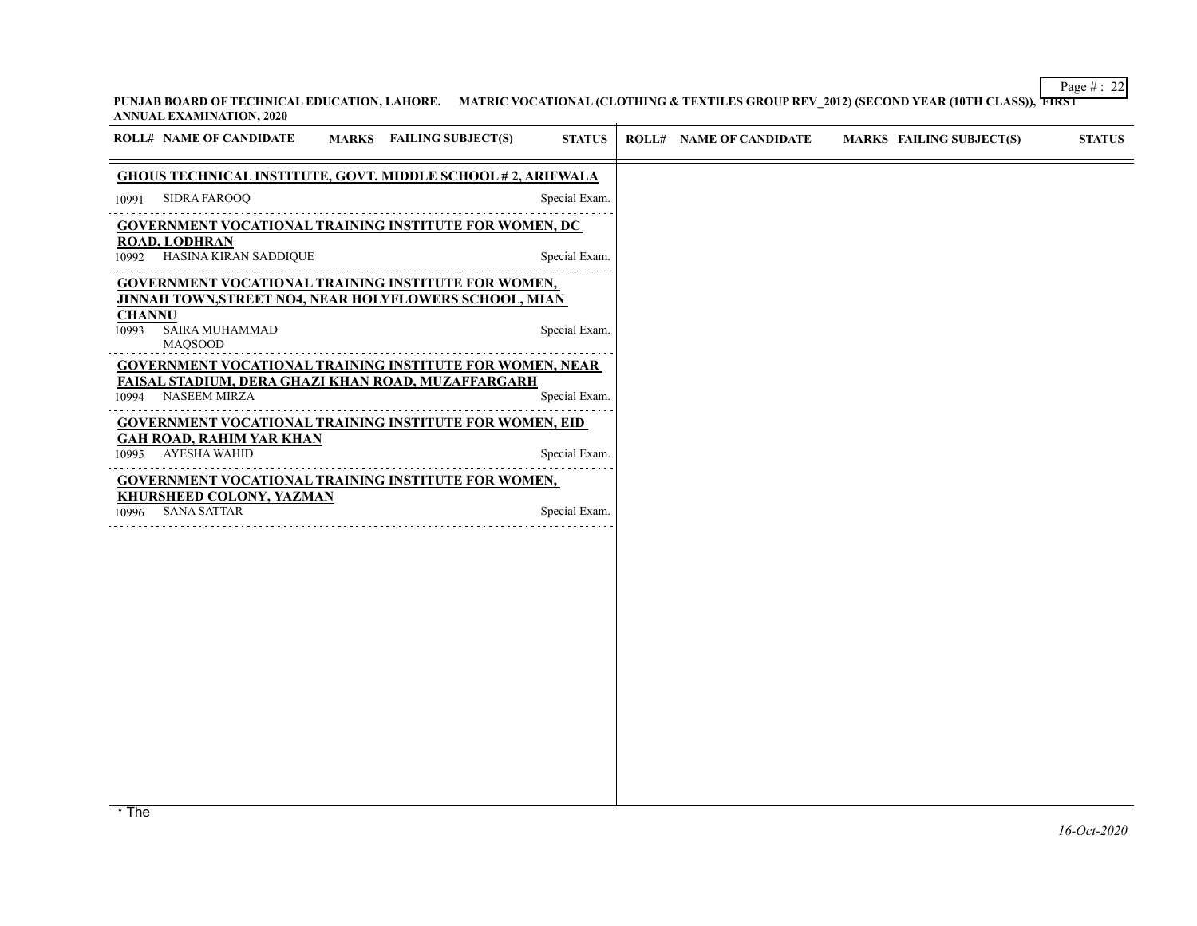PUNJAB BOARD OF TECHNICAL EDUCATION, LAHORE. MATRIC VOCATIONAL (CLOTHING & TEXTILES GROUP REV_2012) (SECOND YEAR (10TH CLASS)), FIRST ANNUAL EXAMINATION, 2020

| ROLL# | NAME OF CANDIDATE | MARKS | FAILING SUBJECT(S) | STATUS |
|---|---|---|---|---|
| **GHOUS TECHNICAL INSTITUTE, GOVT. MIDDLE SCHOOL # 2, ARIFWALA** | | | | |
| 10991 | SIDRA FAROOQ | | | Special Exam. |
| **GOVERNMENT VOCATIONAL TRAINING INSTITUTE FOR WOMEN, DC ROAD, LODHRAN** | | | | |
| 10992 | HASINA KIRAN SADDIQUE | | | Special Exam. |
| **GOVERNMENT VOCATIONAL TRAINING INSTITUTE FOR WOMEN, JINNAH TOWN,STREET NO4, NEAR HOLYFLOWERS SCHOOL, MIAN CHANNU** | | | | |
| 10993 | SAIRA MUHAMMAD MAQSOOD | | | Special Exam. |
| **GOVERNMENT VOCATIONAL TRAINING INSTITUTE FOR WOMEN, NEAR FAISAL STADIUM, DERA GHAZI KHAN ROAD, MUZAFFARGARH** | | | | |
| 10994 | NASEEM MIRZA | | | Special Exam. |
| **GOVERNMENT VOCATIONAL TRAINING INSTITUTE FOR WOMEN, EID GAH ROAD, RAHIM YAR KHAN** | | | | |
| 10995 | AYESHA WAHID | | | Special Exam. |
| **GOVERNMENT VOCATIONAL TRAINING INSTITUTE FOR WOMEN, KHURSHEED COLONY, YAZMAN** | | | | |
| 10996 | SANA SATTAR | | | Special Exam. |

* The

*16-Oct-2020*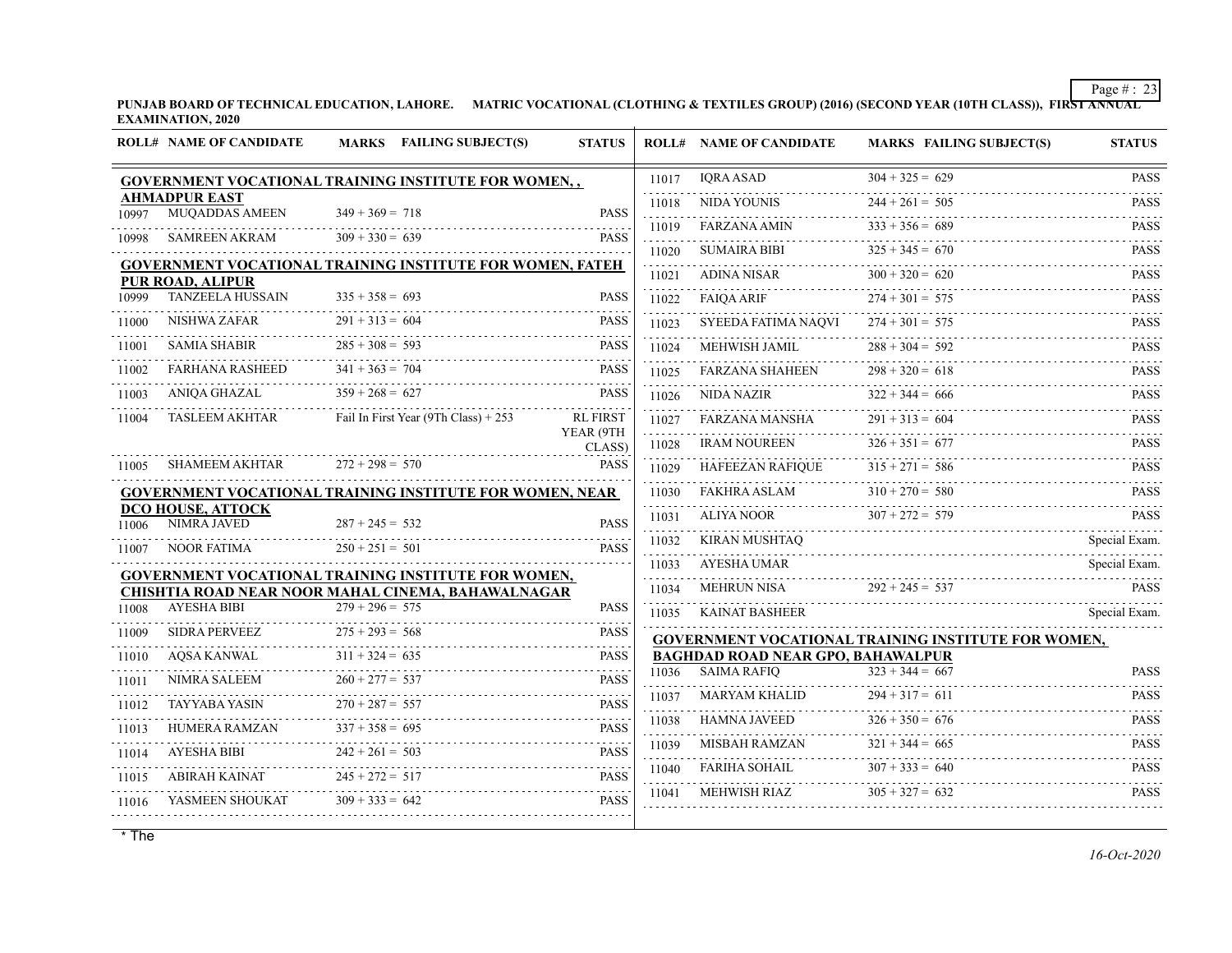PUNJAB BOARD OF TECHNICAL EDUCATION, LAHORE. MATRIC VOCATIONAL (CLOTHING & TEXTILES GROUP) (2016) (SECOND YEAR (10TH CLASS)), FIRST ANNUAL EXAMINATION, 2020

| ROLL# | NAME OF CANDIDATE | MARKS | FAILING SUBJECT(S) | STATUS |
|---|---|---|---|---|
| **GOVERNMENT VOCATIONAL TRAINING INSTITUTE FOR WOMEN, , AHMADPUR EAST** | | | | |
| 10997 | MUQADDAS AMEEN | 349 + 369 = 718 | | PASS |
| 10998 | SAMREEN AKRAM | 309 + 330 = 639 | | PASS |
| **GOVERNMENT VOCATIONAL TRAINING INSTITUTE FOR WOMEN, FATEH PUR ROAD, ALIPUR** | | | | |
| 10999 | TANZEELA HUSSAIN | 335 + 358 = 693 | | PASS |
| 11000 | NISHWA ZAFAR | 291 + 313 = 604 | | PASS |
| 11001 | SAMIA SHABIR | 285 + 308 = 593 | | PASS |
| 11002 | FARHANA RASHEED | 341 + 363 = 704 | | PASS |
| 11003 | ANIQA GHAZAL | 359 + 268 = 627 | | PASS |
| 11004 | TASLEEM AKHTAR | Fail In First Year (9Th Class) + 253 | | RL FIRST YEAR (9TH CLASS) |
| 11005 | SHAMEEM AKHTAR | 272 + 298 = 570 | | PASS |
| **GOVERNMENT VOCATIONAL TRAINING INSTITUTE FOR WOMEN, NEAR DCO HOUSE, ATTOCK** | | | | |
| 11006 | NIMRA JAVED | 287 + 245 = 532 | | PASS |
| 11007 | NOOR FATIMA | 250 + 251 = 501 | | PASS |
| **GOVERNMENT VOCATIONAL TRAINING INSTITUTE FOR WOMEN, CHISHTIA ROAD NEAR NOOR MAHAL CINEMA, BAHAWALNAGAR** | | | | |
| 11008 | AYESHA BIBI | 279 + 296 = 575 | | PASS |
| 11009 | SIDRA PERVEEZ | 275 + 293 = 568 | | PASS |
| 11010 | AQSA KANWAL | 311 + 324 = 635 | | PASS |
| 11011 | NIMRA SALEEM | 260 + 277 = 537 | | PASS |
| 11012 | TAYYABA YASIN | 270 + 287 = 557 | | PASS |
| 11013 | HUMERA RAMZAN | 337 + 358 = 695 | | PASS |
| 11014 | AYESHA BIBI | 242 + 261 = 503 | | PASS |
| 11015 | ABIRAH KAINAT | 245 + 272 = 517 | | PASS |
| 11016 | YASMEEN SHOUKAT | 309 + 333 = 642 | | PASS |
| 11017 | IQRA ASAD | 304 + 325 = 629 | | PASS |
| 11018 | NIDA YOUNIS | 244 + 261 = 505 | | PASS |
| 11019 | FARZANA AMIN | 333 + 356 = 689 | | PASS |
| 11020 | SUMAIRA BIBI | 325 + 345 = 670 | | PASS |
| 11021 | ADINA NISAR | 300 + 320 = 620 | | PASS |
| 11022 | FAIQA ARIF | 274 + 301 = 575 | | PASS |
| 11023 | SYEEDA FATIMA NAQVI | 274 + 301 = 575 | | PASS |
| 11024 | MEHWISH JAMIL | 288 + 304 = 592 | | PASS |
| 11025 | FARZANA SHAHEEN | 298 + 320 = 618 | | PASS |
| 11026 | NIDA NAZIR | 322 + 344 = 666 | | PASS |
| 11027 | FARZANA MANSHA | 291 + 313 = 604 | | PASS |
| 11028 | IRAM NOUREEN | 326 + 351 = 677 | | PASS |
| 11029 | HAFEEZAN RAFIQUE | 315 + 271 = 586 | | PASS |
| 11030 | FAKHRA ASLAM | 310 + 270 = 580 | | PASS |
| 11031 | ALIYA NOOR | 307 + 272 = 579 | | PASS |
| 11032 | KIRAN MUSHTAQ | | | Special Exam. |
| 11033 | AYESHA UMAR | | | Special Exam. |
| 11034 | MEHRUN NISA | 292 + 245 = 537 | | PASS |
| 11035 | KAINAT BASHEER | | | Special Exam. |
| **GOVERNMENT VOCATIONAL TRAINING INSTITUTE FOR WOMEN, BAGHDAD ROAD NEAR GPO, BAHAWALPUR** | | | | |
| 11036 | SAIMA RAFIQ | 323 + 344 = 667 | | PASS |
| 11037 | MARYAM KHALID | 294 + 317 = 611 | | PASS |
| 11038 | HAMNA JAVEED | 326 + 350 = 676 | | PASS |
| 11039 | MISBAH RAMZAN | 321 + 344 = 665 | | PASS |
| 11040 | FARIHA SOHAIL | 307 + 333 = 640 | | PASS |
| 11041 | MEHWISH RIAZ | 305 + 327 = 632 | | PASS |

* The

*16-Oct-2020*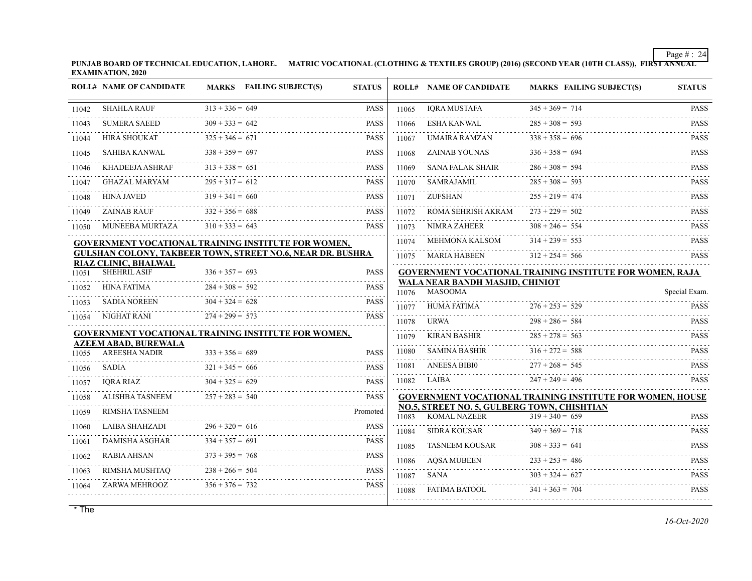PUNJAB BOARD OF TECHNICAL EDUCATION, LAHORE. MATRIC VOCATIONAL (CLOTHING & TEXTILES GROUP) (2016) (SECOND YEAR (10TH CLASS)), FIRST ANNUAL EXAMINATION, 2020

| ROLL# | NAME OF CANDIDATE | MARKS | FAILING SUBJECT(S) | STATUS |
|---|---|---|---|---|
| 11042 | SHAHLA RAUF | 313 + 336 = 649 | | PASS |
| 11043 | SUMERA SAEED | 309 + 333 = 642 | | PASS |
| 11044 | HIRA SHOUKAT | 325 + 346 = 671 | | PASS |
| 11045 | SAHIBA KANWAL | 338 + 359 = 697 | | PASS |
| 11046 | KHADEEJA ASHRAF | 313 + 338 = 651 | | PASS |
| 11047 | GHAZAL MARYAM | 295 + 317 = 612 | | PASS |
| 11048 | HINA JAVED | 319 + 341 = 660 | | PASS |
| 11049 | ZAINAB RAUF | 332 + 356 = 688 | | PASS |
| 11050 | MUNEEBA MURTAZA | 310 + 333 = 643 | | PASS |

**GOVERNMENT VOCATIONAL TRAINING INSTITUTE FOR WOMEN, GULSHAN COLONY, TAKBEER TOWN, STREET NO.6, NEAR DR. BUSHRA RIAZ CLINIC, BHALWAL**

| ROLL# | NAME OF CANDIDATE | MARKS | FAILING SUBJECT(S) | STATUS |
|---|---|---|---|---|
| 11051 | SHEHRIL ASIF | 336 + 357 = 693 | | PASS |
| 11052 | HINA FATIMA | 284 + 308 = 592 | | PASS |
| 11053 | SADIA NOREEN | 304 + 324 = 628 | | PASS |
| 11054 | NIGHAT RANI | 274 + 299 = 573 | | PASS |

**GOVERNMENT VOCATIONAL TRAINING INSTITUTE FOR WOMEN, AZEEM ABAD, BUREWALA**

| ROLL# | NAME OF CANDIDATE | MARKS | FAILING SUBJECT(S) | STATUS |
|---|---|---|---|---|
| 11055 | AREESHA NADIR | 333 + 356 = 689 | | PASS |
| 11056 | SADIA | 321 + 345 = 666 | | PASS |
| 11057 | IQRA RIAZ | 304 + 325 = 629 | | PASS |
| 11058 | ALISHBA TASNEEM | 257 + 283 = 540 | | PASS |
| 11059 | RIMSHA TASNEEM | | | Promoted |
| 11060 | LAIBA SHAHZADI | 296 + 320 = 616 | | PASS |
| 11061 | DAMISHA ASGHAR | 334 + 357 = 691 | | PASS |
| 11062 | RABIA AHSAN | 373 + 395 = 768 | | PASS |
| 11063 | RIMSHA MUSHTAQ | 238 + 266 = 504 | | PASS |
| 11064 | ZARWA MEHROOZ | 356 + 376 = 732 | | PASS |
| 11065 | IQRA MUSTAFA | 345 + 369 = 714 | | PASS |
| 11066 | ESHA KANWAL | 285 + 308 = 593 | | PASS |
| 11067 | UMAIRA RAMZAN | 338 + 358 = 696 | | PASS |
| 11068 | ZAINAB YOUNAS | 336 + 358 = 694 | | PASS |
| 11069 | SANA FALAK SHAIR | 286 + 308 = 594 | | PASS |
| 11070 | SAMRAJAMIL | 285 + 308 = 593 | | PASS |
| 11071 | ZUFSHAN | 255 + 219 = 474 | | PASS |
| 11072 | ROMA SEHRISH AKRAM | 273 + 229 = 502 | | PASS |
| 11073 | NIMRA ZAHEER | 308 + 246 = 554 | | PASS |
| 11074 | MEHMONA KALSOM | 314 + 239 = 553 | | PASS |
| 11075 | MARIA HABEEN | 312 + 254 = 566 | | PASS |

**GOVERNMENT VOCATIONAL TRAINING INSTITUTE FOR WOMEN, RAJA WALA NEAR BANDH MASJID, CHINIOT**

| ROLL# | NAME OF CANDIDATE | MARKS | FAILING SUBJECT(S) | STATUS |
|---|---|---|---|---|
| 11076 | MASOOMA | | | Special Exam. |
| 11077 | HUMA FATIMA | 276 + 253 = 529 | | PASS |
| 11078 | URWA | 298 + 286 = 584 | | PASS |
| 11079 | KIRAN BASHIR | 285 + 278 = 563 | | PASS |
| 11080 | SAMINA BASHIR | 316 + 272 = 588 | | PASS |
| 11081 | ANEESA BIBI0 | 277 + 268 = 545 | | PASS |
| 11082 | LAIBA | 247 + 249 = 496 | | PASS |

**GOVERNMENT VOCATIONAL TRAINING INSTITUTE FOR WOMEN, HOUSE NO.5, STREET NO. 5, GULBERG TOWN, CHISHTIAN**

| ROLL# | NAME OF CANDIDATE | MARKS | FAILING SUBJECT(S) | STATUS |
|---|---|---|---|---|
| 11083 | KOMAL NAZEER | 319 + 340 = 659 | | PASS |
| 11084 | SIDRA KOUSAR | 349 + 369 = 718 | | PASS |
| 11085 | TASNEEM KOUSAR | 308 + 333 = 641 | | PASS |
| 11086 | AQSA MUBEEN | 233 + 253 = 486 | | PASS |
| 11087 | SANA | 303 + 324 = 627 | | PASS |
| 11088 | FATIMA BATOOL | 341 + 363 = 704 | | PASS |

* The

*16-Oct-2020*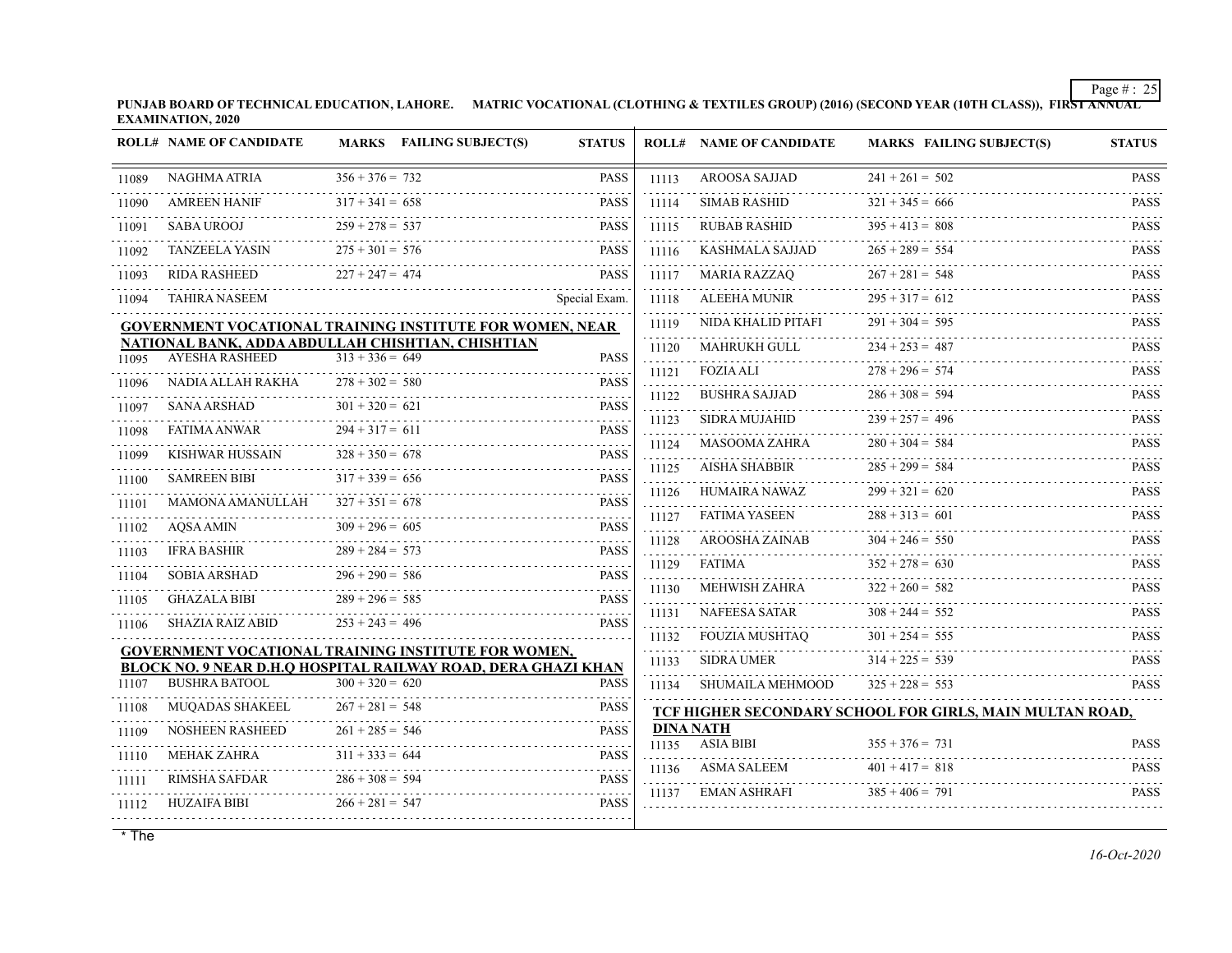**PUNJAB BOARD OF TECHNICAL EDUCATION, LAHORE. MATRIC VOCATIONAL (CLOTHING & TEXTILES GROUP) (2016) (SECOND YEAR (10TH CLASS)), FIRST ANNUAL EXAMINATION, 2020**

| ROLL# | NAME OF CANDIDATE | MARKS | FAILING SUBJECT(S) | STATUS |
|---|---|---|---|---|
| 11089 | NAGHMA ATRIA | 356 + 376 = 732 | | PASS |
| 11090 | AMREEN HANIF | 317 + 341 = 658 | | PASS |
| 11091 | SABA UROOJ | 259 + 278 = 537 | | PASS |
| 11092 | TANZEELA YASIN | 275 + 301 = 576 | | PASS |
| 11093 | RIDA RASHEED | 227 + 247 = 474 | | PASS |
| 11094 | TAHIRA NASEEM | | | Special Exam. |

**GOVERNMENT VOCATIONAL TRAINING INSTITUTE FOR WOMEN, NEAR NATIONAL BANK, ADDA ABDULLAH CHISHTIAN, CHISHTIAN**

| ROLL# | NAME OF CANDIDATE | MARKS | FAILING SUBJECT(S) | STATUS |
|---|---|---|---|---|
| 11095 | AYESHA RASHEED | 313 + 336 = 649 | | PASS |
| 11096 | NADIA ALLAH RAKHA | 278 + 302 = 580 | | PASS |
| 11097 | SANA ARSHAD | 301 + 320 = 621 | | PASS |
| 11098 | FATIMA ANWAR | 294 + 317 = 611 | | PASS |
| 11099 | KISHWAR HUSSAIN | 328 + 350 = 678 | | PASS |
| 11100 | SAMREEN BIBI | 317 + 339 = 656 | | PASS |
| 11101 | MAMONA AMANULLAH | 327 + 351 = 678 | | PASS |
| 11102 | AQSA AMIN | 309 + 296 = 605 | | PASS |
| 11103 | IFRA BASHIR | 289 + 284 = 573 | | PASS |
| 11104 | SOBIA ARSHAD | 296 + 290 = 586 | | PASS |
| 11105 | GHAZALA BIBI | 289 + 296 = 585 | | PASS |
| 11106 | SHAZIA RAIZ ABID | 253 + 243 = 496 | | PASS |

**GOVERNMENT VOCATIONAL TRAINING INSTITUTE FOR WOMEN, BLOCK NO. 9 NEAR D.H.Q HOSPITAL RAILWAY ROAD, DERA GHAZI KHAN**

| ROLL# | NAME OF CANDIDATE | MARKS | FAILING SUBJECT(S) | STATUS |
|---|---|---|---|---|
| 11107 | BUSHRA BATOOL | 300 + 320 = 620 | | PASS |
| 11108 | MUQADAS SHAKEEL | 267 + 281 = 548 | | PASS |
| 11109 | NOSHEEN RASHEED | 261 + 285 = 546 | | PASS |
| 11110 | MEHAK ZAHRA | 311 + 333 = 644 | | PASS |
| 11111 | RIMSHA SAFDAR | 286 + 308 = 594 | | PASS |
| 11112 | HUZAIFA BIBI | 266 + 281 = 547 | | PASS |
| 11113 | AROOSA SAJJAD | 241 + 261 = 502 | | PASS |
| 11114 | SIMAB RASHID | 321 + 345 = 666 | | PASS |
| 11115 | RUBAB RASHID | 395 + 413 = 808 | | PASS |
| 11116 | KASHMALA SAJJAD | 265 + 289 = 554 | | PASS |
| 11117 | MARIA RAZZAQ | 267 + 281 = 548 | | PASS |
| 11118 | ALEEHA MUNIR | 295 + 317 = 612 | | PASS |
| 11119 | NIDA KHALID PITAFI | 291 + 304 = 595 | | PASS |
| 11120 | MAHRUKH GULL | 234 + 253 = 487 | | PASS |
| 11121 | FOZIA ALI | 278 + 296 = 574 | | PASS |
| 11122 | BUSHRA SAJJAD | 286 + 308 = 594 | | PASS |
| 11123 | SIDRA MUJAHID | 239 + 257 = 496 | | PASS |
| 11124 | MASOOMA ZAHRA | 280 + 304 = 584 | | PASS |
| 11125 | AISHA SHABBIR | 285 + 299 = 584 | | PASS |
| 11126 | HUMAIRA NAWAZ | 299 + 321 = 620 | | PASS |
| 11127 | FATIMA YASEEN | 288 + 313 = 601 | | PASS |
| 11128 | AROOSHA ZAINAB | 304 + 246 = 550 | | PASS |
| 11129 | FATIMA | 352 + 278 = 630 | | PASS |
| 11130 | MEHWISH ZAHRA | 322 + 260 = 582 | | PASS |
| 11131 | NAFEESA SATAR | 308 + 244 = 552 | | PASS |
| 11132 | FOUZIA MUSHTAQ | 301 + 254 = 555 | | PASS |
| 11133 | SIDRA UMER | 314 + 225 = 539 | | PASS |
| 11134 | SHUMAILA MEHMOOD | 325 + 228 = 553 | | PASS |

**TCF HIGHER SECONDARY SCHOOL FOR GIRLS, MAIN MULTAN ROAD, DINA NATH**

| ROLL# | NAME OF CANDIDATE | MARKS | FAILING SUBJECT(S) | STATUS |
|---|---|---|---|---|
| 11135 | ASIA BIBI | 355 + 376 = 731 | | PASS |
| 11136 | ASMA SALEEM | 401 + 417 = 818 | | PASS |
| 11137 | EMAN ASHRAFI | 385 + 406 = 791 | | PASS |

* The

*16-Oct-2020*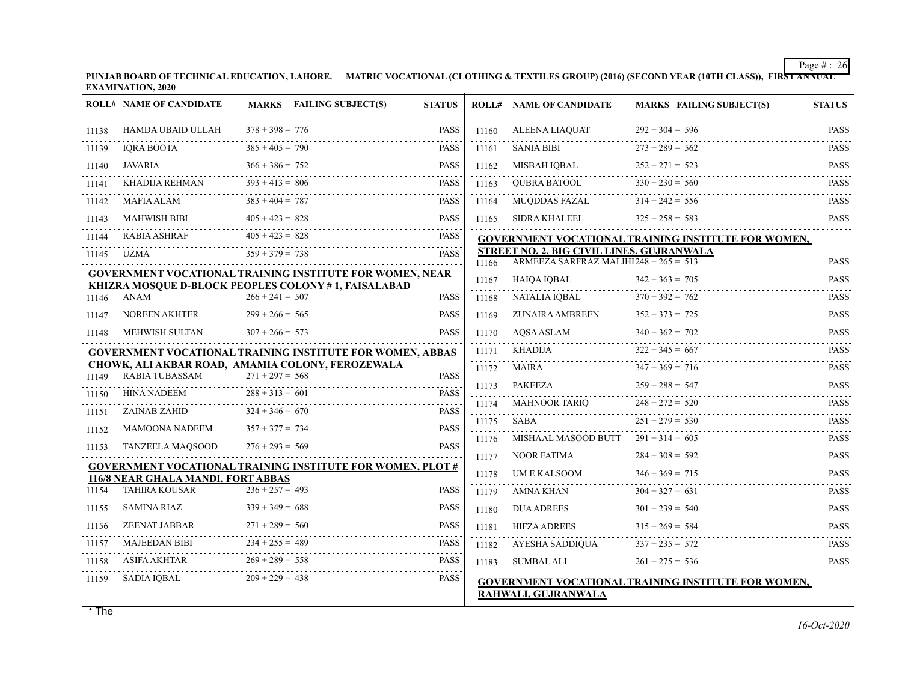PUNJAB BOARD OF TECHNICAL EDUCATION, LAHORE. MATRIC VOCATIONAL (CLOTHING & TEXTILES GROUP) (2016) (SECOND YEAR (10TH CLASS)), FIRST ANNUAL EXAMINATION, 2020

| ROLL# | NAME OF CANDIDATE | MARKS | FAILING SUBJECT(S) | STATUS |
|---|---|---|---|---|
| 11138 | HAMDA UBAID ULLAH | 378 + 398 = 776 | | PASS |
| 11139 | IQRA BOOTA | 385 + 405 = 790 | | PASS |
| 11140 | JAVARIA | 366 + 386 = 752 | | PASS |
| 11141 | KHADIJA REHMAN | 393 + 413 = 806 | | PASS |
| 11142 | MAFIA ALAM | 383 + 404 = 787 | | PASS |
| 11143 | MAHWISH BIBI | 405 + 423 = 828 | | PASS |
| 11144 | RABIA ASHRAF | 405 + 423 = 828 | | PASS |
| 11145 | UZMA | 359 + 379 = 738 | | PASS |

**GOVERNMENT VOCATIONAL TRAINING INSTITUTE FOR WOMEN, NEAR KHIZRA MOSQUE D-BLOCK PEOPLES COLONY # 1, FAISALABAD**

| ROLL# | NAME OF CANDIDATE | MARKS | FAILING SUBJECT(S) | STATUS |
|---|---|---|---|---|
| 11146 | ANAM | 266 + 241 = 507 | | PASS |
| 11147 | NOREEN AKHTER | 299 + 266 = 565 | | PASS |
| 11148 | MEHWISH SULTAN | 307 + 266 = 573 | | PASS |

**GOVERNMENT VOCATIONAL TRAINING INSTITUTE FOR WOMEN, ABBAS CHOWK, ALI AKBAR ROAD, AMAMIA COLONY, FEROZEWALA**

| ROLL# | NAME OF CANDIDATE | MARKS | FAILING SUBJECT(S) | STATUS |
|---|---|---|---|---|
| 11149 | RABIA TUBASSAM | 271 + 297 = 568 | | PASS |
| 11150 | HINA NADEEM | 288 + 313 = 601 | | PASS |
| 11151 | ZAINAB ZAHID | 324 + 346 = 670 | | PASS |
| 11152 | MAMOONA NADEEM | 357 + 377 = 734 | | PASS |
| 11153 | TANZEELA MAQSOOD | 276 + 293 = 569 | | PASS |

**GOVERNMENT VOCATIONAL TRAINING INSTITUTE FOR WOMEN, PLOT # 116/8 NEAR GHALA MANDI, FORT ABBAS**

| ROLL# | NAME OF CANDIDATE | MARKS | FAILING SUBJECT(S) | STATUS |
|---|---|---|---|---|
| 11154 | TAHIRA KOUSAR | 236 + 257 = 493 | | PASS |
| 11155 | SAMINA RIAZ | 339 + 349 = 688 | | PASS |
| 11156 | ZEENAT JABBAR | 271 + 289 = 560 | | PASS |
| 11157 | MAJEEDAN BIBI | 234 + 255 = 489 | | PASS |
| 11158 | ASIFA AKHTAR | 269 + 289 = 558 | | PASS |
| 11159 | SADIA IQBAL | 209 + 229 = 438 | | PASS |
| 11160 | ALEENA LIAQUAT | 292 + 304 = 596 | | PASS |
| 11161 | SANIA BIBI | 273 + 289 = 562 | | PASS |
| 11162 | MISBAH IQBAL | 252 + 271 = 523 | | PASS |
| 11163 | QUBRA BATOOL | 330 + 230 = 560 | | PASS |
| 11164 | MUQDDAS FAZAL | 314 + 242 = 556 | | PASS |
| 11165 | SIDRA KHALEEL | 325 + 258 = 583 | | PASS |

**GOVERNMENT VOCATIONAL TRAINING INSTITUTE FOR WOMEN, STREET NO. 2, BIG CIVIL LINES, GUJRANWALA**

| ROLL# | NAME OF CANDIDATE | MARKS | FAILING SUBJECT(S) | STATUS |
|---|---|---|---|---|
| 11166 | ARMEEZA SARFRAZ MALIHI | 248 + 265 = 513 | | PASS |
| 11167 | HAIQA IQBAL | 342 + 363 = 705 | | PASS |
| 11168 | NATALIA IQBAL | 370 + 392 = 762 | | PASS |
| 11169 | ZUNAIRA AMBREEN | 352 + 373 = 725 | | PASS |
| 11170 | AQSA ASLAM | 340 + 362 = 702 | | PASS |
| 11171 | KHADIJA | 322 + 345 = 667 | | PASS |
| 11172 | MAIRA | 347 + 369 = 716 | | PASS |
| 11173 | PAKEEZA | 259 + 288 = 547 | | PASS |
| 11174 | MAHNOOR TARIQ | 248 + 272 = 520 | | PASS |
| 11175 | SABA | 251 + 279 = 530 | | PASS |
| 11176 | MISHAAL MASOOD BUTT | 291 + 314 = 605 | | PASS |
| 11177 | NOOR FATIMA | 284 + 308 = 592 | | PASS |
| 11178 | UM E KALSOOM | 346 + 369 = 715 | | PASS |
| 11179 | AMNA KHAN | 304 + 327 = 631 | | PASS |
| 11180 | DUA ADREES | 301 + 239 = 540 | | PASS |
| 11181 | HIFZA ADREES | 315 + 269 = 584 | | PASS |
| 11182 | AYESHA SADDIQUA | 337 + 235 = 572 | | PASS |
| 11183 | SUMBAL ALI | 261 + 275 = 536 | | PASS |

**GOVERNMENT VOCATIONAL TRAINING INSTITUTE FOR WOMEN, RAHWALI, GUJRANWALA**

* The

16-Oct-2020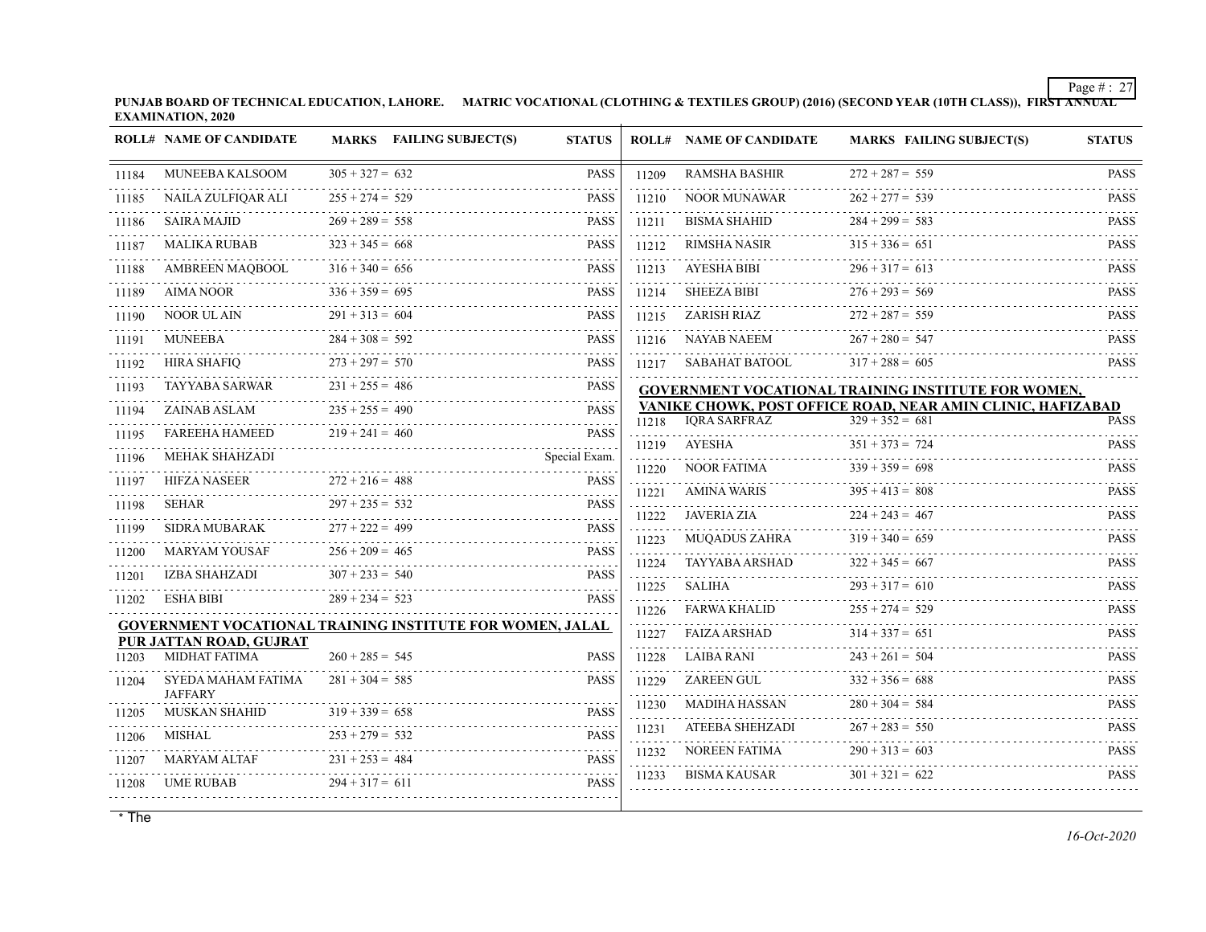PUNJAB BOARD OF TECHNICAL EDUCATION, LAHORE. MATRIC VOCATIONAL (CLOTHING & TEXTILES GROUP) (2016) (SECOND YEAR (10TH CLASS)), FIRST ANNUAL EXAMINATION, 2020

| ROLL# | NAME OF CANDIDATE | MARKS | FAILING SUBJECT(S) | STATUS |
|---|---|---|---|---|
| 11184 | MUNEEBA KALSOOM | 305 + 327 = 632 | | PASS |
| 11185 | NAILA ZULFIQAR ALI | 255 + 274 = 529 | | PASS |
| 11186 | SAIRA MAJID | 269 + 289 = 558 | | PASS |
| 11187 | MALIKA RUBAB | 323 + 345 = 668 | | PASS |
| 11188 | AMBREEN MAQBOOL | 316 + 340 = 656 | | PASS |
| 11189 | AIMA NOOR | 336 + 359 = 695 | | PASS |
| 11190 | NOOR UL AIN | 291 + 313 = 604 | | PASS |
| 11191 | MUNEEBA | 284 + 308 = 592 | | PASS |
| 11192 | HIRA SHAFIQ | 273 + 297 = 570 | | PASS |
| 11193 | TAYYABA SARWAR | 231 + 255 = 486 | | PASS |
| 11194 | ZAINAB ASLAM | 235 + 255 = 490 | | PASS |
| 11195 | FAREEHA HAMEED | 219 + 241 = 460 | | PASS |
| 11196 | MEHAK SHAHZADI | | | Special Exam. |
| 11197 | HIFZA NASEER | 272 + 216 = 488 | | PASS |
| 11198 | SEHAR | 297 + 235 = 532 | | PASS |
| 11199 | SIDRA MUBARAK | 277 + 222 = 499 | | PASS |
| 11200 | MARYAM YOUSAF | 256 + 209 = 465 | | PASS |
| 11201 | IZBA SHAHZADI | 307 + 233 = 540 | | PASS |
| 11202 | ESHA BIBI | 289 + 234 = 523 | | PASS |

**GOVERNMENT VOCATIONAL TRAINING INSTITUTE FOR WOMEN, JALAL PUR JATTAN ROAD, GUJRAT**

| ROLL# | NAME OF CANDIDATE | MARKS | FAILING SUBJECT(S) | STATUS |
|---|---|---|---|---|
| 11203 | MIDHAT FATIMA | 260 + 285 = 545 | | PASS |
| 11204 | SYEDA MAHAM FATIMA JAFFARY | 281 + 304 = 585 | | PASS |
| 11205 | MUSKAN SHAHID | 319 + 339 = 658 | | PASS |
| 11206 | MISHAL | 253 + 279 = 532 | | PASS |
| 11207 | MARYAM ALTAF | 231 + 253 = 484 | | PASS |
| 11208 | UME RUBAB | 294 + 317 = 611 | | PASS |
| 11209 | RAMSHA BASHIR | 272 + 287 = 559 | | PASS |
| 11210 | NOOR MUNAWAR | 262 + 277 = 539 | | PASS |
| 11211 | BISMA SHAHID | 284 + 299 = 583 | | PASS |
| 11212 | RIMSHA NASIR | 315 + 336 = 651 | | PASS |
| 11213 | AYESHA BIBI | 296 + 317 = 613 | | PASS |
| 11214 | SHEEZA BIBI | 276 + 293 = 569 | | PASS |
| 11215 | ZARISH RIAZ | 272 + 287 = 559 | | PASS |
| 11216 | NAYAB NAEEM | 267 + 280 = 547 | | PASS |
| 11217 | SABAHAT BATOOL | 317 + 288 = 605 | | PASS |

**GOVERNMENT VOCATIONAL TRAINING INSTITUTE FOR WOMEN, VANIKE CHOWK, POST OFFICE ROAD, NEAR AMIN CLINIC, HAFIZABAD**

| ROLL# | NAME OF CANDIDATE | MARKS | FAILING SUBJECT(S) | STATUS |
|---|---|---|---|---|
| 11218 | IQRA SARFRAZ | 329 + 352 = 681 | | PASS |
| 11219 | AYESHA | 351 + 373 = 724 | | PASS |
| 11220 | NOOR FATIMA | 339 + 359 = 698 | | PASS |
| 11221 | AMINA WARIS | 395 + 413 = 808 | | PASS |
| 11222 | JAVERIA ZIA | 224 + 243 = 467 | | PASS |
| 11223 | MUQADUS ZAHRA | 319 + 340 = 659 | | PASS |
| 11224 | TAYYABA ARSHAD | 322 + 345 = 667 | | PASS |
| 11225 | SALIHA | 293 + 317 = 610 | | PASS |
| 11226 | FARWA KHALID | 255 + 274 = 529 | | PASS |
| 11227 | FAIZA ARSHAD | 314 + 337 = 651 | | PASS |
| 11228 | LAIBA RANI | 243 + 261 = 504 | | PASS |
| 11229 | ZAREEN GUL | 332 + 356 = 688 | | PASS |
| 11230 | MADIHA HASSAN | 280 + 304 = 584 | | PASS |
| 11231 | ATEEBA SHEHZADI | 267 + 283 = 550 | | PASS |
| 11232 | NOREEN FATIMA | 290 + 313 = 603 | | PASS |
| 11233 | BISMA KAUSAR | 301 + 321 = 622 | | PASS |

\* The

*16-Oct-2020*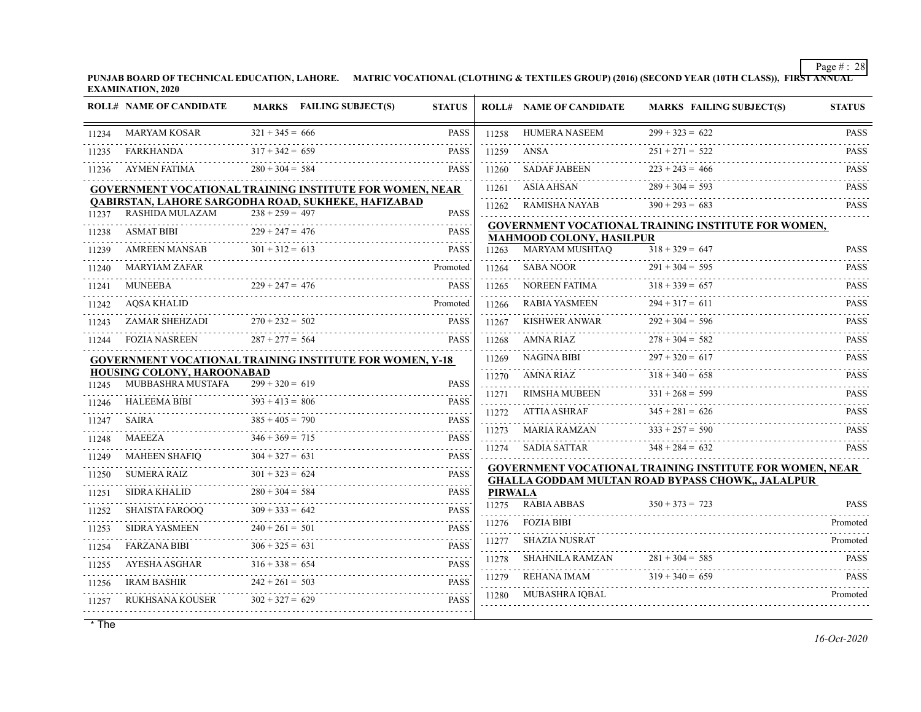PUNJAB BOARD OF TECHNICAL EDUCATION, LAHORE. MATRIC VOCATIONAL (CLOTHING & TEXTILES GROUP) (2016) (SECOND YEAR (10TH CLASS)), FIRST ANNUAL EXAMINATION, 2020

| ROLL# | NAME OF CANDIDATE | MARKS | FAILING SUBJECT(S) | STATUS |
|---|---|---|---|---|
| 11234 | MARYAM KOSAR | 321 + 345 = 666 | | PASS |
| 11235 | FARKHANDA | 317 + 342 = 659 | | PASS |
| 11236 | AYMEN FATIMA | 280 + 304 = 584 | | PASS |

**GOVERNMENT VOCATIONAL TRAINING INSTITUTE FOR WOMEN, NEAR QABIRSTAN, LAHORE SARGODHA ROAD, SUKHEKE, HAFIZABAD**

| ROLL# | NAME OF CANDIDATE | MARKS | FAILING SUBJECT(S) | STATUS |
|---|---|---|---|---|
| 11237 | RASHIDA MULAZAM | 238 + 259 = 497 | | PASS |
| 11238 | ASMAT BIBI | 229 + 247 = 476 | | PASS |
| 11239 | AMREEN MANSAB | 301 + 312 = 613 | | PASS |
| 11240 | MARYIAM ZAFAR | | | Promoted |
| 11241 | MUNEEBA | 229 + 247 = 476 | | PASS |
| 11242 | AQSA KHALID | | | Promoted |
| 11243 | ZAMAR SHEHZADI | 270 + 232 = 502 | | PASS |
| 11244 | FOZIA NASREEN | 287 + 277 = 564 | | PASS |

**GOVERNMENT VOCATIONAL TRAINING INSTITUTE FOR WOMEN, Y-18 HOUSING COLONY, HAROONABAD**

| ROLL# | NAME OF CANDIDATE | MARKS | FAILING SUBJECT(S) | STATUS |
|---|---|---|---|---|
| 11245 | MUBBASHRA MUSTAFA | 299 + 320 = 619 | | PASS |
| 11246 | HALEEMA BIBI | 393 + 413 = 806 | | PASS |
| 11247 | SAIRA | 385 + 405 = 790 | | PASS |
| 11248 | MAEEZA | 346 + 369 = 715 | | PASS |
| 11249 | MAHEEN SHAFIQ | 304 + 327 = 631 | | PASS |
| 11250 | SUMERA RAIZ | 301 + 323 = 624 | | PASS |
| 11251 | SIDRA KHALID | 280 + 304 = 584 | | PASS |
| 11252 | SHAISTA FAROOQ | 309 + 333 = 642 | | PASS |
| 11253 | SIDRA YASMEEN | 240 + 261 = 501 | | PASS |
| 11254 | FARZANA BIBI | 306 + 325 = 631 | | PASS |
| 11255 | AYESHA ASGHAR | 316 + 338 = 654 | | PASS |
| 11256 | IRAM BASHIR | 242 + 261 = 503 | | PASS |
| 11257 | RUKHSANA KOUSER | 302 + 327 = 629 | | PASS |
| 11258 | HUMERA NASEEM | 299 + 323 = 622 | | PASS |
| 11259 | ANSA | 251 + 271 = 522 | | PASS |
| 11260 | SADAF JABEEN | 223 + 243 = 466 | | PASS |
| 11261 | ASIA AHSAN | 289 + 304 = 593 | | PASS |
| 11262 | RAMISHA NAYAB | 390 + 293 = 683 | | PASS |

**GOVERNMENT VOCATIONAL TRAINING INSTITUTE FOR WOMEN, MAHMOOD COLONY, HASILPUR**

| ROLL# | NAME OF CANDIDATE | MARKS | FAILING SUBJECT(S) | STATUS |
|---|---|---|---|---|
| 11263 | MARYAM MUSHTAQ | 318 + 329 = 647 | | PASS |
| 11264 | SABA NOOR | 291 + 304 = 595 | | PASS |
| 11265 | NOREEN FATIMA | 318 + 339 = 657 | | PASS |
| 11266 | RABIA YASMEEN | 294 + 317 = 611 | | PASS |
| 11267 | KISHWER ANWAR | 292 + 304 = 596 | | PASS |
| 11268 | AMNA RIAZ | 278 + 304 = 582 | | PASS |
| 11269 | NAGINA BIBI | 297 + 320 = 617 | | PASS |
| 11270 | AMNA RIAZ | 318 + 340 = 658 | | PASS |
| 11271 | RIMSHA MUBEEN | 331 + 268 = 599 | | PASS |
| 11272 | ATTIA ASHRAF | 345 + 281 = 626 | | PASS |
| 11273 | MARIA RAMZAN | 333 + 257 = 590 | | PASS |
| 11274 | SADIA SATTAR | 348 + 284 = 632 | | PASS |

**GOVERNMENT VOCATIONAL TRAINING INSTITUTE FOR WOMEN, NEAR GHALLA GODDAM MULTAN ROAD BYPASS CHOWK,, JALALPUR PIRWALA**

| ROLL# | NAME OF CANDIDATE | MARKS | FAILING SUBJECT(S) | STATUS |
|---|---|---|---|---|
| 11275 | RABIA ABBAS | 350 + 373 = 723 | | PASS |
| 11276 | FOZIA BIBI | | | Promoted |
| 11277 | SHAZIA NUSRAT | | | Promoted |
| 11278 | SHAHNILA RAMZAN | 281 + 304 = 585 | | PASS |
| 11279 | REHANA IMAM | 319 + 340 = 659 | | PASS |
| 11280 | MUBASHRA IQBAL | | | Promoted |

\* The

*16-Oct-2020*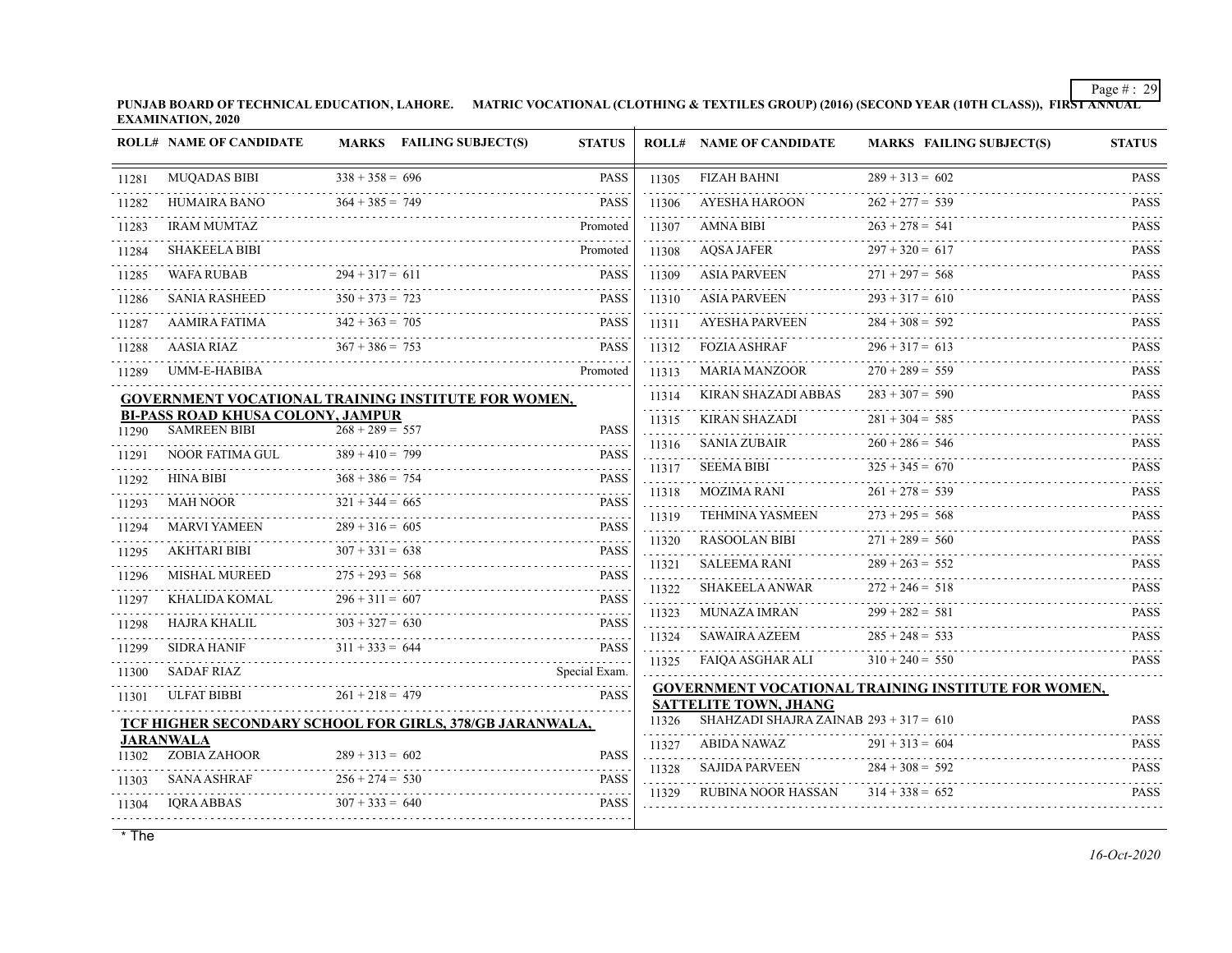PUNJAB BOARD OF TECHNICAL EDUCATION, LAHORE. MATRIC VOCATIONAL (CLOTHING & TEXTILES GROUP) (2016) (SECOND YEAR (10TH CLASS)), FIRST ANNUAL EXAMINATION, 2020

| ROLL# | NAME OF CANDIDATE | MARKS | FAILING SUBJECT(S) | STATUS |
|---|---|---|---|---|
| 11281 | MUQADAS BIBI | 338 + 358 = 696 | | PASS |
| 11282 | HUMAIRA BANO | 364 + 385 = 749 | | PASS |
| 11283 | IRAM MUMTAZ | | | Promoted |
| 11284 | SHAKEELA BIBI | | | Promoted |
| 11285 | WAFA RUBAB | 294 + 317 = 611 | | PASS |
| 11286 | SANIA RASHEED | 350 + 373 = 723 | | PASS |
| 11287 | AAMIRA FATIMA | 342 + 363 = 705 | | PASS |
| 11288 | AASIA RIAZ | 367 + 386 = 753 | | PASS |
| 11289 | UMM-E-HABIBA | | | Promoted |

**GOVERNMENT VOCATIONAL TRAINING INSTITUTE FOR WOMEN, BI-PASS ROAD KHUSA COLONY, JAMPUR**

| ROLL# | NAME OF CANDIDATE | MARKS | FAILING SUBJECT(S) | STATUS |
|---|---|---|---|---|
| 11290 | SAMREEN BIBI | 268 + 289 = 557 | | PASS |
| 11291 | NOOR FATIMA GUL | 389 + 410 = 799 | | PASS |
| 11292 | HINA BIBI | 368 + 386 = 754 | | PASS |
| 11293 | MAH NOOR | 321 + 344 = 665 | | PASS |
| 11294 | MARVI YAMEEN | 289 + 316 = 605 | | PASS |
| 11295 | AKHTARI BIBI | 307 + 331 = 638 | | PASS |
| 11296 | MISHAL MUREED | 275 + 293 = 568 | | PASS |
| 11297 | KHALIDA KOMAL | 296 + 311 = 607 | | PASS |
| 11298 | HAJRA KHALIL | 303 + 327 = 630 | | PASS |
| 11299 | SIDRA HANIF | 311 + 333 = 644 | | PASS |
| 11300 | SADAF RIAZ | | | Special Exam. |
| 11301 | ULFAT BIBBI | 261 + 218 = 479 | | PASS |

**TCF HIGHER SECONDARY SCHOOL FOR GIRLS, 378/GB JARANWALA, JARANWALA**

| ROLL# | NAME OF CANDIDATE | MARKS | FAILING SUBJECT(S) | STATUS |
|---|---|---|---|---|
| 11302 | ZOBIA ZAHOOR | 289 + 313 = 602 | | PASS |
| 11303 | SANA ASHRAF | 256 + 274 = 530 | | PASS |
| 11304 | IQRA ABBAS | 307 + 333 = 640 | | PASS |
| 11305 | FIZAH BAHNI | 289 + 313 = 602 | | PASS |
| 11306 | AYESHA HAROON | 262 + 277 = 539 | | PASS |
| 11307 | AMNA BIBI | 263 + 278 = 541 | | PASS |
| 11308 | AQSA JAFER | 297 + 320 = 617 | | PASS |
| 11309 | ASIA PARVEEN | 271 + 297 = 568 | | PASS |
| 11310 | ASIA PARVEEN | 293 + 317 = 610 | | PASS |
| 11311 | AYESHA PARVEEN | 284 + 308 = 592 | | PASS |
| 11312 | FOZIA ASHRAF | 296 + 317 = 613 | | PASS |
| 11313 | MARIA MANZOOR | 270 + 289 = 559 | | PASS |
| 11314 | KIRAN SHAZADI ABBAS | 283 + 307 = 590 | | PASS |
| 11315 | KIRAN SHAZADI | 281 + 304 = 585 | | PASS |
| 11316 | SANIA ZUBAIR | 260 + 286 = 546 | | PASS |
| 11317 | SEEMA BIBI | 325 + 345 = 670 | | PASS |
| 11318 | MOZIMA RANI | 261 + 278 = 539 | | PASS |
| 11319 | TEHMINA YASMEEN | 273 + 295 = 568 | | PASS |
| 11320 | RASOOLAN BIBI | 271 + 289 = 560 | | PASS |
| 11321 | SALEEMA RANI | 289 + 263 = 552 | | PASS |
| 11322 | SHAKEELA ANWAR | 272 + 246 = 518 | | PASS |
| 11323 | MUNAZA IMRAN | 299 + 282 = 581 | | PASS |
| 11324 | SAWAIRA AZEEM | 285 + 248 = 533 | | PASS |
| 11325 | FAIQA ASGHAR ALI | 310 + 240 = 550 | | PASS |

**GOVERNMENT VOCATIONAL TRAINING INSTITUTE FOR WOMEN, SATTELITE TOWN, JHANG**

| ROLL# | NAME OF CANDIDATE | MARKS | FAILING SUBJECT(S) | STATUS |
|---|---|---|---|---|
| 11326 | SHAHZADI SHAJRA ZAINAB | 293 + 317 = 610 | | PASS |
| 11327 | ABIDA NAWAZ | 291 + 313 = 604 | | PASS |
| 11328 | SAJIDA PARVEEN | 284 + 308 = 592 | | PASS |
| 11329 | RUBINA NOOR HASSAN | 314 + 338 = 652 | | PASS |

* The

*16-Oct-2020*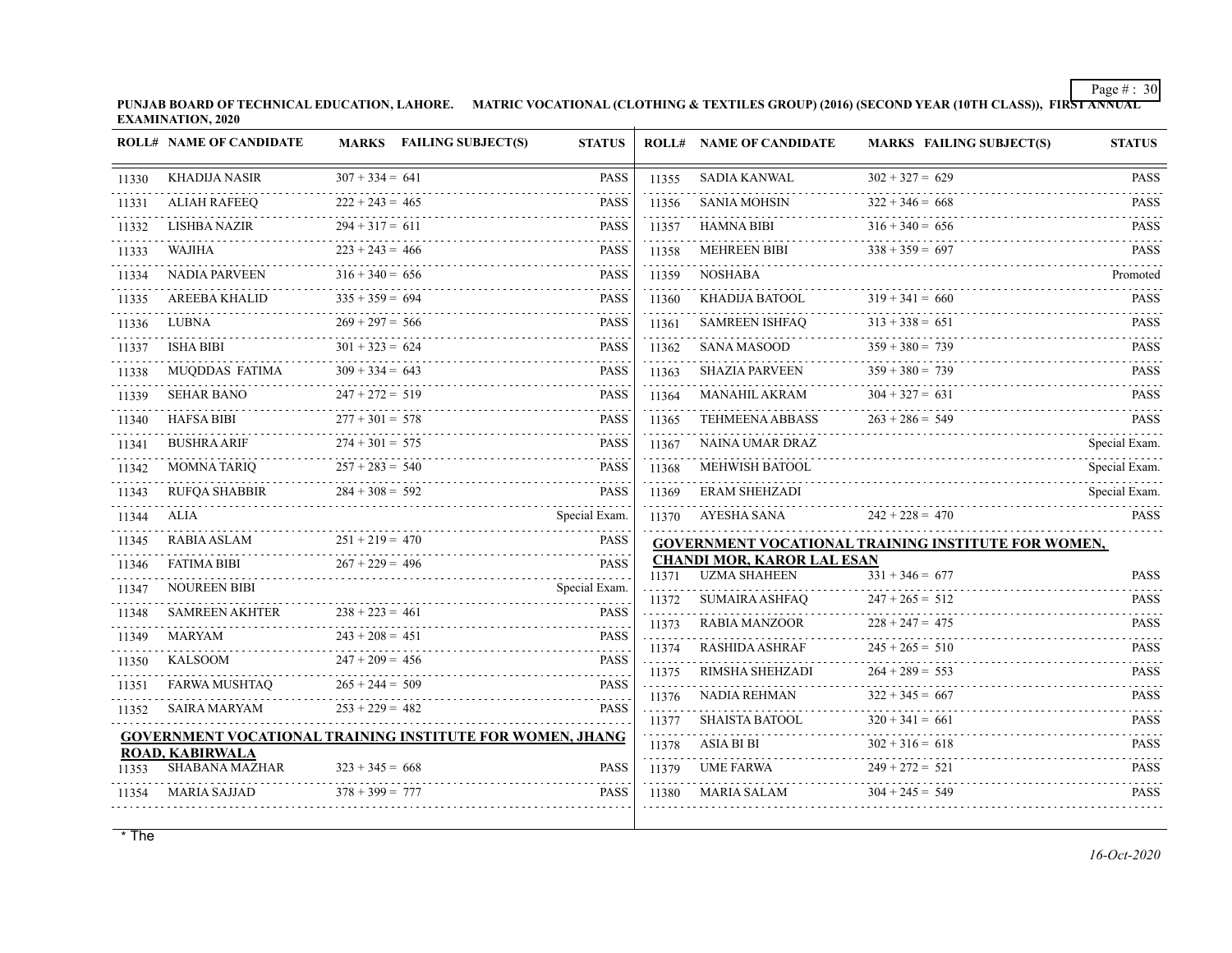**PUNJAB BOARD OF TECHNICAL EDUCATION, LAHORE. MATRIC VOCATIONAL (CLOTHING & TEXTILES GROUP) (2016) (SECOND YEAR (10TH CLASS)), FIRST ANNUAL EXAMINATION, 2020**

| ROLL# | NAME OF CANDIDATE | MARKS | FAILING SUBJECT(S) | STATUS |
|---|---|---|---|---|
| 11330 | KHADIJA NASIR | 307 + 334 = 641 | | PASS |
| 11331 | ALIAH RAFEEQ | 222 + 243 = 465 | | PASS |
| 11332 | LISHBA NAZIR | 294 + 317 = 611 | | PASS |
| 11333 | WAJIHA | 223 + 243 = 466 | | PASS |
| 11334 | NADIA PARVEEN | 316 + 340 = 656 | | PASS |
| 11335 | AREEBA KHALID | 335 + 359 = 694 | | PASS |
| 11336 | LUBNA | 269 + 297 = 566 | | PASS |
| 11337 | ISHA BIBI | 301 + 323 = 624 | | PASS |
| 11338 | MUQDDAS FATIMA | 309 + 334 = 643 | | PASS |
| 11339 | SEHAR BANO | 247 + 272 = 519 | | PASS |
| 11340 | HAFSA BIBI | 277 + 301 = 578 | | PASS |
| 11341 | BUSHRA ARIF | 274 + 301 = 575 | | PASS |
| 11342 | MOMNA TARIQ | 257 + 283 = 540 | | PASS |
| 11343 | RUFQA SHABBIR | 284 + 308 = 592 | | PASS |
| 11344 | ALIA | | | Special Exam. |
| 11345 | RABIA ASLAM | 251 + 219 = 470 | | PASS |
| 11346 | FATIMA BIBI | 267 + 229 = 496 | | PASS |
| 11347 | NOUREEN BIBI | | | Special Exam. |
| 11348 | SAMREEN AKHTER | 238 + 223 = 461 | | PASS |
| 11349 | MARYAM | 243 + 208 = 451 | | PASS |
| 11350 | KALSOOM | 247 + 209 = 456 | | PASS |
| 11351 | FARWA MUSHTAQ | 265 + 244 = 509 | | PASS |
| 11352 | SAIRA MARYAM | 253 + 229 = 482 | | PASS |

**GOVERNMENT VOCATIONAL TRAINING INSTITUTE FOR WOMEN, JHANG ROAD, KABIRWALA**

| ROLL# | NAME OF CANDIDATE | MARKS | FAILING SUBJECT(S) | STATUS |
|---|---|---|---|---|
| 11353 | SHABANA MAZHAR | 323 + 345 = 668 | | PASS |
| 11354 | MARIA SAJJAD | 378 + 399 = 777 | | PASS |
| 11355 | SADIA KANWAL | 302 + 327 = 629 | | PASS |
| 11356 | SANIA MOHSIN | 322 + 346 = 668 | | PASS |
| 11357 | HAMNA BIBI | 316 + 340 = 656 | | PASS |
| 11358 | MEHREEN BIBI | 338 + 359 = 697 | | PASS |
| 11359 | NOSHABA | | | Promoted |
| 11360 | KHADIJA BATOOL | 319 + 341 = 660 | | PASS |
| 11361 | SAMREEN ISHFAQ | 313 + 338 = 651 | | PASS |
| 11362 | SANA MASOOD | 359 + 380 = 739 | | PASS |
| 11363 | SHAZIA PARVEEN | 359 + 380 = 739 | | PASS |
| 11364 | MANAHIL AKRAM | 304 + 327 = 631 | | PASS |
| 11365 | TEHMEENA ABBASS | 263 + 286 = 549 | | PASS |
| 11367 | NAINA UMAR DRAZ | | | Special Exam. |
| 11368 | MEHWISH BATOOL | | | Special Exam. |
| 11369 | ERAM SHEHZADI | | | Special Exam. |
| 11370 | AYESHA SANA | 242 + 228 = 470 | | PASS |

**GOVERNMENT VOCATIONAL TRAINING INSTITUTE FOR WOMEN, CHANDI MOR, KAROR LAL ESAN**

| ROLL# | NAME OF CANDIDATE | MARKS | FAILING SUBJECT(S) | STATUS |
|---|---|---|---|---|
| 11371 | UZMA SHAHEEN | 331 + 346 = 677 | | PASS |
| 11372 | SUMAIRA ASHFAQ | 247 + 265 = 512 | | PASS |
| 11373 | RABIA MANZOOR | 228 + 247 = 475 | | PASS |
| 11374 | RASHIDA ASHRAF | 245 + 265 = 510 | | PASS |
| 11375 | RIMSHA SHEHZADI | 264 + 289 = 553 | | PASS |
| 11376 | NADIA REHMAN | 322 + 345 = 667 | | PASS |
| 11377 | SHAISTA BATOOL | 320 + 341 = 661 | | PASS |
| 11378 | ASIA BI BI | 302 + 316 = 618 | | PASS |
| 11379 | UME FARWA | 249 + 272 = 521 | | PASS |
| 11380 | MARIA SALAM | 304 + 245 = 549 | | PASS |

* The

*16-Oct-2020*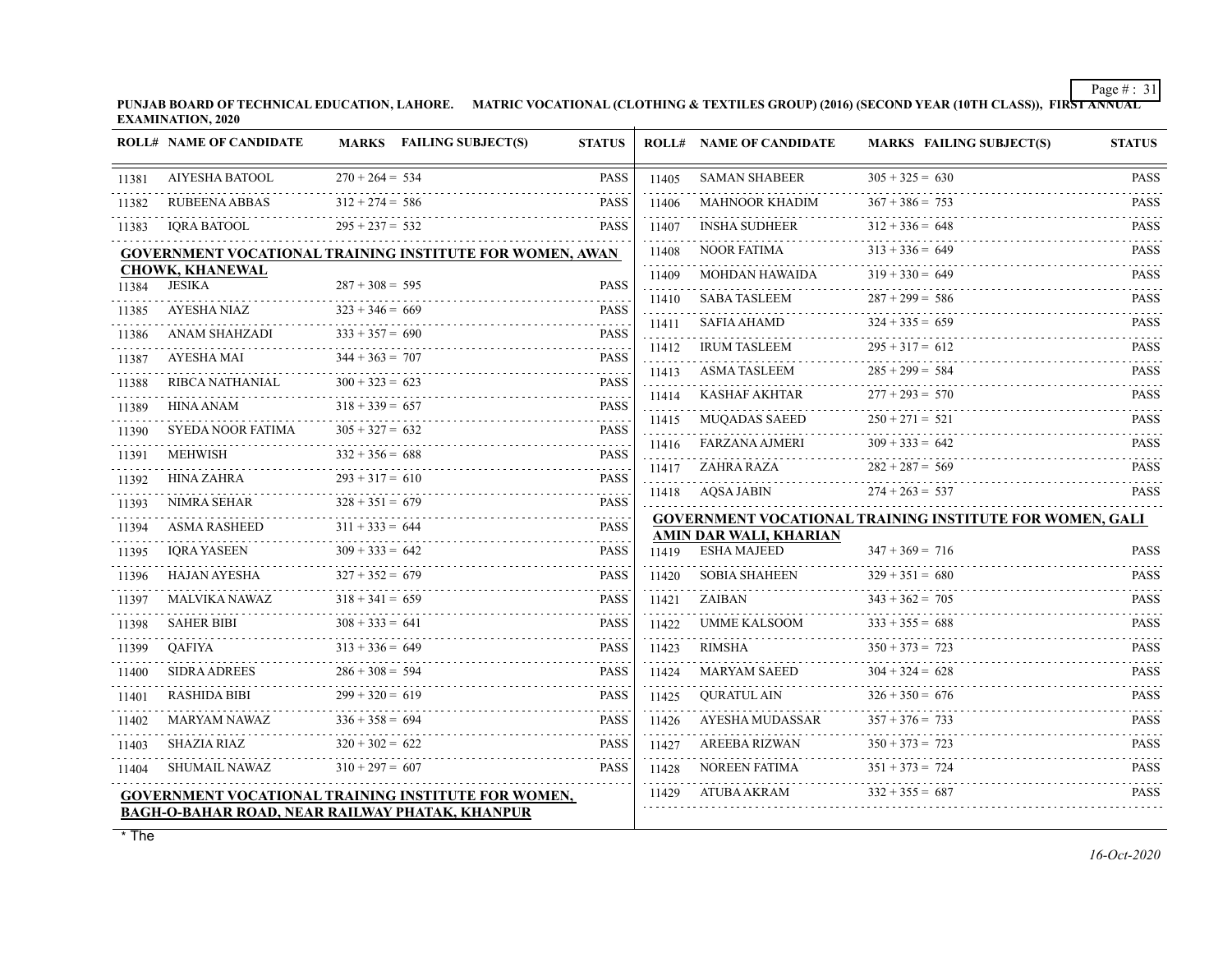**PUNJAB BOARD OF TECHNICAL EDUCATION, LAHORE. MATRIC VOCATIONAL (CLOTHING & TEXTILES GROUP) (2016) (SECOND YEAR (10TH CLASS)), FIRST ANNUAL EXAMINATION, 2020**

| ROLL# | NAME OF CANDIDATE | MARKS | FAILING SUBJECT(S) | STATUS |
|---|---|---|---|---|
| 11381 | AIYESHA BATOOL | 270 + 264 = 534 | | PASS |
| 11382 | RUBEENA ABBAS | 312 + 274 = 586 | | PASS |
| 11383 | IQRA BATOOL | 295 + 237 = 532 | | PASS |

**GOVERNMENT VOCATIONAL TRAINING INSTITUTE FOR WOMEN, AWAN CHOWK, KHANEWAL**

| ROLL# | NAME OF CANDIDATE | MARKS | FAILING SUBJECT(S) | STATUS |
|---|---|---|---|---|
| 11384 | JESIKA | 287 + 308 = 595 | | PASS |
| 11385 | AYESHA NIAZ | 323 + 346 = 669 | | PASS |
| 11386 | ANAM SHAHZADI | 333 + 357 = 690 | | PASS |
| 11387 | AYESHA MAI | 344 + 363 = 707 | | PASS |
| 11388 | RIBCA NATHANIAL | 300 + 323 = 623 | | PASS |
| 11389 | HINA ANAM | 318 + 339 = 657 | | PASS |
| 11390 | SYEDA NOOR FATIMA | 305 + 327 = 632 | | PASS |
| 11391 | MEHWISH | 332 + 356 = 688 | | PASS |
| 11392 | HINA ZAHRA | 293 + 317 = 610 | | PASS |
| 11393 | NIMRA SEHAR | 328 + 351 = 679 | | PASS |
| 11394 | ASMA RASHEED | 311 + 333 = 644 | | PASS |
| 11395 | IQRA YASEEN | 309 + 333 = 642 | | PASS |
| 11396 | HAJAN AYESHA | 327 + 352 = 679 | | PASS |
| 11397 | MALVIKA NAWAZ | 318 + 341 = 659 | | PASS |
| 11398 | SAHER BIBI | 308 + 333 = 641 | | PASS |
| 11399 | QAFIYA | 313 + 336 = 649 | | PASS |
| 11400 | SIDRA ADREES | 286 + 308 = 594 | | PASS |
| 11401 | RASHIDA BIBI | 299 + 320 = 619 | | PASS |
| 11402 | MARYAM NAWAZ | 336 + 358 = 694 | | PASS |
| 11403 | SHAZIA RIAZ | 320 + 302 = 622 | | PASS |
| 11404 | SHUMAIL NAWAZ | 310 + 297 = 607 | | PASS |

**GOVERNMENT VOCATIONAL TRAINING INSTITUTE FOR WOMEN, BAGH-O-BAHAR ROAD, NEAR RAILWAY PHATAK, KHANPUR**

| ROLL# | NAME OF CANDIDATE | MARKS | FAILING SUBJECT(S) | STATUS |
|---|---|---|---|---|
| 11405 | SAMAN SHABEER | 305 + 325 = 630 | | PASS |
| 11406 | MAHNOOR KHADIM | 367 + 386 = 753 | | PASS |
| 11407 | INSHA SUDHEER | 312 + 336 = 648 | | PASS |
| 11408 | NOOR FATIMA | 313 + 336 = 649 | | PASS |
| 11409 | MOHDAN HAWAIDA | 319 + 330 = 649 | | PASS |
| 11410 | SABA TASLEEM | 287 + 299 = 586 | | PASS |
| 11411 | SAFIA AHAMD | 324 + 335 = 659 | | PASS |
| 11412 | IRUM TASLEEM | 295 + 317 = 612 | | PASS |
| 11413 | ASMA TASLEEM | 285 + 299 = 584 | | PASS |
| 11414 | KASHAF AKHTAR | 277 + 293 = 570 | | PASS |
| 11415 | MUQADAS SAEED | 250 + 271 = 521 | | PASS |
| 11416 | FARZANA AJMERI | 309 + 333 = 642 | | PASS |
| 11417 | ZAHRA RAZA | 282 + 287 = 569 | | PASS |
| 11418 | AQSA JABIN | 274 + 263 = 537 | | PASS |

**GOVERNMENT VOCATIONAL TRAINING INSTITUTE FOR WOMEN, GALI AMIN DAR WALI, KHARIAN**

| ROLL# | NAME OF CANDIDATE | MARKS | FAILING SUBJECT(S) | STATUS |
|---|---|---|---|---|
| 11419 | ESHA MAJEED | 347 + 369 = 716 | | PASS |
| 11420 | SOBIA SHAHEEN | 329 + 351 = 680 | | PASS |
| 11421 | ZAIBAN | 343 + 362 = 705 | | PASS |
| 11422 | UMME KALSOOM | 333 + 355 = 688 | | PASS |
| 11423 | RIMSHA | 350 + 373 = 723 | | PASS |
| 11424 | MARYAM SAEED | 304 + 324 = 628 | | PASS |
| 11425 | QURATUL AIN | 326 + 350 = 676 | | PASS |
| 11426 | AYESHA MUDASSAR | 357 + 376 = 733 | | PASS |
| 11427 | AREEBA RIZWAN | 350 + 373 = 723 | | PASS |
| 11428 | NOREEN FATIMA | 351 + 373 = 724 | | PASS |
| 11429 | ATUBA AKRAM | 332 + 355 = 687 | | PASS |

* The

*16-Oct-2020*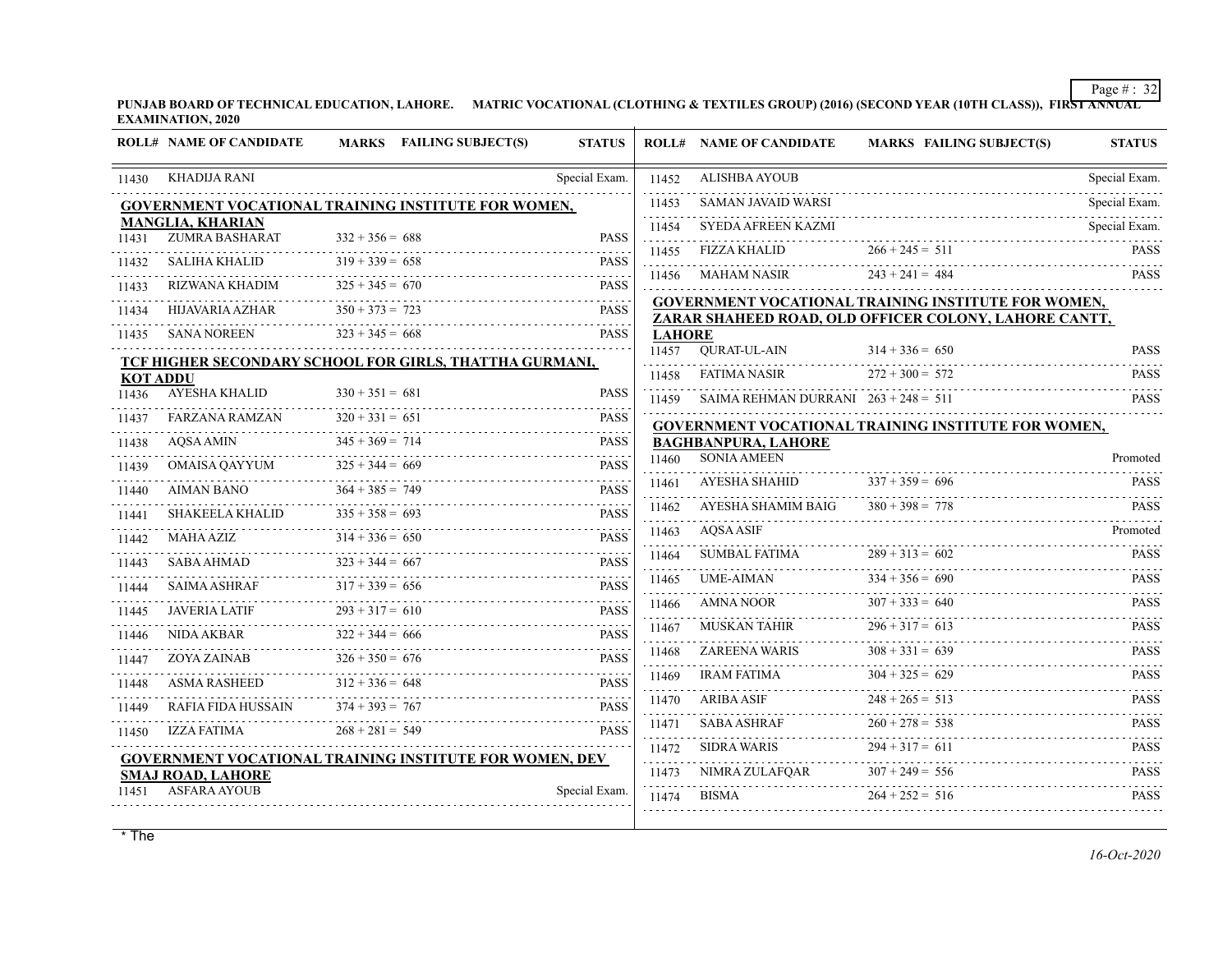PUNJAB BOARD OF TECHNICAL EDUCATION, LAHORE. MATRIC VOCATIONAL (CLOTHING & TEXTILES GROUP) (2016) (SECOND YEAR (10TH CLASS)), FIRST ANNUAL EXAMINATION, 2020

| ROLL# | NAME OF CANDIDATE | MARKS | FAILING SUBJECT(S) | STATUS |
|---|---|---|---|---|
| 11430 | KHADIJA RANI | | | Special Exam. |
| | **GOVERNMENT VOCATIONAL TRAINING INSTITUTE FOR WOMEN, MANGLIA, KHARIAN** | | | |
| 11431 | ZUMRA BASHARAT | 332 + 356 = 688 | | PASS |
| 11432 | SALIHA KHALID | 319 + 339 = 658 | | PASS |
| 11433 | RIZWANA KHADIM | 325 + 345 = 670 | | PASS |
| 11434 | HIJAVARIA AZHAR | 350 + 373 = 723 | | PASS |
| 11435 | SANA NOREEN | 323 + 345 = 668 | | PASS |
| | **TCF HIGHER SECONDARY SCHOOL FOR GIRLS, THATTHA GURMANI, KOT ADDU** | | | |
| 11436 | AYESHA KHALID | 330 + 351 = 681 | | PASS |
| 11437 | FARZANA RAMZAN | 320 + 331 = 651 | | PASS |
| 11438 | AQSA AMIN | 345 + 369 = 714 | | PASS |
| 11439 | OMAISA QAYYUM | 325 + 344 = 669 | | PASS |
| 11440 | AIMAN BANO | 364 + 385 = 749 | | PASS |
| 11441 | SHAKEELA KHALID | 335 + 358 = 693 | | PASS |
| 11442 | MAHA AZIZ | 314 + 336 = 650 | | PASS |
| 11443 | SABA AHMAD | 323 + 344 = 667 | | PASS |
| 11444 | SAIMA ASHRAF | 317 + 339 = 656 | | PASS |
| 11445 | JAVERIA LATIF | 293 + 317 = 610 | | PASS |
| 11446 | NIDA AKBAR | 322 + 344 = 666 | | PASS |
| 11447 | ZOYA ZAINAB | 326 + 350 = 676 | | PASS |
| 11448 | ASMA RASHEED | 312 + 336 = 648 | | PASS |
| 11449 | RAFIA FIDA HUSSAIN | 374 + 393 = 767 | | PASS |
| 11450 | IZZA FATIMA | 268 + 281 = 549 | | PASS |
| | **GOVERNMENT VOCATIONAL TRAINING INSTITUTE FOR WOMEN, DEV SMAJ ROAD, LAHORE** | | | |
| 11451 | ASFARA AYOUB | | | Special Exam. |
| 11452 | ALISHBA AYOUB | | | Special Exam. |
| 11453 | SAMAN JAVAID WARSI | | | Special Exam. |
| 11454 | SYEDA AFREEN KAZMI | | | Special Exam. |
| 11455 | FIZZA KHALID | 266 + 245 = 511 | | PASS |
| 11456 | MAHAM NASIR | 243 + 241 = 484 | | PASS |
| | **GOVERNMENT VOCATIONAL TRAINING INSTITUTE FOR WOMEN, ZARAR SHAHEED ROAD, OLD OFFICER COLONY, LAHORE CANTT, LAHORE** | | | |
| 11457 | QURAT-UL-AIN | 314 + 336 = 650 | | PASS |
| 11458 | FATIMA NASIR | 272 + 300 = 572 | | PASS |
| 11459 | SAIMA REHMAN DURRANI | 263 + 248 = 511 | | PASS |
| | **GOVERNMENT VOCATIONAL TRAINING INSTITUTE FOR WOMEN, BAGHBANPURA, LAHORE** | | | |
| 11460 | SONIA AMEEN | | | Promoted |
| 11461 | AYESHA SHAHID | 337 + 359 = 696 | | PASS |
| 11462 | AYESHA SHAMIM BAIG | 380 + 398 = 778 | | PASS |
| 11463 | AQSA ASIF | | | Promoted |
| 11464 | SUMBAL FATIMA | 289 + 313 = 602 | | PASS |
| 11465 | UME-AIMAN | 334 + 356 = 690 | | PASS |
| 11466 | AMNA NOOR | 307 + 333 = 640 | | PASS |
| 11467 | MUSKAN TAHIR | 296 + 317 = 613 | | PASS |
| 11468 | ZAREENA WARIS | 308 + 331 = 639 | | PASS |
| 11469 | IRAM FATIMA | 304 + 325 = 629 | | PASS |
| 11470 | ARIBA ASIF | 248 + 265 = 513 | | PASS |
| 11471 | SABA ASHRAF | 260 + 278 = 538 | | PASS |
| 11472 | SIDRA WARIS | 294 + 317 = 611 | | PASS |
| 11473 | NIMRA ZULAFQAR | 307 + 249 = 556 | | PASS |
| 11474 | BISMA | 264 + 252 = 516 | | PASS |

\* The

*16-Oct-2020*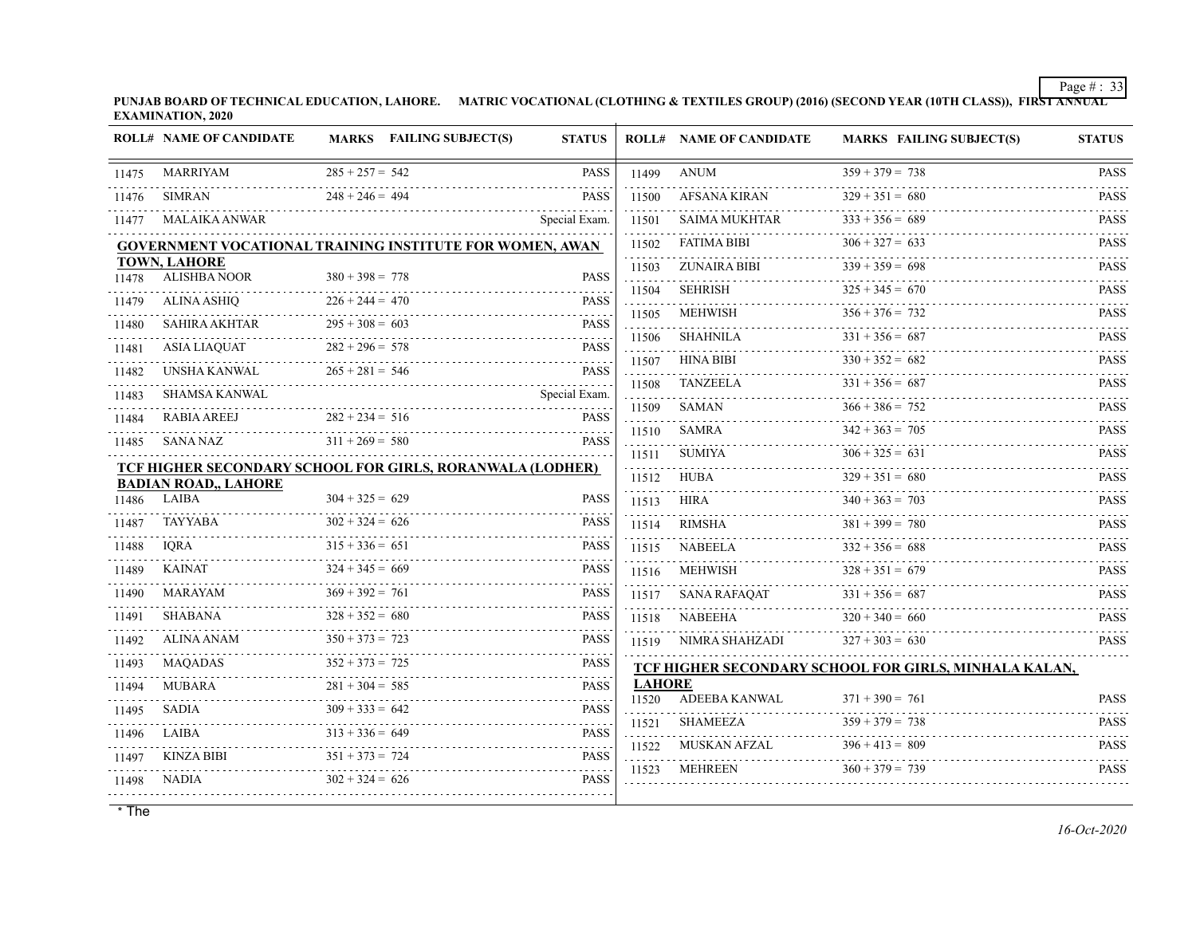PUNJAB BOARD OF TECHNICAL EDUCATION, LAHORE. MATRIC VOCATIONAL (CLOTHING & TEXTILES GROUP) (2016) (SECOND YEAR (10TH CLASS)), FIRST ANNUAL EXAMINATION, 2020

| ROLL# | NAME OF CANDIDATE | MARKS | FAILING SUBJECT(S) | STATUS |
|---|---|---|---|---|
| 11475 | MARRIYAM | 285 + 257 = 542 | | PASS |
| 11476 | SIMRAN | 248 + 246 = 494 | | PASS |
| 11477 | MALAIKA ANWAR | | | Special Exam. |

**GOVERNMENT VOCATIONAL TRAINING INSTITUTE FOR WOMEN, AWAN TOWN, LAHORE**

| ROLL# | NAME OF CANDIDATE | MARKS | FAILING SUBJECT(S) | STATUS |
|---|---|---|---|---|
| 11478 | ALISHBA NOOR | 380 + 398 = 778 | | PASS |
| 11479 | ALINA ASHIQ | 226 + 244 = 470 | | PASS |
| 11480 | SAHIRA AKHTAR | 295 + 308 = 603 | | PASS |
| 11481 | ASIA LIAQUAT | 282 + 296 = 578 | | PASS |
| 11482 | UNSHA KANWAL | 265 + 281 = 546 | | PASS |
| 11483 | SHAMSA KANWAL | | | Special Exam. |
| 11484 | RABIA AREEJ | 282 + 234 = 516 | | PASS |
| 11485 | SANA NAZ | 311 + 269 = 580 | | PASS |

**TCF HIGHER SECONDARY SCHOOL FOR GIRLS, RORANWALA (LODHER) BADIAN ROAD,, LAHORE**

| ROLL# | NAME OF CANDIDATE | MARKS | FAILING SUBJECT(S) | STATUS |
|---|---|---|---|---|
| 11486 | LAIBA | 304 + 325 = 629 | | PASS |
| 11487 | TAYYABA | 302 + 324 = 626 | | PASS |
| 11488 | IQRA | 315 + 336 = 651 | | PASS |
| 11489 | KAINAT | 324 + 345 = 669 | | PASS |
| 11490 | MARAYAM | 369 + 392 = 761 | | PASS |
| 11491 | SHABANA | 328 + 352 = 680 | | PASS |
| 11492 | ALINA ANAM | 350 + 373 = 723 | | PASS |
| 11493 | MAQADAS | 352 + 373 = 725 | | PASS |
| 11494 | MUBARA | 281 + 304 = 585 | | PASS |
| 11495 | SADIA | 309 + 333 = 642 | | PASS |
| 11496 | LAIBA | 313 + 336 = 649 | | PASS |
| 11497 | KINZA BIBI | 351 + 373 = 724 | | PASS |
| 11498 | NADIA | 302 + 324 = 626 | | PASS |
| 11499 | ANUM | 359 + 379 = 738 | | PASS |
| 11500 | AFSANA KIRAN | 329 + 351 = 680 | | PASS |
| 11501 | SAIMA MUKHTAR | 333 + 356 = 689 | | PASS |
| 11502 | FATIMA BIBI | 306 + 327 = 633 | | PASS |
| 11503 | ZUNAIRA BIBI | 339 + 359 = 698 | | PASS |
| 11504 | SEHRISH | 325 + 345 = 670 | | PASS |
| 11505 | MEHWISH | 356 + 376 = 732 | | PASS |
| 11506 | SHAHNILA | 331 + 356 = 687 | | PASS |
| 11507 | HINA BIBI | 330 + 352 = 682 | | PASS |
| 11508 | TANZEELA | 331 + 356 = 687 | | PASS |
| 11509 | SAMAN | 366 + 386 = 752 | | PASS |
| 11510 | SAMRA | 342 + 363 = 705 | | PASS |
| 11511 | SUMIYA | 306 + 325 = 631 | | PASS |
| 11512 | HUBA | 329 + 351 = 680 | | PASS |
| 11513 | HIRA | 340 + 363 = 703 | | PASS |
| 11514 | RIMSHA | 381 + 399 = 780 | | PASS |
| 11515 | NABEELA | 332 + 356 = 688 | | PASS |
| 11516 | MEHWISH | 328 + 351 = 679 | | PASS |
| 11517 | SANA RAFAQAT | 331 + 356 = 687 | | PASS |
| 11518 | NABEEHA | 320 + 340 = 660 | | PASS |
| 11519 | NIMRA SHAHZADI | 327 + 303 = 630 | | PASS |

**TCF HIGHER SECONDARY SCHOOL FOR GIRLS, MINHALA KALAN, LAHORE**

| ROLL# | NAME OF CANDIDATE | MARKS | FAILING SUBJECT(S) | STATUS |
|---|---|---|---|---|
| 11520 | ADEEBA KANWAL | 371 + 390 = 761 | | PASS |
| 11521 | SHAMEEZA | 359 + 379 = 738 | | PASS |
| 11522 | MUSKAN AFZAL | 396 + 413 = 809 | | PASS |
| 11523 | MEHREEN | 360 + 379 = 739 | | PASS |

* The

*16-Oct-2020*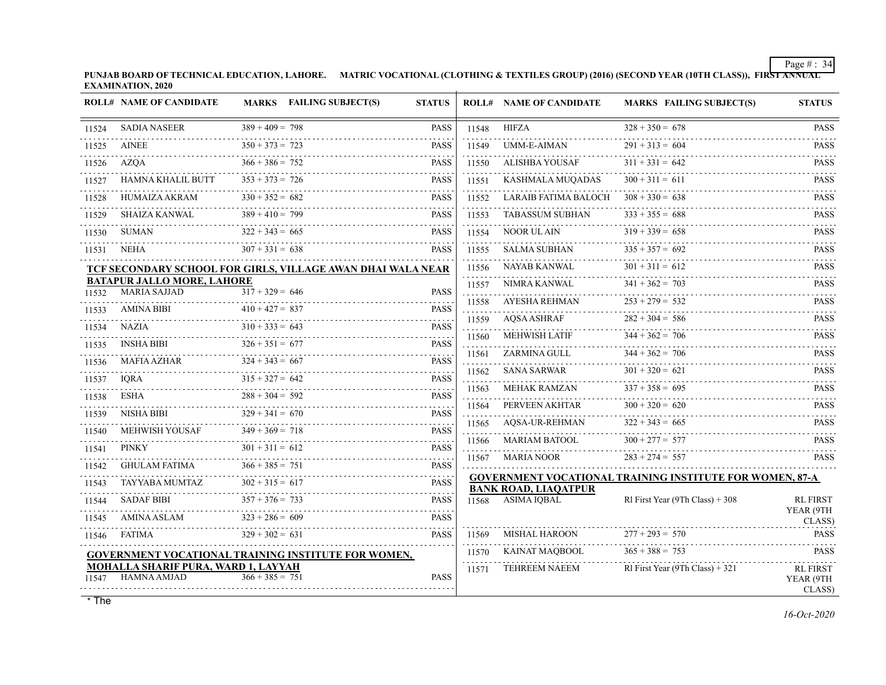PUNJAB BOARD OF TECHNICAL EDUCATION, LAHORE. MATRIC VOCATIONAL (CLOTHING & TEXTILES GROUP) (2016) (SECOND YEAR (10TH CLASS)), FIRST ANNUAL EXAMINATION, 2020

| ROLL# | NAME OF CANDIDATE | MARKS | FAILING SUBJECT(S) | STATUS |
|---|---|---|---|---|
| 11524 | SADIA NASEER | 389 + 409 = 798 | | PASS |
| 11525 | AINEE | 350 + 373 = 723 | | PASS |
| 11526 | AZQA | 366 + 386 = 752 | | PASS |
| 11527 | HAMNA KHALIL BUTT | 353 + 373 = 726 | | PASS |
| 11528 | HUMAIZA AKRAM | 330 + 352 = 682 | | PASS |
| 11529 | SHAIZA KANWAL | 389 + 410 = 799 | | PASS |
| 11530 | SUMAN | 322 + 343 = 665 | | PASS |
| 11531 | NEHA | 307 + 331 = 638 | | PASS |

**TCF SECONDARY SCHOOL FOR GIRLS, VILLAGE AWAN DHAI WALA NEAR BATAPUR JALLO MORE, LAHORE**

| ROLL# | NAME OF CANDIDATE | MARKS | FAILING SUBJECT(S) | STATUS |
|---|---|---|---|---|
| 11532 | MARIA SAJJAD | 317 + 329 = 646 | | PASS |
| 11533 | AMINA BIBI | 410 + 427 = 837 | | PASS |
| 11534 | NAZIA | 310 + 333 = 643 | | PASS |
| 11535 | INSHA BIBI | 326 + 351 = 677 | | PASS |
| 11536 | MAFIA AZHAR | 324 + 343 = 667 | | PASS |
| 11537 | IQRA | 315 + 327 = 642 | | PASS |
| 11538 | ESHA | 288 + 304 = 592 | | PASS |
| 11539 | NISHA BIBI | 329 + 341 = 670 | | PASS |
| 11540 | MEHWISH YOUSAF | 349 + 369 = 718 | | PASS |
| 11541 | PINKY | 301 + 311 = 612 | | PASS |
| 11542 | GHULAM FATIMA | 366 + 385 = 751 | | PASS |
| 11543 | TAYYABA MUMTAZ | 302 + 315 = 617 | | PASS |
| 11544 | SADAF BIBI | 357 + 376 = 733 | | PASS |
| 11545 | AMINA ASLAM | 323 + 286 = 609 | | PASS |
| 11546 | FATIMA | 329 + 302 = 631 | | PASS |

**GOVERNMENT VOCATIONAL TRAINING INSTITUTE FOR WOMEN, MOHALLA SHARIF PURA, WARD 1, LAYYAH**

| ROLL# | NAME OF CANDIDATE | MARKS | FAILING SUBJECT(S) | STATUS |
|---|---|---|---|---|
| 11547 | HAMNA AMJAD | 366 + 385 = 751 | | PASS |
| 11548 | HIFZA | 328 + 350 = 678 | | PASS |
| 11549 | UMM-E-AIMAN | 291 + 313 = 604 | | PASS |
| 11550 | ALISHBA YOUSAF | 311 + 331 = 642 | | PASS |
| 11551 | KASHMALA MUQADAS | 300 + 311 = 611 | | PASS |
| 11552 | LARAIB FATIMA BALOCH | 308 + 330 = 638 | | PASS |
| 11553 | TABASSUM SUBHAN | 333 + 355 = 688 | | PASS |
| 11554 | NOOR UL AIN | 319 + 339 = 658 | | PASS |
| 11555 | SALMA SUBHAN | 335 + 357 = 692 | | PASS |
| 11556 | NAYAB KANWAL | 301 + 311 = 612 | | PASS |
| 11557 | NIMRA KANWAL | 341 + 362 = 703 | | PASS |
| 11558 | AYESHA REHMAN | 253 + 279 = 532 | | PASS |
| 11559 | AQSA ASHRAF | 282 + 304 = 586 | | PASS |
| 11560 | MEHWISH LATIF | 344 + 362 = 706 | | PASS |
| 11561 | ZARMINA GULL | 344 + 362 = 706 | | PASS |
| 11562 | SANA SARWAR | 301 + 320 = 621 | | PASS |
| 11563 | MEHAK RAMZAN | 337 + 358 = 695 | | PASS |
| 11564 | PERVEEN AKHTAR | 300 + 320 = 620 | | PASS |
| 11565 | AQSA-UR-REHMAN | 322 + 343 = 665 | | PASS |
| 11566 | MARIAM BATOOL | 300 + 277 = 577 | | PASS |
| 11567 | MARIA NOOR | 283 + 274 = 557 | | PASS |

**GOVERNMENT VOCATIONAL TRAINING INSTITUTE FOR WOMEN, 87-A BANK ROAD, LIAQATPUR**

| ROLL# | NAME OF CANDIDATE | MARKS | FAILING SUBJECT(S) | STATUS |
|---|---|---|---|---|
| 11568 | ASIMA IQBAL | Rl First Year (9Th Class) + 308 | | RL FIRST YEAR (9TH CLASS) |
| 11569 | MISHAL HAROON | 277 + 293 = 570 | | PASS |
| 11570 | KAINAT MAQBOOL | 365 + 388 = 753 | | PASS |
| 11571 | TEHREEM NAEEM | Rl First Year (9Th Class) + 321 | | RL FIRST YEAR (9TH CLASS) |

* The

*16-Oct-2020*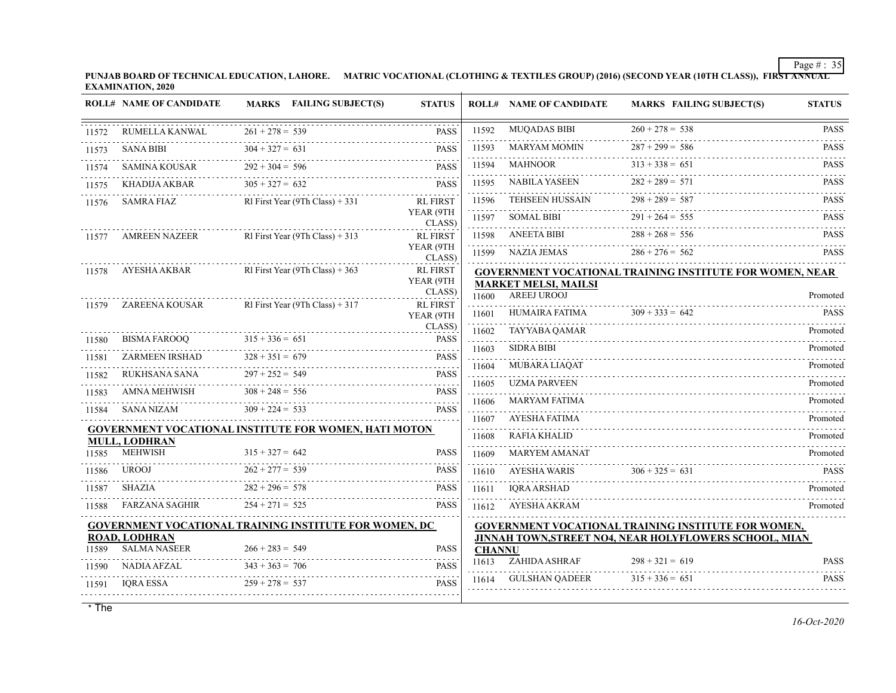**PUNJAB BOARD OF TECHNICAL EDUCATION, LAHORE. MATRIC VOCATIONAL (CLOTHING & TEXTILES GROUP) (2016) (SECOND YEAR (10TH CLASS)), FIRST ANNUAL EXAMINATION, 2020**

| ROLL# | NAME OF CANDIDATE | MARKS | FAILING SUBJECT(S) | STATUS |
|---|---|---|---|---|
| 11572 | RUMELLA KANWAL | 261 + 278 = 539 | | PASS |
| 11573 | SANA BIBI | 304 + 327 = 631 | | PASS |
| 11574 | SAMINA KOUSAR | 292 + 304 = 596 | | PASS |
| 11575 | KHADIJA AKBAR | 305 + 327 = 632 | | PASS |
| 11576 | SAMRA FIAZ | Rl First Year (9Th Class) + 331 | | RL FIRST YEAR (9TH CLASS) |
| 11577 | AMREEN NAZEER | Rl First Year (9Th Class) + 313 | | RL FIRST YEAR (9TH CLASS) |
| 11578 | AYESHA AKBAR | Rl First Year (9Th Class) + 363 | | RL FIRST YEAR (9TH CLASS) |
| 11579 | ZAREENA KOUSAR | Rl First Year (9Th Class) + 317 | | RL FIRST YEAR (9TH CLASS) |
| 11580 | BISMA FAROOQ | 315 + 336 = 651 | | PASS |
| 11581 | ZARMEEN IRSHAD | 328 + 351 = 679 | | PASS |
| 11582 | RUKHSANA SANA | 297 + 252 = 549 | | PASS |
| 11583 | AMNA MEHWISH | 308 + 248 = 556 | | PASS |
| 11584 | SANA NIZAM | 309 + 224 = 533 | | PASS |

**GOVERNMENT VOCATIONAL INSTITUTE FOR WOMEN, HATI MOTON MULL, LODHRAN**

| ROLL# | NAME OF CANDIDATE | MARKS | FAILING SUBJECT(S) | STATUS |
|---|---|---|---|---|
| 11585 | MEHWISH | 315 + 327 = 642 | | PASS |
| 11586 | UROOJ | 262 + 277 = 539 | | PASS |
| 11587 | SHAZIA | 282 + 296 = 578 | | PASS |
| 11588 | FARZANA SAGHIR | 254 + 271 = 525 | | PASS |

**GOVERNMENT VOCATIONAL TRAINING INSTITUTE FOR WOMEN, DC ROAD, LODHRAN**

| ROLL# | NAME OF CANDIDATE | MARKS | FAILING SUBJECT(S) | STATUS |
|---|---|---|---|---|
| 11589 | SALMA NASEER | 266 + 283 = 549 | | PASS |
| 11590 | NADIA AFZAL | 343 + 363 = 706 | | PASS |
| 11591 | IQRA ESSA | 259 + 278 = 537 | | PASS |
| 11592 | MUQADAS BIBI | 260 + 278 = 538 | | PASS |
| 11593 | MARYAM MOMIN | 287 + 299 = 586 | | PASS |
| 11594 | MAHNOOR | 313 + 338 = 651 | | PASS |
| 11595 | NABILA YASEEN | 282 + 289 = 571 | | PASS |
| 11596 | TEHSEEN HUSSAIN | 298 + 289 = 587 | | PASS |
| 11597 | SOMAL BIBI | 291 + 264 = 555 | | PASS |
| 11598 | ANEETA BIBI | 288 + 268 = 556 | | PASS |
| 11599 | NAZIA JEMAS | 286 + 276 = 562 | | PASS |

**GOVERNMENT VOCATIONAL TRAINING INSTITUTE FOR WOMEN, NEAR MARKET MELSI, MAILSI**

| ROLL# | NAME OF CANDIDATE | MARKS | FAILING SUBJECT(S) | STATUS |
|---|---|---|---|---|
| 11600 | AREEJ UROOJ | | | Promoted |
| 11601 | HUMAIRA FATIMA | 309 + 333 = 642 | | PASS |
| 11602 | TAYYABA QAMAR | | | Promoted |
| 11603 | SIDRA BIBI | | | Promoted |
| 11604 | MUBARA LIAQAT | | | Promoted |
| 11605 | UZMA PARVEEN | | | Promoted |
| 11606 | MARYAM FATIMA | | | Promoted |
| 11607 | AYESHA FATIMA | | | Promoted |
| 11608 | RAFIA KHALID | | | Promoted |
| 11609 | MARYEM AMANAT | | | Promoted |
| 11610 | AYESHA WARIS | 306 + 325 = 631 | | PASS |
| 11611 | IQRA ARSHAD | | | Promoted |
| 11612 | AYESHA AKRAM | | | Promoted |

**GOVERNMENT VOCATIONAL TRAINING INSTITUTE FOR WOMEN, JINNAH TOWN,STREET NO4, NEAR HOLYFLOWERS SCHOOL, MIAN CHANNU**

| ROLL# | NAME OF CANDIDATE | MARKS | FAILING SUBJECT(S) | STATUS |
|---|---|---|---|---|
| 11613 | ZAHIDA ASHRAF | 298 + 321 = 619 | | PASS |
| 11614 | GULSHAN QADEER | 315 + 336 = 651 | | PASS |

\* The

*16-Oct-2020*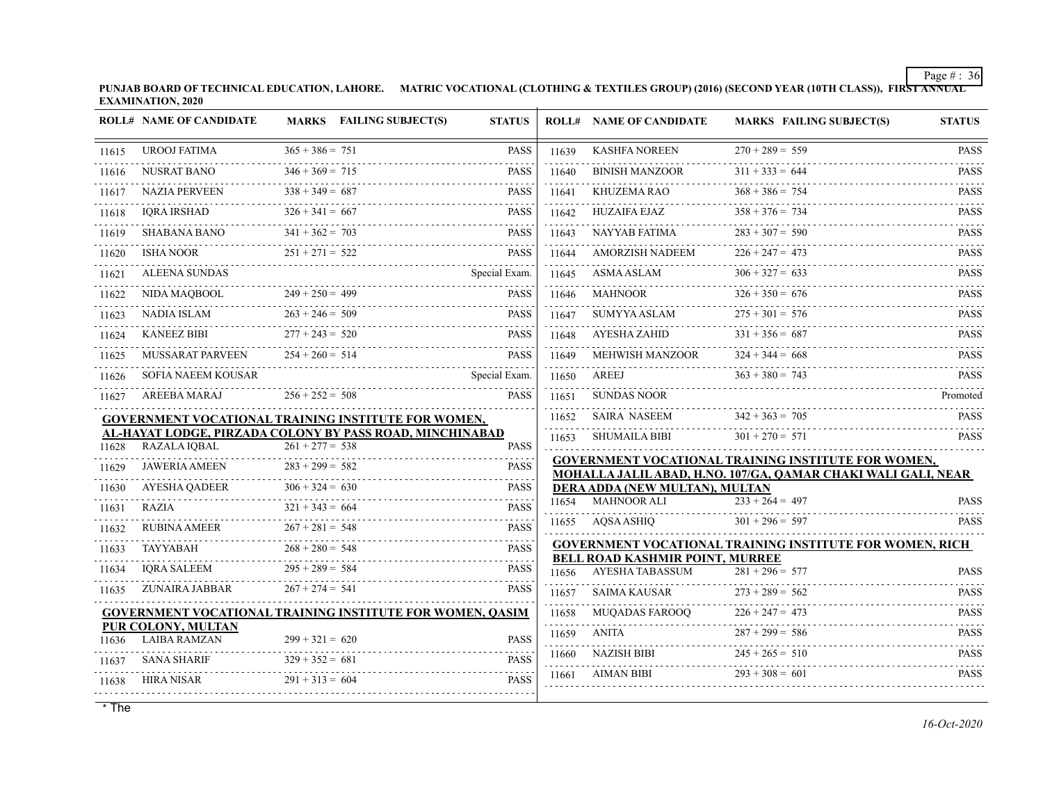PUNJAB BOARD OF TECHNICAL EDUCATION, LAHORE. MATRIC VOCATIONAL (CLOTHING & TEXTILES GROUP) (2016) (SECOND YEAR (10TH CLASS)), FIRST ANNUAL EXAMINATION, 2020

| ROLL# | NAME OF CANDIDATE | MARKS | FAILING SUBJECT(S) | STATUS |
|---|---|---|---|---|
| 11615 | UROOJ FATIMA | 365 + 386 = 751 | | PASS |
| 11616 | NUSRAT BANO | 346 + 369 = 715 | | PASS |
| 11617 | NAZIA PERVEEN | 338 + 349 = 687 | | PASS |
| 11618 | IQRA IRSHAD | 326 + 341 = 667 | | PASS |
| 11619 | SHABANA BANO | 341 + 362 = 703 | | PASS |
| 11620 | ISHA NOOR | 251 + 271 = 522 | | PASS |
| 11621 | ALEENA SUNDAS | | | Special Exam. |
| 11622 | NIDA MAQBOOL | 249 + 250 = 499 | | PASS |
| 11623 | NADIA ISLAM | 263 + 246 = 509 | | PASS |
| 11624 | KANEEZ BIBI | 277 + 243 = 520 | | PASS |
| 11625 | MUSSARAT PARVEEN | 254 + 260 = 514 | | PASS |
| 11626 | SOFIA NAEEM KOUSAR | | | Special Exam. |
| 11627 | AREEBA MARAJ | 256 + 252 = 508 | | PASS |

**GOVERNMENT VOCATIONAL TRAINING INSTITUTE FOR WOMEN, AL-HAYAT LODGE, PIRZADA COLONY BY PASS ROAD, MINCHINABAD**

| ROLL# | NAME OF CANDIDATE | MARKS | FAILING SUBJECT(S) | STATUS |
|---|---|---|---|---|
| 11628 | RAZALA IQBAL | 261 + 277 = 538 | | PASS |
| 11629 | JAWERIA AMEEN | 283 + 299 = 582 | | PASS |
| 11630 | AYESHA QADEER | 306 + 324 = 630 | | PASS |
| 11631 | RAZIA | 321 + 343 = 664 | | PASS |
| 11632 | RUBINA AMEER | 267 + 281 = 548 | | PASS |
| 11633 | TAYYABAH | 268 + 280 = 548 | | PASS |
| 11634 | IQRA SALEEM | 295 + 289 = 584 | | PASS |
| 11635 | ZUNAIRA JABBAR | 267 + 274 = 541 | | PASS |

**GOVERNMENT VOCATIONAL TRAINING INSTITUTE FOR WOMEN, QASIM PUR COLONY, MULTAN**

| ROLL# | NAME OF CANDIDATE | MARKS | FAILING SUBJECT(S) | STATUS |
|---|---|---|---|---|
| 11636 | LAIBA RAMZAN | 299 + 321 = 620 | | PASS |
| 11637 | SANA SHARIF | 329 + 352 = 681 | | PASS |
| 11638 | HIRA NISAR | 291 + 313 = 604 | | PASS |
| 11639 | KASHFA NOREEN | 270 + 289 = 559 | | PASS |
| 11640 | BINISH MANZOOR | 311 + 333 = 644 | | PASS |
| 11641 | KHUZEMA RAO | 368 + 386 = 754 | | PASS |
| 11642 | HUZAIFA EJAZ | 358 + 376 = 734 | | PASS |
| 11643 | NAYYAB FATIMA | 283 + 307 = 590 | | PASS |
| 11644 | AMORZISH NADEEM | 226 + 247 = 473 | | PASS |
| 11645 | ASMA ASLAM | 306 + 327 = 633 | | PASS |
| 11646 | MAHNOOR | 326 + 350 = 676 | | PASS |
| 11647 | SUMYYA ASLAM | 275 + 301 = 576 | | PASS |
| 11648 | AYESHA ZAHID | 331 + 356 = 687 | | PASS |
| 11649 | MEHWISH MANZOOR | 324 + 344 = 668 | | PASS |
| 11650 | AREEJ | 363 + 380 = 743 | | PASS |
| 11651 | SUNDAS NOOR | | | Promoted |
| 11652 | SAIRA NASEEM | 342 + 363 = 705 | | PASS |
| 11653 | SHUMAILA BIBI | 301 + 270 = 571 | | PASS |

**GOVERNMENT VOCATIONAL TRAINING INSTITUTE FOR WOMEN, MOHALLA JALIL ABAD, H.NO. 107/GA, QAMAR CHAKI WALI GALI, NEAR DERA ADDA (NEW MULTAN), MULTAN**

| ROLL# | NAME OF CANDIDATE | MARKS | FAILING SUBJECT(S) | STATUS |
|---|---|---|---|---|
| 11654 | MAHNOOR ALI | 233 + 264 = 497 | | PASS |
| 11655 | AQSA ASHIQ | 301 + 296 = 597 | | PASS |

**GOVERNMENT VOCATIONAL TRAINING INSTITUTE FOR WOMEN, RICH BELL ROAD KASHMIR POINT, MURREE**

| ROLL# | NAME OF CANDIDATE | MARKS | FAILING SUBJECT(S) | STATUS |
|---|---|---|---|---|
| 11656 | AYESHA TABASSUM | 281 + 296 = 577 | | PASS |
| 11657 | SAIMA KAUSAR | 273 + 289 = 562 | | PASS |
| 11658 | MUQADAS FAROOQ | 226 + 247 = 473 | | PASS |
| 11659 | ANITA | 287 + 299 = 586 | | PASS |
| 11660 | NAZISH BIBI | 245 + 265 = 510 | | PASS |
| 11661 | AIMAN BIBI | 293 + 308 = 601 | | PASS |

* The

16-Oct-2020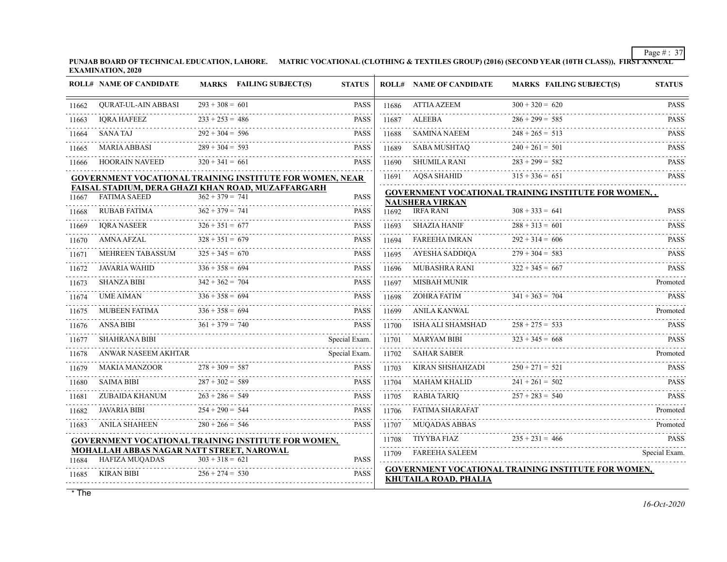PUNJAB BOARD OF TECHNICAL EDUCATION, LAHORE. MATRIC VOCATIONAL (CLOTHING & TEXTILES GROUP) (2016) (SECOND YEAR (10TH CLASS)), FIRST ANNUAL EXAMINATION, 2020

| ROLL# | NAME OF CANDIDATE | MARKS | FAILING SUBJECT(S) | STATUS |
|---|---|---|---|---|
| 11662 | QURAT-UL-AIN ABBASI | 293 + 308 = 601 | | PASS |
| 11663 | IQRA HAFEEZ | 233 + 253 = 486 | | PASS |
| 11664 | SANA TAJ | 292 + 304 = 596 | | PASS |
| 11665 | MARIA ABBASI | 289 + 304 = 593 | | PASS |
| 11666 | HOORAIN NAVEED | 320 + 341 = 661 | | PASS |

**GOVERNMENT VOCATIONAL TRAINING INSTITUTE FOR WOMEN, NEAR FAISAL STADIUM, DERA GHAZI KHAN ROAD, MUZAFFARGARH**

| ROLL# | NAME OF CANDIDATE | MARKS | FAILING SUBJECT(S) | STATUS |
|---|---|---|---|---|
| 11667 | FATIMA SAEED | 362 + 379 = 741 | | PASS |
| 11668 | RUBAB FATIMA | 362 + 379 = 741 | | PASS |
| 11669 | IQRA NASEER | 326 + 351 = 677 | | PASS |
| 11670 | AMNA AFZAL | 328 + 351 = 679 | | PASS |
| 11671 | MEHREEN TABASSUM | 325 + 345 = 670 | | PASS |
| 11672 | JAVARIA WAHID | 336 + 358 = 694 | | PASS |
| 11673 | SHANZA BIBI | 342 + 362 = 704 | | PASS |
| 11674 | UME AIMAN | 336 + 358 = 694 | | PASS |
| 11675 | MUBEEN FATIMA | 336 + 358 = 694 | | PASS |
| 11676 | ANSA BIBI | 361 + 379 = 740 | | PASS |
| 11677 | SHAHRANA BIBI | | | Special Exam. |
| 11678 | ANWAR NASEEM AKHTAR | | | Special Exam. |
| 11679 | MAKIA MANZOOR | 278 + 309 = 587 | | PASS |
| 11680 | SAIMA BIBI | 287 + 302 = 589 | | PASS |
| 11681 | ZUBAIDA KHANUM | 263 + 286 = 549 | | PASS |
| 11682 | JAVARIA BIBI | 254 + 290 = 544 | | PASS |
| 11683 | ANILA SHAHEEN | 280 + 266 = 546 | | PASS |

**GOVERNMENT VOCATIONAL TRAINING INSTITUTE FOR WOMEN, MOHALLAH ABBAS NAGAR NATT STREET, NAROWAL**

| ROLL# | NAME OF CANDIDATE | MARKS | FAILING SUBJECT(S) | STATUS |
|---|---|---|---|---|
| 11684 | HAFIZA MUQADAS | 303 + 318 = 621 | | PASS |
| 11685 | KIRAN BIBI | 256 + 274 = 530 | | PASS |
| 11686 | ATTIA AZEEM | 300 + 320 = 620 | | PASS |
| 11687 | ALEEBA | 286 + 299 = 585 | | PASS |
| 11688 | SAMINA NAEEM | 248 + 265 = 513 | | PASS |
| 11689 | SABA MUSHTAQ | 240 + 261 = 501 | | PASS |
| 11690 | SHUMILA RANI | 283 + 299 = 582 | | PASS |
| 11691 | AQSA SHAHID | 315 + 336 = 651 | | PASS |

**GOVERNMENT VOCATIONAL TRAINING INSTITUTE FOR WOMEN, , NAUSHERA VIRKAN**

| ROLL# | NAME OF CANDIDATE | MARKS | FAILING SUBJECT(S) | STATUS |
|---|---|---|---|---|
| 11692 | IRFA RANI | 308 + 333 = 641 | | PASS |
| 11693 | SHAZIA HANIF | 288 + 313 = 601 | | PASS |
| 11694 | FAREEHA IMRAN | 292 + 314 = 606 | | PASS |
| 11695 | AYESHA SADDIQA | 279 + 304 = 583 | | PASS |
| 11696 | MUBASHRA RANI | 322 + 345 = 667 | | PASS |
| 11697 | MISBAH MUNIR | | | Promoted |
| 11698 | ZOHRA FATIM | 341 + 363 = 704 | | PASS |
| 11699 | ANILA KANWAL | | | Promoted |
| 11700 | ISHA ALI SHAMSHAD | 258 + 275 = 533 | | PASS |
| 11701 | MARYAM BIBI | 323 + 345 = 668 | | PASS |
| 11702 | SAHAR SABER | | | Promoted |
| 11703 | KIRAN SHSHAHZADI | 250 + 271 = 521 | | PASS |
| 11704 | MAHAM KHALID | 241 + 261 = 502 | | PASS |
| 11705 | RABIA TARIQ | 257 + 283 = 540 | | PASS |
| 11706 | FATIMA SHARAFAT | | | Promoted |
| 11707 | MUQADAS ABBAS | | | Promoted |
| 11708 | TIYYBA FIAZ | 235 + 231 = 466 | | PASS |
| 11709 | FAREEHA SALEEM | | | Special Exam. |

**GOVERNMENT VOCATIONAL TRAINING INSTITUTE FOR WOMEN, KHUTAILA ROAD, PHALIA**

* The

16-Oct-2020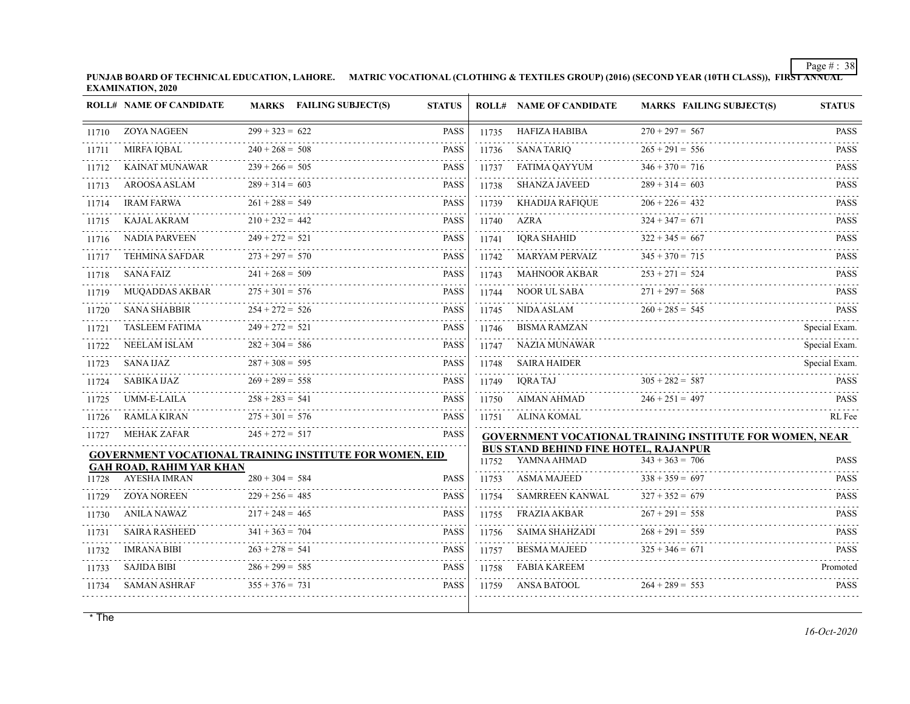PUNJAB BOARD OF TECHNICAL EDUCATION, LAHORE. MATRIC VOCATIONAL (CLOTHING & TEXTILES GROUP) (2016) (SECOND YEAR (10TH CLASS)), FIRST ANNUAL EXAMINATION, 2020

| ROLL# | NAME OF CANDIDATE | MARKS | FAILING SUBJECT(S) | STATUS |
|---|---|---|---|---|
| 11710 | ZOYA NAGEEN | 299 + 323 = 622 | | PASS |
| 11711 | MIRFA IQBAL | 240 + 268 = 508 | | PASS |
| 11712 | KAINAT MUNAWAR | 239 + 266 = 505 | | PASS |
| 11713 | AROOSA ASLAM | 289 + 314 = 603 | | PASS |
| 11714 | IRAM FARWA | 261 + 288 = 549 | | PASS |
| 11715 | KAJAL AKRAM | 210 + 232 = 442 | | PASS |
| 11716 | NADIA PARVEEN | 249 + 272 = 521 | | PASS |
| 11717 | TEHMINA SAFDAR | 273 + 297 = 570 | | PASS |
| 11718 | SANA FAIZ | 241 + 268 = 509 | | PASS |
| 11719 | MUQADDAS AKBAR | 275 + 301 = 576 | | PASS |
| 11720 | SANA SHABBIR | 254 + 272 = 526 | | PASS |
| 11721 | TASLEEM FATIMA | 249 + 272 = 521 | | PASS |
| 11722 | NEELAM ISLAM | 282 + 304 = 586 | | PASS |
| 11723 | SANA IJAZ | 287 + 308 = 595 | | PASS |
| 11724 | SABIKA IJAZ | 269 + 289 = 558 | | PASS |
| 11725 | UMM-E-LAILA | 258 + 283 = 541 | | PASS |
| 11726 | RAMLA KIRAN | 275 + 301 = 576 | | PASS |
| 11727 | MEHAK ZAFAR | 245 + 272 = 517 | | PASS |

**GOVERNMENT VOCATIONAL TRAINING INSTITUTE FOR WOMEN, EID GAH ROAD, RAHIM YAR KHAN**

| ROLL# | NAME OF CANDIDATE | MARKS | FAILING SUBJECT(S) | STATUS |
|---|---|---|---|---|
| 11728 | AYESHA IMRAN | 280 + 304 = 584 | | PASS |
| 11729 | ZOYA NOREEN | 229 + 256 = 485 | | PASS |
| 11730 | ANILA NAWAZ | 217 + 248 = 465 | | PASS |
| 11731 | SAIRA RASHEED | 341 + 363 = 704 | | PASS |
| 11732 | IMRANA BIBI | 263 + 278 = 541 | | PASS |
| 11733 | SAJIDA BIBI | 286 + 299 = 585 | | PASS |
| 11734 | SAMAN ASHRAF | 355 + 376 = 731 | | PASS |
| 11735 | HAFIZA HABIBA | 270 + 297 = 567 | | PASS |
| 11736 | SANA TARIQ | 265 + 291 = 556 | | PASS |
| 11737 | FATIMA QAYYUM | 346 + 370 = 716 | | PASS |
| 11738 | SHANZA JAVEED | 289 + 314 = 603 | | PASS |
| 11739 | KHADIJA RAFIQUE | 206 + 226 = 432 | | PASS |
| 11740 | AZRA | 324 + 347 = 671 | | PASS |
| 11741 | IQRA SHAHID | 322 + 345 = 667 | | PASS |
| 11742 | MARYAM PERVAIZ | 345 + 370 = 715 | | PASS |
| 11743 | MAHNOOR AKBAR | 253 + 271 = 524 | | PASS |
| 11744 | NOOR UL SABA | 271 + 297 = 568 | | PASS |
| 11745 | NIDA ASLAM | 260 + 285 = 545 | | PASS |
| 11746 | BISMA RAMZAN | | | Special Exam. |
| 11747 | NAZIA MUNAWAR | | | Special Exam. |
| 11748 | SAIRA HAIDER | | | Special Exam. |
| 11749 | IQRA TAJ | 305 + 282 = 587 | | PASS |
| 11750 | AIMAN AHMAD | 246 + 251 = 497 | | PASS |
| 11751 | ALINA KOMAL | | | RL Fee |

**GOVERNMENT VOCATIONAL TRAINING INSTITUTE FOR WOMEN, NEAR BUS STAND BEHIND FINE HOTEL, RAJANPUR**

| ROLL# | NAME OF CANDIDATE | MARKS | FAILING SUBJECT(S) | STATUS |
|---|---|---|---|---|
| 11752 | YAMNA AHMAD | 343 + 363 = 706 | | PASS |
| 11753 | ASMA MAJEED | 338 + 359 = 697 | | PASS |
| 11754 | SAMRREEN KANWAL | 327 + 352 = 679 | | PASS |
| 11755 | FRAZIA AKBAR | 267 + 291 = 558 | | PASS |
| 11756 | SAIMA SHAHZADI | 268 + 291 = 559 | | PASS |
| 11757 | BESMA MAJEED | 325 + 346 = 671 | | PASS |
| 11758 | FABIA KAREEM | | | Promoted |
| 11759 | ANSA BATOOL | 264 + 289 = 553 | | PASS |

* The

*16-Oct-2020*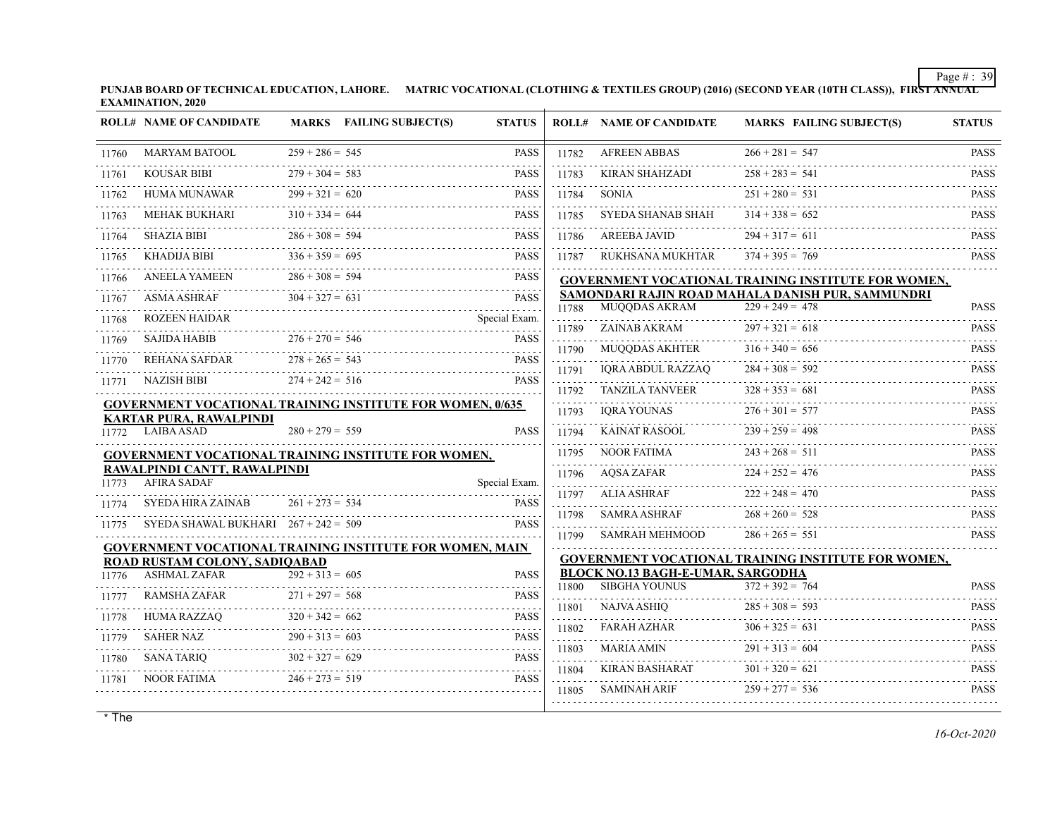**PUNJAB BOARD OF TECHNICAL EDUCATION, LAHORE. MATRIC VOCATIONAL (CLOTHING & TEXTILES GROUP) (2016) (SECOND YEAR (10TH CLASS)), FIRST ANNUAL EXAMINATION, 2020**

| ROLL# | NAME OF CANDIDATE | MARKS | FAILING SUBJECT(S) | STATUS |
|---|---|---|---|---|
| 11760 | MARYAM BATOOL | 259 + 286 = 545 | | PASS |
| 11761 | KOUSAR BIBI | 279 + 304 = 583 | | PASS |
| 11762 | HUMA MUNAWAR | 299 + 321 = 620 | | PASS |
| 11763 | MEHAK BUKHARI | 310 + 334 = 644 | | PASS |
| 11764 | SHAZIA BIBI | 286 + 308 = 594 | | PASS |
| 11765 | KHADIJA BIBI | 336 + 359 = 695 | | PASS |
| 11766 | ANEELA YAMEEN | 286 + 308 = 594 | | PASS |
| 11767 | ASMA ASHRAF | 304 + 327 = 631 | | PASS |
| 11768 | ROZEEN HAIDAR | | | Special Exam. |
| 11769 | SAJIDA HABIB | 276 + 270 = 546 | | PASS |
| 11770 | REHANA SAFDAR | 278 + 265 = 543 | | PASS |
| 11771 | NAZISH BIBI | 274 + 242 = 516 | | PASS |

**GOVERNMENT VOCATIONAL TRAINING INSTITUTE FOR WOMEN, 0/635 KARTAR PURA, RAWALPINDI**

| ROLL# | NAME OF CANDIDATE | MARKS | FAILING SUBJECT(S) | STATUS |
|---|---|---|---|---|
| 11772 | LAIBA ASAD | 280 + 279 = 559 | | PASS |

**GOVERNMENT VOCATIONAL TRAINING INSTITUTE FOR WOMEN, RAWALPINDI CANTT, RAWALPINDI**

| ROLL# | NAME OF CANDIDATE | MARKS | FAILING SUBJECT(S) | STATUS |
|---|---|---|---|---|
| 11773 | AFIRA SADAF | | | Special Exam. |
| 11774 | SYEDA HIRA ZAINAB | 261 + 273 = 534 | | PASS |
| 11775 | SYEDA SHAWAL BUKHARI | 267 + 242 = 509 | | PASS |

**GOVERNMENT VOCATIONAL TRAINING INSTITUTE FOR WOMEN, MAIN ROAD RUSTAM COLONY, SADIQABAD**

| ROLL# | NAME OF CANDIDATE | MARKS | FAILING SUBJECT(S) | STATUS |
|---|---|---|---|---|
| 11776 | ASHMAL ZAFAR | 292 + 313 = 605 | | PASS |
| 11777 | RAMSHA ZAFAR | 271 + 297 = 568 | | PASS |
| 11778 | HUMA RAZZAQ | 320 + 342 = 662 | | PASS |
| 11779 | SAHER NAZ | 290 + 313 = 603 | | PASS |
| 11780 | SANA TARIQ | 302 + 327 = 629 | | PASS |
| 11781 | NOOR FATIMA | 246 + 273 = 519 | | PASS |
| 11782 | AFREEN ABBAS | 266 + 281 = 547 | | PASS |
| 11783 | KIRAN SHAHZADI | 258 + 283 = 541 | | PASS |
| 11784 | SONIA | 251 + 280 = 531 | | PASS |
| 11785 | SYEDA SHANAB SHAH | 314 + 338 = 652 | | PASS |
| 11786 | AREEBA JAVID | 294 + 317 = 611 | | PASS |
| 11787 | RUKHSANA MUKHTAR | 374 + 395 = 769 | | PASS |

**GOVERNMENT VOCATIONAL TRAINING INSTITUTE FOR WOMEN, SAMONDARI RAJIN ROAD MAHALA DANISH PUR, SAMMUNDRI**

| ROLL# | NAME OF CANDIDATE | MARKS | FAILING SUBJECT(S) | STATUS |
|---|---|---|---|---|
| 11788 | MUQQDAS AKRAM | 229 + 249 = 478 | | PASS |
| 11789 | ZAINAB AKRAM | 297 + 321 = 618 | | PASS |
| 11790 | MUQQDAS AKHTER | 316 + 340 = 656 | | PASS |
| 11791 | IQRA ABDUL RAZZAQ | 284 + 308 = 592 | | PASS |
| 11792 | TANZILA TANVEER | 328 + 353 = 681 | | PASS |
| 11793 | IQRA YOUNAS | 276 + 301 = 577 | | PASS |
| 11794 | KAINAT RASOOL | 239 + 259 = 498 | | PASS |
| 11795 | NOOR FATIMA | 243 + 268 = 511 | | PASS |
| 11796 | AQSA ZAFAR | 224 + 252 = 476 | | PASS |
| 11797 | ALIA ASHRAF | 222 + 248 = 470 | | PASS |
| 11798 | SAMRA ASHRAF | 268 + 260 = 528 | | PASS |
| 11799 | SAMRAH MEHMOOD | 286 + 265 = 551 | | PASS |

**GOVERNMENT VOCATIONAL TRAINING INSTITUTE FOR WOMEN, BLOCK NO.13 BAGH-E-UMAR, SARGODHA**

| ROLL# | NAME OF CANDIDATE | MARKS | FAILING SUBJECT(S) | STATUS |
|---|---|---|---|---|
| 11800 | SIBGHA YOUNUS | 372 + 392 = 764 | | PASS |
| 11801 | NAJVA ASHIQ | 285 + 308 = 593 | | PASS |
| 11802 | FARAH AZHAR | 306 + 325 = 631 | | PASS |
| 11803 | MARIA AMIN | 291 + 313 = 604 | | PASS |
| 11804 | KIRAN BASHARAT | 301 + 320 = 621 | | PASS |
| 11805 | SAMINAH ARIF | 259 + 277 = 536 | | PASS |

* The

*16-Oct-2020*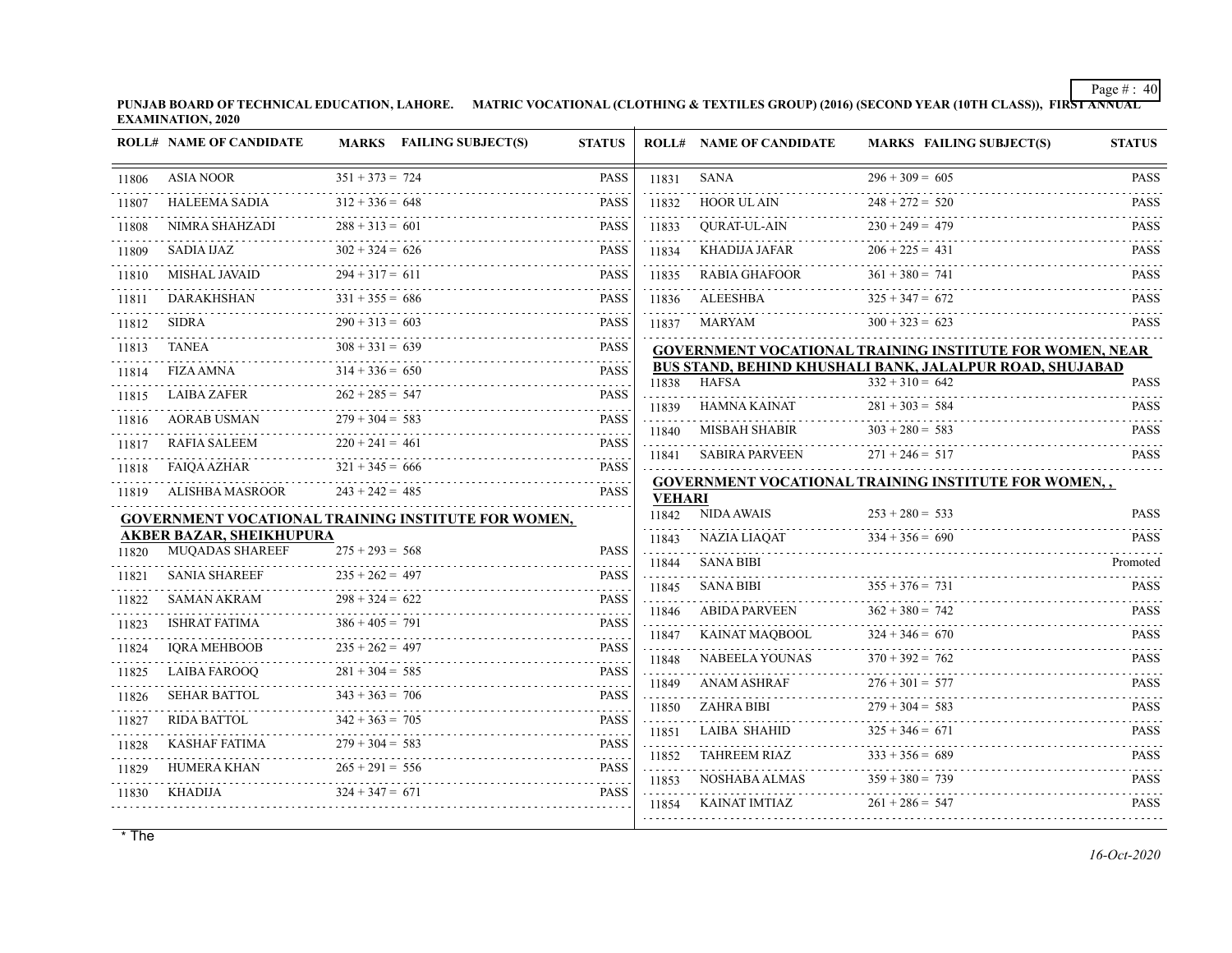PUNJAB BOARD OF TECHNICAL EDUCATION, LAHORE. MATRIC VOCATIONAL (CLOTHING & TEXTILES GROUP) (2016) (SECOND YEAR (10TH CLASS)), FIRST ANNUAL EXAMINATION, 2020

| ROLL# | NAME OF CANDIDATE | MARKS | FAILING SUBJECT(S) | STATUS |
|---|---|---|---|---|
| 11806 | ASIA NOOR | 351 + 373 = 724 | | PASS |
| 11807 | HALEEMA SADIA | 312 + 336 = 648 | | PASS |
| 11808 | NIMRA SHAHZADI | 288 + 313 = 601 | | PASS |
| 11809 | SADIA IJAZ | 302 + 324 = 626 | | PASS |
| 11810 | MISHAL JAVAID | 294 + 317 = 611 | | PASS |
| 11811 | DARAKHSHAN | 331 + 355 = 686 | | PASS |
| 11812 | SIDRA | 290 + 313 = 603 | | PASS |
| 11813 | TANEA | 308 + 331 = 639 | | PASS |
| 11814 | FIZA AMNA | 314 + 336 = 650 | | PASS |
| 11815 | LAIBA ZAFER | 262 + 285 = 547 | | PASS |
| 11816 | AORAB USMAN | 279 + 304 = 583 | | PASS |
| 11817 | RAFIA SALEEM | 220 + 241 = 461 | | PASS |
| 11818 | FAIQA AZHAR | 321 + 345 = 666 | | PASS |
| 11819 | ALISHBA MASROOR | 243 + 242 = 485 | | PASS |

**GOVERNMENT VOCATIONAL TRAINING INSTITUTE FOR WOMEN, AKBER BAZAR, SHEIKHUPURA**

| ROLL# | NAME OF CANDIDATE | MARKS | FAILING SUBJECT(S) | STATUS |
|---|---|---|---|---|
| 11820 | MUQADAS SHAREEF | 275 + 293 = 568 | | PASS |
| 11821 | SANIA SHAREEF | 235 + 262 = 497 | | PASS |
| 11822 | SAMAN AKRAM | 298 + 324 = 622 | | PASS |
| 11823 | ISHRAT FATIMA | 386 + 405 = 791 | | PASS |
| 11824 | IQRA MEHBOOB | 235 + 262 = 497 | | PASS |
| 11825 | LAIBA FAROOQ | 281 + 304 = 585 | | PASS |
| 11826 | SEHAR BATTOL | 343 + 363 = 706 | | PASS |
| 11827 | RIDA BATTOL | 342 + 363 = 705 | | PASS |
| 11828 | KASHAF FATIMA | 279 + 304 = 583 | | PASS |
| 11829 | HUMERA KHAN | 265 + 291 = 556 | | PASS |
| 11830 | KHADIJA | 324 + 347 = 671 | | PASS |
| 11831 | SANA | 296 + 309 = 605 | | PASS |
| 11832 | HOOR UL AIN | 248 + 272 = 520 | | PASS |
| 11833 | QURAT-UL-AIN | 230 + 249 = 479 | | PASS |
| 11834 | KHADIJA JAFAR | 206 + 225 = 431 | | PASS |
| 11835 | RABIA GHAFOOR | 361 + 380 = 741 | | PASS |
| 11836 | ALEESHBA | 325 + 347 = 672 | | PASS |
| 11837 | MARYAM | 300 + 323 = 623 | | PASS |

**GOVERNMENT VOCATIONAL TRAINING INSTITUTE FOR WOMEN, NEAR BUS STAND, BEHIND KHUSHALI BANK, JALALPUR ROAD, SHUJABAD**

| ROLL# | NAME OF CANDIDATE | MARKS | FAILING SUBJECT(S) | STATUS |
|---|---|---|---|---|
| 11838 | HAFSA | 332 + 310 = 642 | | PASS |
| 11839 | HAMNA KAINAT | 281 + 303 = 584 | | PASS |
| 11840 | MISBAH SHABIR | 303 + 280 = 583 | | PASS |
| 11841 | SABIRA PARVEEN | 271 + 246 = 517 | | PASS |

**GOVERNMENT VOCATIONAL TRAINING INSTITUTE FOR WOMEN, , VEHARI**

| ROLL# | NAME OF CANDIDATE | MARKS | FAILING SUBJECT(S) | STATUS |
|---|---|---|---|---|
| 11842 | NIDA AWAIS | 253 + 280 = 533 | | PASS |
| 11843 | NAZIA LIAQAT | 334 + 356 = 690 | | PASS |
| 11844 | SANA BIBI | | | Promoted |
| 11845 | SANA BIBI | 355 + 376 = 731 | | PASS |
| 11846 | ABIDA PARVEEN | 362 + 380 = 742 | | PASS |
| 11847 | KAINAT MAQBOOL | 324 + 346 = 670 | | PASS |
| 11848 | NABEELA YOUNAS | 370 + 392 = 762 | | PASS |
| 11849 | ANAM ASHRAF | 276 + 301 = 577 | | PASS |
| 11850 | ZAHRA BIBI | 279 + 304 = 583 | | PASS |
| 11851 | LAIBA SHAHID | 325 + 346 = 671 | | PASS |
| 11852 | TAHREEM RIAZ | 333 + 356 = 689 | | PASS |
| 11853 | NOSHABA ALMAS | 359 + 380 = 739 | | PASS |
| 11854 | KAINAT IMTIAZ | 261 + 286 = 547 | | PASS |

* The

*16-Oct-2020*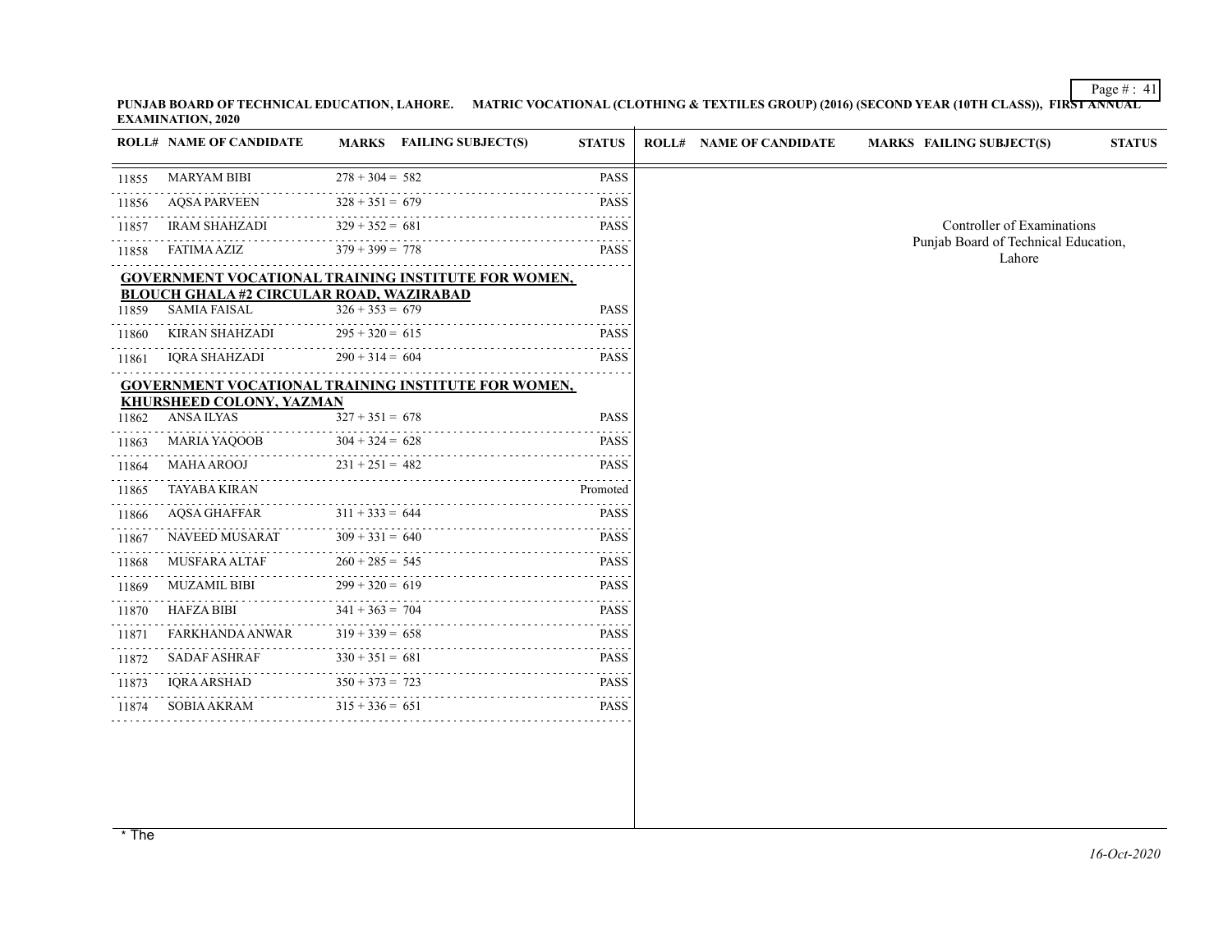PUNJAB BOARD OF TECHNICAL EDUCATION, LAHORE. MATRIC VOCATIONAL (CLOTHING & TEXTILES GROUP) (2016) (SECOND YEAR (10TH CLASS)), FIRST ANNUAL EXAMINATION, 2020

| ROLL# | NAME OF CANDIDATE | MARKS | FAILING SUBJECT(S) | STATUS |
|---|---|---|---|---|
| 11855 | MARYAM BIBI | 278 + 304 = 582 | | PASS |
| 11856 | AQSA PARVEEN | 328 + 351 = 679 | | PASS |
| 11857 | IRAM SHAHZADI | 329 + 352 = 681 | | PASS |
| 11858 | FATIMA AZIZ | 379 + 399 = 778 | | PASS |
| **GOVERNMENT VOCATIONAL TRAINING INSTITUTE FOR WOMEN, BLOUCH GHALA #2 CIRCULAR ROAD, WAZIRABAD** | | | | |
| 11859 | SAMIA FAISAL | 326 + 353 = 679 | | PASS |
| 11860 | KIRAN SHAHZADI | 295 + 320 = 615 | | PASS |
| 11861 | IQRA SHAHZADI | 290 + 314 = 604 | | PASS |
| **GOVERNMENT VOCATIONAL TRAINING INSTITUTE FOR WOMEN, KHURSHEED COLONY, YAZMAN** | | | | |
| 11862 | ANSA ILYAS | 327 + 351 = 678 | | PASS |
| 11863 | MARIA YAQOOB | 304 + 324 = 628 | | PASS |
| 11864 | MAHA AROOJ | 231 + 251 = 482 | | PASS |
| 11865 | TAYABA KIRAN | | | Promoted |
| 11866 | AQSA GHAFFAR | 311 + 333 = 644 | | PASS |
| 11867 | NAVEED MUSARAT | 309 + 331 = 640 | | PASS |
| 11868 | MUSFARA ALTAF | 260 + 285 = 545 | | PASS |
| 11869 | MUZAMIL BIBI | 299 + 320 = 619 | | PASS |
| 11870 | HAFZA BIBI | 341 + 363 = 704 | | PASS |
| 11871 | FARKHANDA ANWAR | 319 + 339 = 658 | | PASS |
| 11872 | SADAF ASHRAF | 330 + 351 = 681 | | PASS |
| 11873 | IQRA ARSHAD | 350 + 373 = 723 | | PASS |
| 11874 | SOBIA AKRAM | 315 + 336 = 651 | | PASS |

Controller of Examinations
Punjab Board of Technical Education, Lahore

* The

*16-Oct-2020*